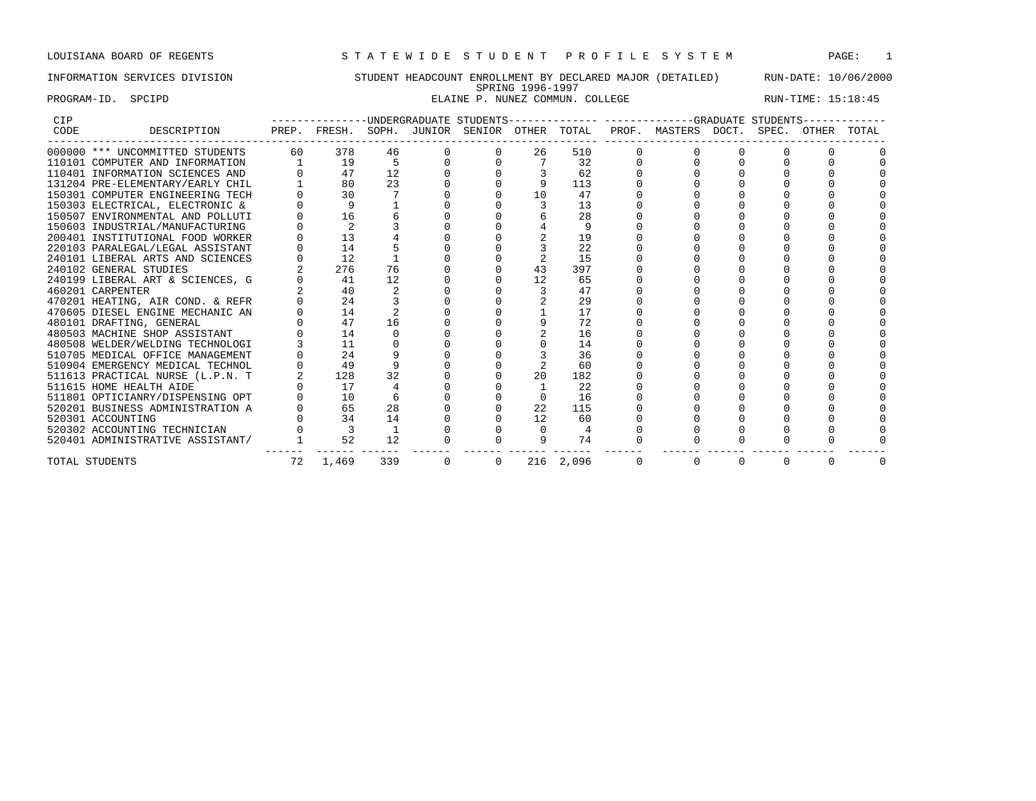LOUISIANA BOARD OF REGENTS — S T A T E W I D E   S T U D E N T   P R O F I L E   S Y S T E M

INFORMATION SERVICES DIVISION — STUDENT HEADCOUNT ENROLLMENT BY DECLARED MAJOR (DETAILED) — RUN-DATE: 10/06/2000

SPRING 1996-1997

PROGRAM-ID. SPCIPD — ELAINE P. NUNEZ COMMUN. COLLEGE — RUN-TIME: 15:18:45

| CIP CODE | DESCRIPTION | UNDERGRADUATE STUDENTS PREP. | FRESH. | SOPH. | JUNIOR | SENIOR | OTHER | TOTAL | GRADUATE STUDENTS PROF. | MASTERS | DOCT. | SPEC. | OTHER | TOTAL |
|---|---|---|---|---|---|---|---|---|---|---|---|---|---|---|
| 000000 | *** UNCOMMITTED STUDENTS | 60 | 378 | 46 | 0 | 0 | 26 | 510 | 0 | 0 | 0 | 0 | 0 | 0 |
| 110101 | COMPUTER AND INFORMATION | 1 | 19 | 5 | 0 | 0 | 7 | 32 | 0 | 0 | 0 | 0 | 0 | 0 |
| 110401 | INFORMATION SCIENCES AND | 0 | 47 | 12 | 0 | 0 | 3 | 62 | 0 | 0 | 0 | 0 | 0 | 0 |
| 131204 | PRE-ELEMENTARY/EARLY CHIL | 1 | 80 | 23 | 0 | 0 | 9 | 113 | 0 | 0 | 0 | 0 | 0 | 0 |
| 150301 | COMPUTER ENGINEERING TECH | 0 | 30 | 7 | 0 | 0 | 10 | 47 | 0 | 0 | 0 | 0 | 0 | 0 |
| 150303 | ELECTRICAL, ELECTRONIC & | 0 | 9 | 1 | 0 | 0 | 3 | 13 | 0 | 0 | 0 | 0 | 0 | 0 |
| 150507 | ENVIRONMENTAL AND POLLUTI | 0 | 16 | 6 | 0 | 0 | 6 | 28 | 0 | 0 | 0 | 0 | 0 | 0 |
| 150603 | INDUSTRIAL/MANUFACTURING | 0 | 2 | 3 | 0 | 0 | 4 | 9 | 0 | 0 | 0 | 0 | 0 | 0 |
| 200401 | INSTITUTIONAL FOOD WORKER | 0 | 13 | 4 | 0 | 0 | 2 | 19 | 0 | 0 | 0 | 0 | 0 | 0 |
| 220103 | PARALEGAL/LEGAL ASSISTANT | 0 | 14 | 5 | 0 | 0 | 3 | 22 | 0 | 0 | 0 | 0 | 0 | 0 |
| 240101 | LIBERAL ARTS AND SCIENCES | 0 | 12 | 1 | 0 | 0 | 2 | 15 | 0 | 0 | 0 | 0 | 0 | 0 |
| 240102 | GENERAL STUDIES | 2 | 276 | 76 | 0 | 0 | 43 | 397 | 0 | 0 | 0 | 0 | 0 | 0 |
| 240199 | LIBERAL ART & SCIENCES, G | 0 | 41 | 12 | 0 | 0 | 12 | 65 | 0 | 0 | 0 | 0 | 0 | 0 |
| 460201 | CARPENTER | 2 | 40 | 2 | 0 | 0 | 3 | 47 | 0 | 0 | 0 | 0 | 0 | 0 |
| 470201 | HEATING, AIR COND. & REFR | 0 | 24 | 3 | 0 | 0 | 2 | 29 | 0 | 0 | 0 | 0 | 0 | 0 |
| 470605 | DIESEL ENGINE MECHANIC AN | 0 | 14 | 2 | 0 | 0 | 1 | 17 | 0 | 0 | 0 | 0 | 0 | 0 |
| 480101 | DRAFTING, GENERAL | 0 | 47 | 16 | 0 | 0 | 9 | 72 | 0 | 0 | 0 | 0 | 0 | 0 |
| 480503 | MACHINE SHOP ASSISTANT | 0 | 14 | 0 | 0 | 0 | 2 | 16 | 0 | 0 | 0 | 0 | 0 | 0 |
| 480508 | WELDER/WELDING TECHNOLOGI | 3 | 11 | 0 | 0 | 0 | 0 | 14 | 0 | 0 | 0 | 0 | 0 | 0 |
| 510705 | MEDICAL OFFICE MANAGEMENT | 0 | 24 | 9 | 0 | 0 | 3 | 36 | 0 | 0 | 0 | 0 | 0 | 0 |
| 510904 | EMERGENCY MEDICAL TECHNOL | 0 | 49 | 9 | 0 | 0 | 2 | 60 | 0 | 0 | 0 | 0 | 0 | 0 |
| 511613 | PRACTICAL NURSE (L.P.N. T | 2 | 128 | 32 | 0 | 0 | 20 | 182 | 0 | 0 | 0 | 0 | 0 | 0 |
| 511615 | HOME HEALTH AIDE | 0 | 17 | 4 | 0 | 0 | 1 | 22 | 0 | 0 | 0 | 0 | 0 | 0 |
| 511801 | OPTICIANRY/DISPENSING OPT | 0 | 10 | 6 | 0 | 0 | 0 | 16 | 0 | 0 | 0 | 0 | 0 | 0 |
| 520201 | BUSINESS ADMINISTRATION A | 0 | 65 | 28 | 0 | 0 | 22 | 115 | 0 | 0 | 0 | 0 | 0 | 0 |
| 520301 | ACCOUNTING | 0 | 34 | 14 | 0 | 0 | 12 | 60 | 0 | 0 | 0 | 0 | 0 | 0 |
| 520302 | ACCOUNTING TECHNICIAN | 0 | 3 | 1 | 0 | 0 | 0 | 4 | 0 | 0 | 0 | 0 | 0 | 0 |
| 520401 | ADMINISTRATIVE ASSISTANT/ | 1 | 52 | 12 | 0 | 0 | 9 | 74 | 0 | 0 | 0 | 0 | 0 | 0 |
| TOTAL STUDENTS | | 72 | 1,469 | 339 | 0 | 0 | 216 | 2,096 | 0 | 0 | 0 | 0 | 0 | 0 |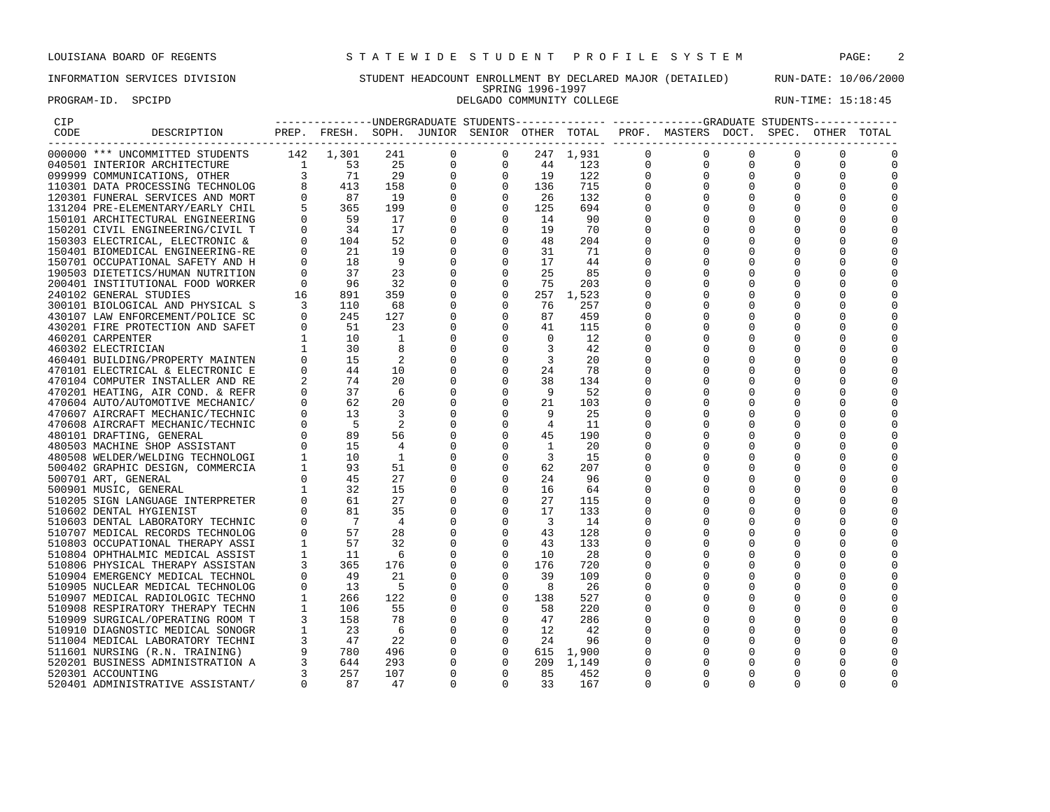LOUISIANA BOARD OF REGENTS — S T A T E W I D E   S T U D E N T   P R O F I L E   S Y S T E M

INFORMATION SERVICES DIVISION — STUDENT HEADCOUNT ENROLLMENT BY DECLARED MAJOR (DETAILED) — RUN-DATE: 10/06/2000

SPRING 1996-1997

PROGRAM-ID. SPCIPD — DELGADO COMMUNITY COLLEGE — RUN-TIME: 15:18:45

| CIP CODE | DESCRIPTION | UNDERGRADUATE STUDENTS PREP. | FRESH. | SOPH. | JUNIOR | SENIOR | OTHER | TOTAL | GRADUATE STUDENTS PROF. | MASTERS | DOCT. | SPEC. | OTHER | TOTAL |
|---|---|---|---|---|---|---|---|---|---|---|---|---|---|---|
| 000000 | *** UNCOMMITTED STUDENTS | 142 | 1,301 | 241 | 0 | 0 | 247 | 1,931 | 0 | 0 | 0 | 0 | 0 | 0 |
| 040501 | INTERIOR ARCHITECTURE | 1 | 53 | 25 | 0 | 0 | 44 | 123 | 0 | 0 | 0 | 0 | 0 | 0 |
| 099999 | COMMUNICATIONS, OTHER | 3 | 71 | 29 | 0 | 0 | 19 | 122 | 0 | 0 | 0 | 0 | 0 | 0 |
| 110301 | DATA PROCESSING TECHNOLOG | 8 | 413 | 158 | 0 | 0 | 136 | 715 | 0 | 0 | 0 | 0 | 0 | 0 |
| 120301 | FUNERAL SERVICES AND MORT | 0 | 87 | 19 | 0 | 0 | 26 | 132 | 0 | 0 | 0 | 0 | 0 | 0 |
| 131204 | PRE-ELEMENTARY/EARLY CHIL | 5 | 365 | 199 | 0 | 0 | 125 | 694 | 0 | 0 | 0 | 0 | 0 | 0 |
| 150101 | ARCHITECTURAL ENGINEERING | 0 | 59 | 17 | 0 | 0 | 14 | 90 | 0 | 0 | 0 | 0 | 0 | 0 |
| 150201 | CIVIL ENGINEERING/CIVIL T | 0 | 34 | 17 | 0 | 0 | 19 | 70 | 0 | 0 | 0 | 0 | 0 | 0 |
| 150303 | ELECTRICAL, ELECTRONIC & | 0 | 104 | 52 | 0 | 0 | 48 | 204 | 0 | 0 | 0 | 0 | 0 | 0 |
| 150401 | BIOMEDICAL ENGINEERING-RE | 0 | 21 | 19 | 0 | 0 | 31 | 71 | 0 | 0 | 0 | 0 | 0 | 0 |
| 150701 | OCCUPATIONAL SAFETY AND H | 0 | 18 | 9 | 0 | 0 | 17 | 44 | 0 | 0 | 0 | 0 | 0 | 0 |
| 190503 | DIETETICS/HUMAN NUTRITION | 0 | 37 | 23 | 0 | 0 | 25 | 85 | 0 | 0 | 0 | 0 | 0 | 0 |
| 200401 | INSTITUTIONAL FOOD WORKER | 0 | 96 | 32 | 0 | 0 | 75 | 203 | 0 | 0 | 0 | 0 | 0 | 0 |
| 240102 | GENERAL STUDIES | 16 | 891 | 359 | 0 | 0 | 257 | 1,523 | 0 | 0 | 0 | 0 | 0 | 0 |
| 300101 | BIOLOGICAL AND PHYSICAL S | 3 | 110 | 68 | 0 | 0 | 76 | 257 | 0 | 0 | 0 | 0 | 0 | 0 |
| 430107 | LAW ENFORCEMENT/POLICE SC | 0 | 245 | 127 | 0 | 0 | 87 | 459 | 0 | 0 | 0 | 0 | 0 | 0 |
| 430201 | FIRE PROTECTION AND SAFET | 0 | 51 | 23 | 0 | 0 | 41 | 115 | 0 | 0 | 0 | 0 | 0 | 0 |
| 460201 | CARPENTER | 1 | 10 | 1 | 0 | 0 | 0 | 12 | 0 | 0 | 0 | 0 | 0 | 0 |
| 460302 | ELECTRICIAN | 1 | 30 | 8 | 0 | 0 | 3 | 42 | 0 | 0 | 0 | 0 | 0 | 0 |
| 460401 | BUILDING/PROPERTY MAINTEN | 0 | 15 | 2 | 0 | 0 | 3 | 20 | 0 | 0 | 0 | 0 | 0 | 0 |
| 470101 | ELECTRICAL & ELECTRONIC E | 0 | 44 | 10 | 0 | 0 | 24 | 78 | 0 | 0 | 0 | 0 | 0 | 0 |
| 470104 | COMPUTER INSTALLER AND RE | 2 | 74 | 20 | 0 | 0 | 38 | 134 | 0 | 0 | 0 | 0 | 0 | 0 |
| 470201 | HEATING, AIR COND. & REFR | 0 | 37 | 6 | 0 | 0 | 9 | 52 | 0 | 0 | 0 | 0 | 0 | 0 |
| 470604 | AUTO/AUTOMOTIVE MECHANIC/ | 0 | 62 | 20 | 0 | 0 | 21 | 103 | 0 | 0 | 0 | 0 | 0 | 0 |
| 470607 | AIRCRAFT MECHANIC/TECHNIC | 0 | 13 | 3 | 0 | 0 | 9 | 25 | 0 | 0 | 0 | 0 | 0 | 0 |
| 470608 | AIRCRAFT MECHANIC/TECHNIC | 0 | 5 | 2 | 0 | 0 | 4 | 11 | 0 | 0 | 0 | 0 | 0 | 0 |
| 480101 | DRAFTING, GENERAL | 0 | 89 | 56 | 0 | 0 | 45 | 190 | 0 | 0 | 0 | 0 | 0 | 0 |
| 480503 | MACHINE SHOP ASSISTANT | 0 | 15 | 4 | 0 | 0 | 1 | 20 | 0 | 0 | 0 | 0 | 0 | 0 |
| 480508 | WELDER/WELDING TECHNOLOGI | 1 | 10 | 1 | 0 | 0 | 3 | 15 | 0 | 0 | 0 | 0 | 0 | 0 |
| 500402 | GRAPHIC DESIGN, COMMERCIA | 1 | 93 | 51 | 0 | 0 | 62 | 207 | 0 | 0 | 0 | 0 | 0 | 0 |
| 500701 | ART, GENERAL | 0 | 45 | 27 | 0 | 0 | 24 | 96 | 0 | 0 | 0 | 0 | 0 | 0 |
| 500901 | MUSIC, GENERAL | 1 | 32 | 15 | 0 | 0 | 16 | 64 | 0 | 0 | 0 | 0 | 0 | 0 |
| 510205 | SIGN LANGUAGE INTERPRETER | 0 | 61 | 27 | 0 | 0 | 27 | 115 | 0 | 0 | 0 | 0 | 0 | 0 |
| 510602 | DENTAL HYGIENIST | 0 | 81 | 35 | 0 | 0 | 17 | 133 | 0 | 0 | 0 | 0 | 0 | 0 |
| 510603 | DENTAL LABORATORY TECHNIC | 0 | 7 | 4 | 0 | 0 | 3 | 14 | 0 | 0 | 0 | 0 | 0 | 0 |
| 510707 | MEDICAL RECORDS TECHNOLOG | 0 | 57 | 28 | 0 | 0 | 43 | 128 | 0 | 0 | 0 | 0 | 0 | 0 |
| 510803 | OCCUPATIONAL THERAPY ASSI | 1 | 57 | 32 | 0 | 0 | 43 | 133 | 0 | 0 | 0 | 0 | 0 | 0 |
| 510804 | OPHTHALMIC MEDICAL ASSIST | 1 | 11 | 6 | 0 | 0 | 10 | 28 | 0 | 0 | 0 | 0 | 0 | 0 |
| 510806 | PHYSICAL THERAPY ASSISTAN | 3 | 365 | 176 | 0 | 0 | 176 | 720 | 0 | 0 | 0 | 0 | 0 | 0 |
| 510904 | EMERGENCY MEDICAL TECHNOL | 0 | 49 | 21 | 0 | 0 | 39 | 109 | 0 | 0 | 0 | 0 | 0 | 0 |
| 510905 | NUCLEAR MEDICAL TECHNOLOG | 0 | 13 | 5 | 0 | 0 | 8 | 26 | 0 | 0 | 0 | 0 | 0 | 0 |
| 510907 | MEDICAL RADIOLOGIC TECHNO | 1 | 266 | 122 | 0 | 0 | 138 | 527 | 0 | 0 | 0 | 0 | 0 | 0 |
| 510908 | RESPIRATORY THERAPY TECHN | 1 | 106 | 55 | 0 | 0 | 58 | 220 | 0 | 0 | 0 | 0 | 0 | 0 |
| 510909 | SURGICAL/OPERATING ROOM T | 3 | 158 | 78 | 0 | 0 | 47 | 286 | 0 | 0 | 0 | 0 | 0 | 0 |
| 510910 | DIAGNOSTIC MEDICAL SONOGR | 1 | 23 | 6 | 0 | 0 | 12 | 42 | 0 | 0 | 0 | 0 | 0 | 0 |
| 511004 | MEDICAL LABORATORY TECHNI | 3 | 47 | 22 | 0 | 0 | 24 | 96 | 0 | 0 | 0 | 0 | 0 | 0 |
| 511601 | NURSING (R.N. TRAINING) | 9 | 780 | 496 | 0 | 0 | 615 | 1,900 | 0 | 0 | 0 | 0 | 0 | 0 |
| 520201 | BUSINESS ADMINISTRATION A | 3 | 644 | 293 | 0 | 0 | 209 | 1,149 | 0 | 0 | 0 | 0 | 0 | 0 |
| 520301 | ACCOUNTING | 3 | 257 | 107 | 0 | 0 | 85 | 452 | 0 | 0 | 0 | 0 | 0 | 0 |
| 520401 | ADMINISTRATIVE ASSISTANT/ | 0 | 87 | 47 | 0 | 0 | 33 | 167 | 0 | 0 | 0 | 0 | 0 | 0 |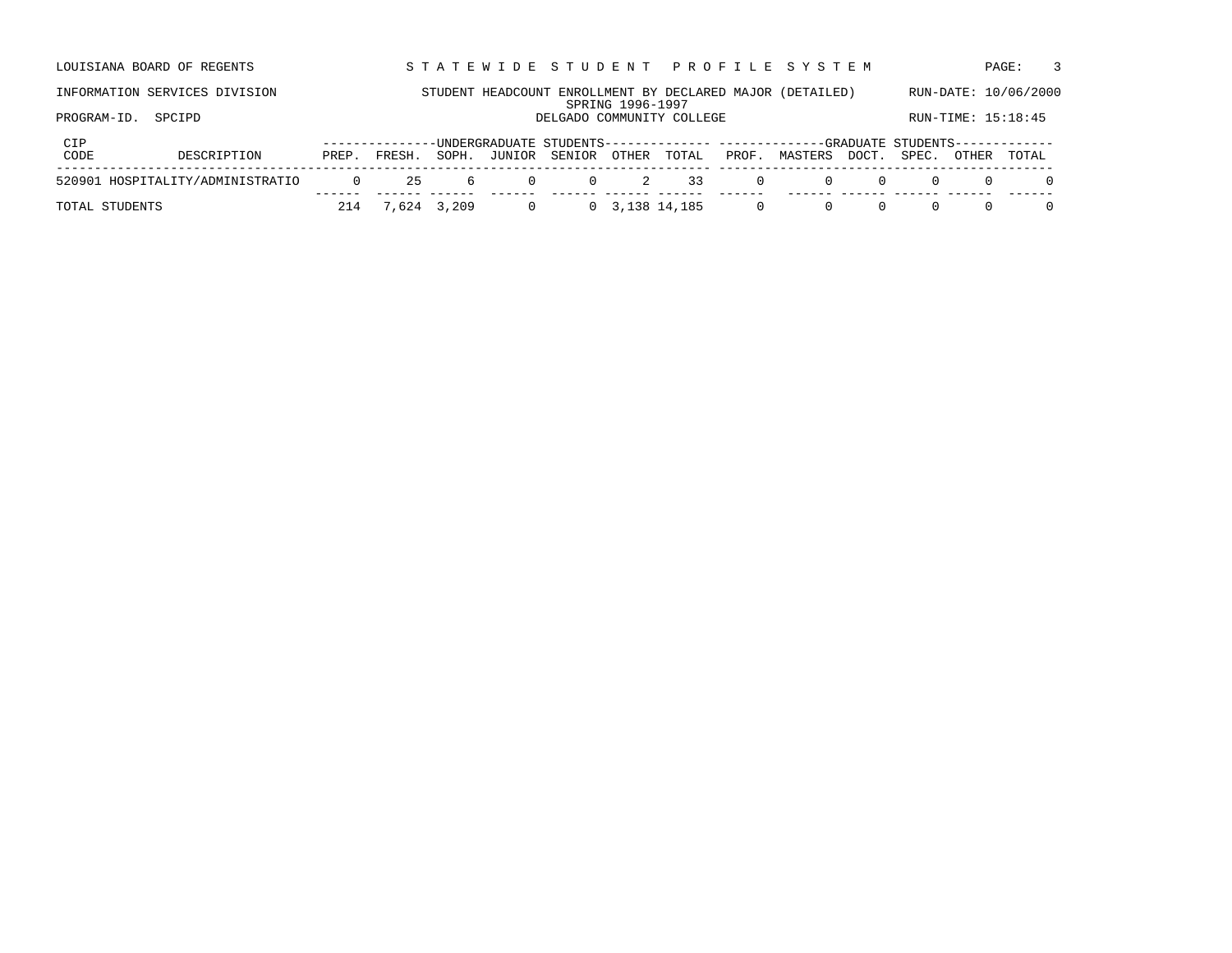LOUISIANA BOARD OF REGENTS — STATEWIDE STUDENT PROFILE SYSTEM

INFORMATION SERVICES DIVISION — STUDENT HEADCOUNT ENROLLMENT BY DECLARED MAJOR (DETAILED) — RUN-DATE: 10/06/2000

SPRING 1996-1997

PROGRAM-ID. SPCIPD — DELGADO COMMUNITY COLLEGE — RUN-TIME: 15:18:45

| CIP CODE | DESCRIPTION | UNDERGRADUATE STUDENTS PREP. | FRESH. | SOPH. | JUNIOR | SENIOR | OTHER | TOTAL | GRADUATE STUDENTS PROF. | MASTERS | DOCT. | SPEC. | OTHER | TOTAL |
|---|---|---|---|---|---|---|---|---|---|---|---|---|---|---|
| 520901 | HOSPITALITY/ADMINISTRATIO | 0 | 25 | 6 | 0 | 0 | 2 | 33 | 0 | 0 | 0 | 0 | 0 | 0 |
| TOTAL STUDENTS | | 214 | 7,624 | 3,209 | 0 | 0 | 3,138 | 14,185 | 0 | 0 | 0 | 0 | 0 | 0 |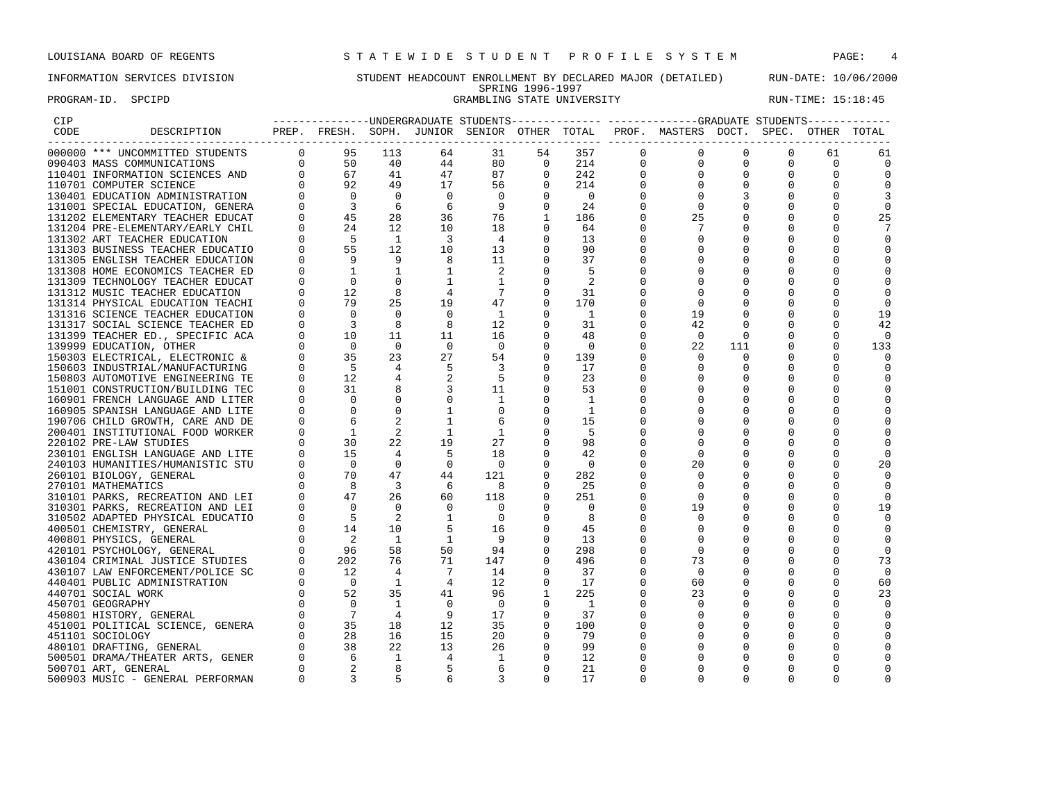LOUISIANA BOARD OF REGENTS — STATEWIDE STUDENT PROFILE SYSTEM

INFORMATION SERVICES DIVISION — STUDENT HEADCOUNT ENROLLMENT BY DECLARED MAJOR (DETAILED) — RUN-DATE: 10/06/2000

SPRING 1996-1997

PROGRAM-ID. SPCIPD — GRAMBLING STATE UNIVERSITY — RUN-TIME: 15:18:45

| CIP CODE | DESCRIPTION | UNDERGRADUATE STUDENTS PREP. | FRESH. | SOPH. | JUNIOR | SENIOR | OTHER | TOTAL | GRADUATE STUDENTS PROF. | MASTERS | DOCT. | SPEC. | OTHER | TOTAL |
|---|---|---|---|---|---|---|---|---|---|---|---|---|---|---|
| 000000 | *** UNCOMMITTED STUDENTS | 0 | 95 | 113 | 64 | 31 | 54 | 357 | 0 | 0 | 0 | 0 | 61 | 61 |
| 090403 | MASS COMMUNICATIONS | 0 | 50 | 40 | 44 | 80 | 0 | 214 | 0 | 0 | 0 | 0 | 0 | 0 |
| 110401 | INFORMATION SCIENCES AND | 0 | 67 | 41 | 47 | 87 | 0 | 242 | 0 | 0 | 0 | 0 | 0 | 0 |
| 110701 | COMPUTER SCIENCE | 0 | 92 | 49 | 17 | 56 | 0 | 214 | 0 | 0 | 0 | 0 | 0 | 0 |
| 130401 | EDUCATION ADMINISTRATION | 0 | 0 | 0 | 0 | 0 | 0 | 0 | 0 | 0 | 3 | 0 | 0 | 3 |
| 131001 | SPECIAL EDUCATION, GENERA | 0 | 3 | 6 | 6 | 9 | 0 | 24 | 0 | 0 | 0 | 0 | 0 | 0 |
| 131202 | ELEMENTARY TEACHER EDUCAT | 0 | 45 | 28 | 36 | 76 | 1 | 186 | 0 | 25 | 0 | 0 | 0 | 25 |
| 131204 | PRE-ELEMENTARY/EARLY CHIL | 0 | 24 | 12 | 10 | 18 | 0 | 64 | 0 | 7 | 0 | 0 | 0 | 7 |
| 131302 | ART TEACHER EDUCATION | 0 | 5 | 1 | 3 | 4 | 0 | 13 | 0 | 0 | 0 | 0 | 0 | 0 |
| 131303 | BUSINESS TEACHER EDUCATIO | 0 | 55 | 12 | 10 | 13 | 0 | 90 | 0 | 0 | 0 | 0 | 0 | 0 |
| 131305 | ENGLISH TEACHER EDUCATION | 0 | 9 | 9 | 8 | 11 | 0 | 37 | 0 | 0 | 0 | 0 | 0 | 0 |
| 131308 | HOME ECONOMICS TEACHER ED | 0 | 1 | 1 | 1 | 2 | 0 | 5 | 0 | 0 | 0 | 0 | 0 | 0 |
| 131309 | TECHNOLOGY TEACHER EDUCAT | 0 | 0 | 0 | 1 | 1 | 0 | 2 | 0 | 0 | 0 | 0 | 0 | 0 |
| 131312 | MUSIC TEACHER EDUCATION | 0 | 12 | 8 | 4 | 7 | 0 | 31 | 0 | 0 | 0 | 0 | 0 | 0 |
| 131314 | PHYSICAL EDUCATION TEACHI | 0 | 79 | 25 | 19 | 47 | 0 | 170 | 0 | 0 | 0 | 0 | 0 | 0 |
| 131316 | SCIENCE TEACHER EDUCATION | 0 | 0 | 0 | 0 | 1 | 0 | 1 | 0 | 19 | 0 | 0 | 0 | 19 |
| 131317 | SOCIAL SCIENCE TEACHER ED | 0 | 3 | 8 | 8 | 12 | 0 | 31 | 0 | 42 | 0 | 0 | 0 | 42 |
| 131399 | TEACHER ED., SPECIFIC ACA | 0 | 10 | 11 | 11 | 16 | 0 | 48 | 0 | 0 | 0 | 0 | 0 | 0 |
| 139999 | EDUCATION, OTHER | 0 | 0 | 0 | 0 | 0 | 0 | 0 | 0 | 22 | 111 | 0 | 0 | 133 |
| 150303 | ELECTRICAL, ELECTRONIC & | 0 | 35 | 23 | 27 | 54 | 0 | 139 | 0 | 0 | 0 | 0 | 0 | 0 |
| 150603 | INDUSTRIAL/MANUFACTURING | 0 | 5 | 4 | 5 | 3 | 0 | 17 | 0 | 0 | 0 | 0 | 0 | 0 |
| 150803 | AUTOMOTIVE ENGINEERING TE | 0 | 12 | 4 | 2 | 5 | 0 | 23 | 0 | 0 | 0 | 0 | 0 | 0 |
| 151001 | CONSTRUCTION/BUILDING TEC | 0 | 31 | 8 | 3 | 11 | 0 | 53 | 0 | 0 | 0 | 0 | 0 | 0 |
| 160901 | FRENCH LANGUAGE AND LITER | 0 | 0 | 0 | 0 | 1 | 0 | 1 | 0 | 0 | 0 | 0 | 0 | 0 |
| 160905 | SPANISH LANGUAGE AND LITE | 0 | 0 | 0 | 1 | 0 | 0 | 1 | 0 | 0 | 0 | 0 | 0 | 0 |
| 190706 | CHILD GROWTH, CARE AND DE | 0 | 6 | 2 | 1 | 6 | 0 | 15 | 0 | 0 | 0 | 0 | 0 | 0 |
| 200401 | INSTITUTIONAL FOOD WORKER | 0 | 1 | 2 | 1 | 1 | 0 | 5 | 0 | 0 | 0 | 0 | 0 | 0 |
| 220102 | PRE-LAW STUDIES | 0 | 30 | 22 | 19 | 27 | 0 | 98 | 0 | 0 | 0 | 0 | 0 | 0 |
| 230101 | ENGLISH LANGUAGE AND LITE | 0 | 15 | 4 | 5 | 18 | 0 | 42 | 0 | 0 | 0 | 0 | 0 | 0 |
| 240103 | HUMANITIES/HUMANISTIC STU | 0 | 0 | 0 | 0 | 0 | 0 | 0 | 0 | 20 | 0 | 0 | 0 | 20 |
| 260101 | BIOLOGY, GENERAL | 0 | 70 | 47 | 44 | 121 | 0 | 282 | 0 | 0 | 0 | 0 | 0 | 0 |
| 270101 | MATHEMATICS | 0 | 8 | 3 | 6 | 8 | 0 | 25 | 0 | 0 | 0 | 0 | 0 | 0 |
| 310101 | PARKS, RECREATION AND LEI | 0 | 47 | 26 | 60 | 118 | 0 | 251 | 0 | 0 | 0 | 0 | 0 | 0 |
| 310301 | PARKS, RECREATION AND LEI | 0 | 0 | 0 | 0 | 0 | 0 | 0 | 0 | 19 | 0 | 0 | 0 | 19 |
| 310502 | ADAPTED PHYSICAL EDUCATIO | 0 | 5 | 2 | 1 | 0 | 0 | 8 | 0 | 0 | 0 | 0 | 0 | 0 |
| 400501 | CHEMISTRY, GENERAL | 0 | 14 | 10 | 5 | 16 | 0 | 45 | 0 | 0 | 0 | 0 | 0 | 0 |
| 400801 | PHYSICS, GENERAL | 0 | 2 | 1 | 1 | 9 | 0 | 13 | 0 | 0 | 0 | 0 | 0 | 0 |
| 420101 | PSYCHOLOGY, GENERAL | 0 | 96 | 58 | 50 | 94 | 0 | 298 | 0 | 0 | 0 | 0 | 0 | 0 |
| 430104 | CRIMINAL JUSTICE STUDIES | 0 | 202 | 76 | 71 | 147 | 0 | 496 | 0 | 73 | 0 | 0 | 0 | 73 |
| 430107 | LAW ENFORCEMENT/POLICE SC | 0 | 12 | 4 | 7 | 14 | 0 | 37 | 0 | 0 | 0 | 0 | 0 | 0 |
| 440401 | PUBLIC ADMINISTRATION | 0 | 0 | 1 | 4 | 12 | 0 | 17 | 0 | 60 | 0 | 0 | 0 | 60 |
| 440701 | SOCIAL WORK | 0 | 52 | 35 | 41 | 96 | 1 | 225 | 0 | 23 | 0 | 0 | 0 | 23 |
| 450701 | GEOGRAPHY | 0 | 0 | 1 | 0 | 0 | 0 | 1 | 0 | 0 | 0 | 0 | 0 | 0 |
| 450801 | HISTORY, GENERAL | 0 | 7 | 4 | 9 | 17 | 0 | 37 | 0 | 0 | 0 | 0 | 0 | 0 |
| 451001 | POLITICAL SCIENCE, GENERA | 0 | 35 | 18 | 12 | 35 | 0 | 100 | 0 | 0 | 0 | 0 | 0 | 0 |
| 451101 | SOCIOLOGY | 0 | 28 | 16 | 15 | 20 | 0 | 79 | 0 | 0 | 0 | 0 | 0 | 0 |
| 480101 | DRAFTING, GENERAL | 0 | 38 | 22 | 13 | 26 | 0 | 99 | 0 | 0 | 0 | 0 | 0 | 0 |
| 500501 | DRAMA/THEATER ARTS, GENER | 0 | 6 | 1 | 4 | 1 | 0 | 12 | 0 | 0 | 0 | 0 | 0 | 0 |
| 500701 | ART, GENERAL | 0 | 2 | 8 | 5 | 6 | 0 | 21 | 0 | 0 | 0 | 0 | 0 | 0 |
| 500903 | MUSIC - GENERAL PERFORMAN | 0 | 3 | 5 | 6 | 3 | 0 | 17 | 0 | 0 | 0 | 0 | 0 | 0 |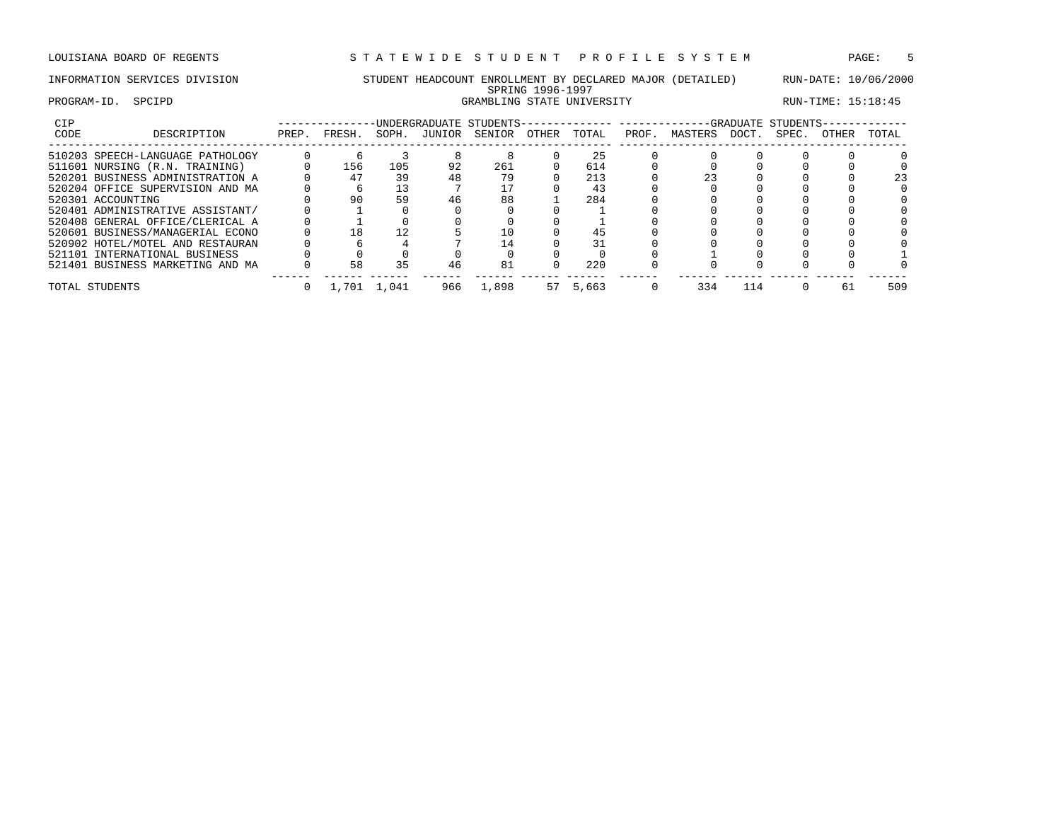LOUISIANA BOARD OF REGENTS — STATEWIDE STUDENT PROFILE SYSTEM

INFORMATION SERVICES DIVISION — STUDENT HEADCOUNT ENROLLMENT BY DECLARED MAJOR (DETAILED) — RUN-DATE: 10/06/2000

SPRING 1996-1997

PROGRAM-ID. SPCIPD — GRAMBLING STATE UNIVERSITY — RUN-TIME: 15:18:45

| CIP CODE | DESCRIPTION | UNDERGRADUATE STUDENTS | | | | | | | GRADUATE STUDENTS | | | | | |
|---|---|---|---|---|---|---|---|---|---|---|---|---|---|---|
| | | PREP. | FRESH. | SOPH. | JUNIOR | SENIOR | OTHER | TOTAL | PROF. | MASTERS | DOCT. | SPEC. | OTHER | TOTAL |
| 510203 | SPEECH-LANGUAGE PATHOLOGY | 0 | 6 | 3 | 8 | 8 | 0 | 25 | 0 | 0 | 0 | 0 | 0 | 0 |
| 511601 | NURSING (R.N. TRAINING) | 0 | 156 | 105 | 92 | 261 | 0 | 614 | 0 | 0 | 0 | 0 | 0 | 0 |
| 520201 | BUSINESS ADMINISTRATION A | 0 | 47 | 39 | 48 | 79 | 0 | 213 | 0 | 23 | 0 | 0 | 0 | 23 |
| 520204 | OFFICE SUPERVISION AND MA | 0 | 6 | 13 | 7 | 17 | 0 | 43 | 0 | 0 | 0 | 0 | 0 | 0 |
| 520301 | ACCOUNTING | 0 | 90 | 59 | 46 | 88 | 1 | 284 | 0 | 0 | 0 | 0 | 0 | 0 |
| 520401 | ADMINISTRATIVE ASSISTANT/ | 0 | 1 | 0 | 0 | 0 | 0 | 1 | 0 | 0 | 0 | 0 | 0 | 0 |
| 520408 | GENERAL OFFICE/CLERICAL A | 0 | 1 | 0 | 0 | 0 | 0 | 1 | 0 | 0 | 0 | 0 | 0 | 0 |
| 520601 | BUSINESS/MANAGERIAL ECONO | 0 | 18 | 12 | 5 | 10 | 0 | 45 | 0 | 0 | 0 | 0 | 0 | 0 |
| 520902 | HOTEL/MOTEL AND RESTAURAN | 0 | 6 | 4 | 7 | 14 | 0 | 31 | 0 | 0 | 0 | 0 | 0 | 0 |
| 521101 | INTERNATIONAL BUSINESS | 0 | 0 | 0 | 0 | 0 | 0 | 0 | 0 | 1 | 0 | 0 | 0 | 1 |
| 521401 | BUSINESS MARKETING AND MA | 0 | 58 | 35 | 46 | 81 | 0 | 220 | 0 | 0 | 0 | 0 | 0 | 0 |
| TOTAL STUDENTS | | 0 | 1,701 | 1,041 | 966 | 1,898 | 57 | 5,663 | 0 | 334 | 114 | 0 | 61 | 509 |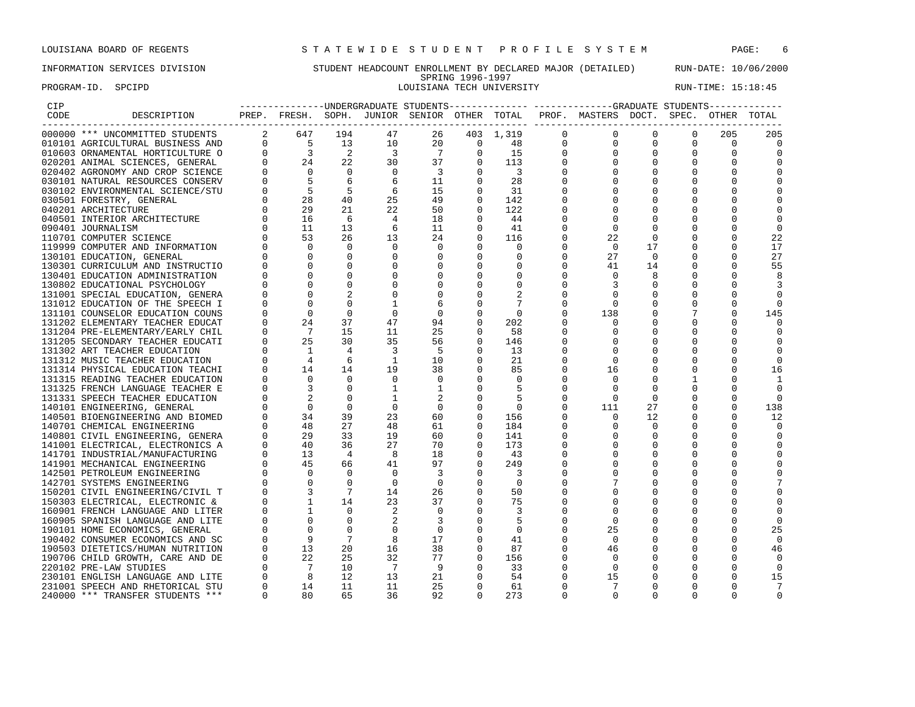LOUISIANA BOARD OF REGENTS — STATEWIDE STUDENT PROFILE SYSTEM

INFORMATION SERVICES DIVISION — STUDENT HEADCOUNT ENROLLMENT BY DECLARED MAJOR (DETAILED) — RUN-DATE: 10/06/2000

SPRING 1996-1997

PROGRAM-ID. SPCIPD — LOUISIANA TECH UNIVERSITY — RUN-TIME: 15:18:45

| CIP CODE | DESCRIPTION | UG PREP. | UG FRESH. | UG SOPH. | UG JUNIOR | UG SENIOR | UG OTHER | UG TOTAL | GR PROF. | GR MASTERS | GR DOCT. | GR SPEC. | GR OTHER | GR TOTAL |
|---|---|---|---|---|---|---|---|---|---|---|---|---|---|---|
| 000000 | *** UNCOMMITTED STUDENTS | 2 | 647 | 194 | 47 | 26 | 403 | 1,319 | 0 | 0 | 0 | 0 | 205 | 205 |
| 010101 | AGRICULTURAL BUSINESS AND | 0 | 5 | 13 | 10 | 20 | 0 | 48 | 0 | 0 | 0 | 0 | 0 | 0 |
| 010603 | ORNAMENTAL HORTICULTURE O | 0 | 3 | 2 | 3 | 7 | 0 | 15 | 0 | 0 | 0 | 0 | 0 | 0 |
| 020201 | ANIMAL SCIENCES, GENERAL | 0 | 24 | 22 | 30 | 37 | 0 | 113 | 0 | 0 | 0 | 0 | 0 | 0 |
| 020402 | AGRONOMY AND CROP SCIENCE | 0 | 0 | 0 | 0 | 3 | 0 | 3 | 0 | 0 | 0 | 0 | 0 | 0 |
| 030101 | NATURAL RESOURCES CONSERV | 0 | 5 | 6 | 6 | 11 | 0 | 28 | 0 | 0 | 0 | 0 | 0 | 0 |
| 030102 | ENVIRONMENTAL SCIENCE/STU | 0 | 5 | 5 | 6 | 15 | 0 | 31 | 0 | 0 | 0 | 0 | 0 | 0 |
| 030501 | FORESTRY, GENERAL | 0 | 28 | 40 | 25 | 49 | 0 | 142 | 0 | 0 | 0 | 0 | 0 | 0 |
| 040201 | ARCHITECTURE | 0 | 29 | 21 | 22 | 50 | 0 | 122 | 0 | 0 | 0 | 0 | 0 | 0 |
| 040501 | INTERIOR ARCHITECTURE | 0 | 16 | 6 | 4 | 18 | 0 | 44 | 0 | 0 | 0 | 0 | 0 | 0 |
| 090401 | JOURNALISM | 0 | 11 | 13 | 6 | 11 | 0 | 41 | 0 | 0 | 0 | 0 | 0 | 0 |
| 110701 | COMPUTER SCIENCE | 0 | 53 | 26 | 13 | 24 | 0 | 116 | 0 | 22 | 0 | 0 | 0 | 22 |
| 119999 | COMPUTER AND INFORMATION | 0 | 0 | 0 | 0 | 0 | 0 | 0 | 0 | 0 | 17 | 0 | 0 | 17 |
| 130101 | EDUCATION, GENERAL | 0 | 0 | 0 | 0 | 0 | 0 | 0 | 0 | 27 | 0 | 0 | 0 | 27 |
| 130301 | CURRICULUM AND INSTRUCTIO | 0 | 0 | 0 | 0 | 0 | 0 | 0 | 0 | 41 | 14 | 0 | 0 | 55 |
| 130401 | EDUCATION ADMINISTRATION | 0 | 0 | 0 | 0 | 0 | 0 | 0 | 0 | 0 | 8 | 0 | 0 | 8 |
| 130802 | EDUCATIONAL PSYCHOLOGY | 0 | 0 | 0 | 0 | 0 | 0 | 0 | 0 | 3 | 0 | 0 | 0 | 3 |
| 131001 | SPECIAL EDUCATION, GENERA | 0 | 0 | 2 | 0 | 0 | 0 | 2 | 0 | 0 | 0 | 0 | 0 | 0 |
| 131012 | EDUCATION OF THE SPEECH I | 0 | 0 | 0 | 1 | 6 | 0 | 7 | 0 | 0 | 0 | 0 | 0 | 0 |
| 131101 | COUNSELOR EDUCATION COUNS | 0 | 0 | 0 | 0 | 0 | 0 | 0 | 0 | 138 | 0 | 7 | 0 | 145 |
| 131202 | ELEMENTARY TEACHER EDUCAT | 0 | 24 | 37 | 47 | 94 | 0 | 202 | 0 | 0 | 0 | 0 | 0 | 0 |
| 131204 | PRE-ELEMENTARY/EARLY CHIL | 0 | 7 | 15 | 11 | 25 | 0 | 58 | 0 | 0 | 0 | 0 | 0 | 0 |
| 131205 | SECONDARY TEACHER EDUCATI | 0 | 25 | 30 | 35 | 56 | 0 | 146 | 0 | 0 | 0 | 0 | 0 | 0 |
| 131302 | ART TEACHER EDUCATION | 0 | 1 | 4 | 3 | 5 | 0 | 13 | 0 | 0 | 0 | 0 | 0 | 0 |
| 131312 | MUSIC TEACHER EDUCATION | 0 | 4 | 6 | 1 | 10 | 0 | 21 | 0 | 0 | 0 | 0 | 0 | 0 |
| 131314 | PHYSICAL EDUCATION TEACHI | 0 | 14 | 14 | 19 | 38 | 0 | 85 | 0 | 16 | 0 | 0 | 0 | 16 |
| 131315 | READING TEACHER EDUCATION | 0 | 0 | 0 | 0 | 0 | 0 | 0 | 0 | 0 | 0 | 1 | 0 | 1 |
| 131325 | FRENCH LANGUAGE TEACHER E | 0 | 3 | 0 | 1 | 1 | 0 | 5 | 0 | 0 | 0 | 0 | 0 | 0 |
| 131331 | SPEECH TEACHER EDUCATION | 0 | 2 | 0 | 1 | 2 | 0 | 5 | 0 | 0 | 0 | 0 | 0 | 0 |
| 140101 | ENGINEERING, GENERAL | 0 | 0 | 0 | 0 | 0 | 0 | 0 | 0 | 111 | 27 | 0 | 0 | 138 |
| 140501 | BIOENGINEERING AND BIOMED | 0 | 34 | 39 | 23 | 60 | 0 | 156 | 0 | 0 | 12 | 0 | 0 | 12 |
| 140701 | CHEMICAL ENGINEERING | 0 | 48 | 27 | 48 | 61 | 0 | 184 | 0 | 0 | 0 | 0 | 0 | 0 |
| 140801 | CIVIL ENGINEERING, GENERA | 0 | 29 | 33 | 19 | 60 | 0 | 141 | 0 | 0 | 0 | 0 | 0 | 0 |
| 141001 | ELECTRICAL, ELECTRONICS A | 0 | 40 | 36 | 27 | 70 | 0 | 173 | 0 | 0 | 0 | 0 | 0 | 0 |
| 141701 | INDUSTRIAL/MANUFACTURING | 0 | 13 | 4 | 8 | 18 | 0 | 43 | 0 | 0 | 0 | 0 | 0 | 0 |
| 141901 | MECHANICAL ENGINEERING | 0 | 45 | 66 | 41 | 97 | 0 | 249 | 0 | 0 | 0 | 0 | 0 | 0 |
| 142501 | PETROLEUM ENGINEERING | 0 | 0 | 0 | 0 | 3 | 0 | 3 | 0 | 0 | 0 | 0 | 0 | 0 |
| 142701 | SYSTEMS ENGINEERING | 0 | 0 | 0 | 0 | 0 | 0 | 0 | 0 | 7 | 0 | 0 | 0 | 7 |
| 150201 | CIVIL ENGINEERING/CIVIL T | 0 | 3 | 7 | 14 | 26 | 0 | 50 | 0 | 0 | 0 | 0 | 0 | 0 |
| 150303 | ELECTRICAL, ELECTRONIC & | 0 | 1 | 14 | 23 | 37 | 0 | 75 | 0 | 0 | 0 | 0 | 0 | 0 |
| 160901 | FRENCH LANGUAGE AND LITER | 0 | 1 | 0 | 2 | 0 | 0 | 3 | 0 | 0 | 0 | 0 | 0 | 0 |
| 160905 | SPANISH LANGUAGE AND LITE | 0 | 0 | 0 | 2 | 3 | 0 | 5 | 0 | 0 | 0 | 0 | 0 | 0 |
| 190101 | HOME ECONOMICS, GENERAL | 0 | 0 | 0 | 0 | 0 | 0 | 0 | 0 | 25 | 0 | 0 | 0 | 25 |
| 190402 | CONSUMER ECONOMICS AND SC | 0 | 9 | 7 | 8 | 17 | 0 | 41 | 0 | 0 | 0 | 0 | 0 | 0 |
| 190503 | DIETETICS/HUMAN NUTRITION | 0 | 13 | 20 | 16 | 38 | 0 | 87 | 0 | 46 | 0 | 0 | 0 | 46 |
| 190706 | CHILD GROWTH, CARE AND DE | 0 | 22 | 25 | 32 | 77 | 0 | 156 | 0 | 0 | 0 | 0 | 0 | 0 |
| 220102 | PRE-LAW STUDIES | 0 | 7 | 10 | 7 | 9 | 0 | 33 | 0 | 0 | 0 | 0 | 0 | 0 |
| 230101 | ENGLISH LANGUAGE AND LITE | 0 | 8 | 12 | 13 | 21 | 0 | 54 | 0 | 15 | 0 | 0 | 0 | 15 |
| 231001 | SPEECH AND RHETORICAL STU | 0 | 14 | 11 | 11 | 25 | 0 | 61 | 0 | 7 | 0 | 0 | 0 | 7 |
| 240000 | *** TRANSFER STUDENTS *** | 0 | 80 | 65 | 36 | 92 | 0 | 273 | 0 | 0 | 0 | 0 | 0 | 0 |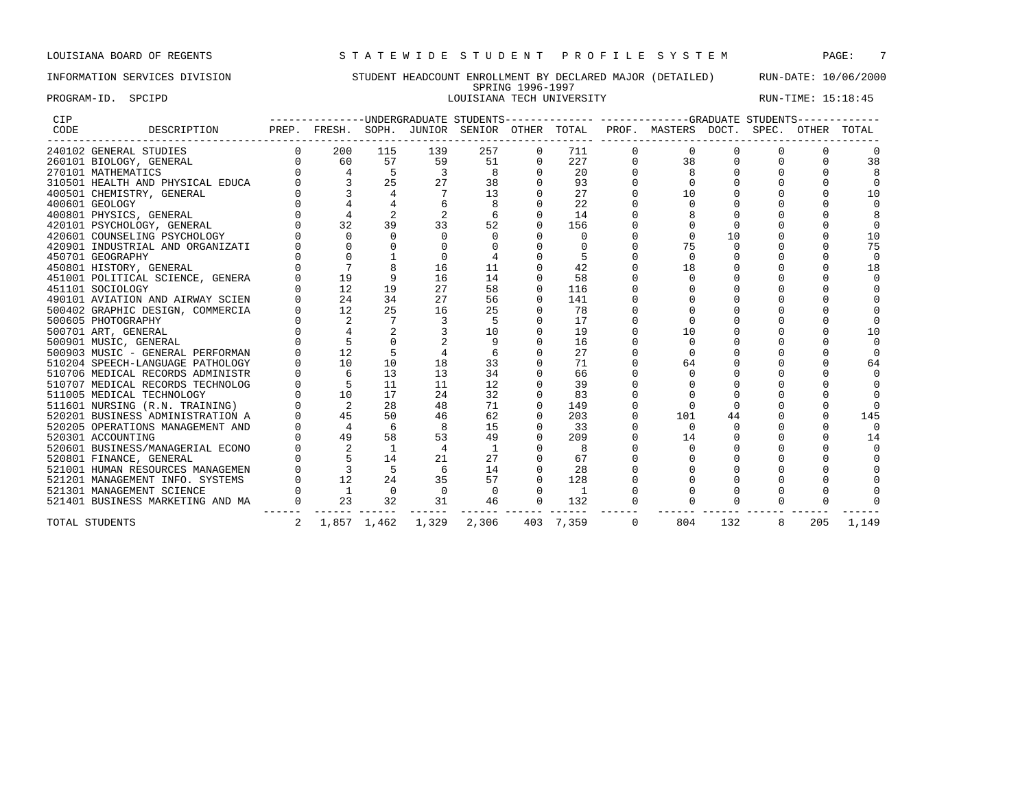LOUISIANA BOARD OF REGENTS — STATEWIDE STUDENT PROFILE SYSTEM

INFORMATION SERVICES DIVISION — STUDENT HEADCOUNT ENROLLMENT BY DECLARED MAJOR (DETAILED) — RUN-DATE: 10/06/2000

SPRING 1996-1997

PROGRAM-ID. SPCIPD — LOUISIANA TECH UNIVERSITY — RUN-TIME: 15:18:45

| CIP CODE | DESCRIPTION | UNDERGRADUATE STUDENTS PREP. | FRESH. | SOPH. | JUNIOR | SENIOR | OTHER | TOTAL | GRADUATE STUDENTS PROF. | MASTERS | DOCT. | SPEC. | OTHER | TOTAL |
|---|---|---|---|---|---|---|---|---|---|---|---|---|---|---|
| 240102 | GENERAL STUDIES | 0 | 200 | 115 | 139 | 257 | 0 | 711 | 0 | 0 | 0 | 0 | 0 | 0 |
| 260101 | BIOLOGY, GENERAL | 0 | 60 | 57 | 59 | 51 | 0 | 227 | 0 | 38 | 0 | 0 | 0 | 38 |
| 270101 | MATHEMATICS | 0 | 4 | 5 | 3 | 8 | 0 | 20 | 0 | 8 | 0 | 0 | 0 | 8 |
| 310501 | HEALTH AND PHYSICAL EDUCA | 0 | 3 | 25 | 27 | 38 | 0 | 93 | 0 | 0 | 0 | 0 | 0 | 0 |
| 400501 | CHEMISTRY, GENERAL | 0 | 3 | 4 | 7 | 13 | 0 | 27 | 0 | 10 | 0 | 0 | 0 | 10 |
| 400601 | GEOLOGY | 0 | 4 | 4 | 6 | 8 | 0 | 22 | 0 | 0 | 0 | 0 | 0 | 0 |
| 400801 | PHYSICS, GENERAL | 0 | 4 | 2 | 2 | 6 | 0 | 14 | 0 | 8 | 0 | 0 | 0 | 8 |
| 420101 | PSYCHOLOGY, GENERAL | 0 | 32 | 39 | 33 | 52 | 0 | 156 | 0 | 0 | 0 | 0 | 0 | 0 |
| 420601 | COUNSELING PSYCHOLOGY | 0 | 0 | 0 | 0 | 0 | 0 | 0 | 0 | 0 | 10 | 0 | 0 | 10 |
| 420901 | INDUSTRIAL AND ORGANIZATI | 0 | 0 | 0 | 0 | 0 | 0 | 0 | 0 | 75 | 0 | 0 | 0 | 75 |
| 450701 | GEOGRAPHY | 0 | 0 | 1 | 0 | 4 | 0 | 5 | 0 | 0 | 0 | 0 | 0 | 0 |
| 450801 | HISTORY, GENERAL | 0 | 7 | 8 | 16 | 11 | 0 | 42 | 0 | 18 | 0 | 0 | 0 | 18 |
| 451001 | POLITICAL SCIENCE, GENERA | 0 | 19 | 9 | 16 | 14 | 0 | 58 | 0 | 0 | 0 | 0 | 0 | 0 |
| 451101 | SOCIOLOGY | 0 | 12 | 19 | 27 | 58 | 0 | 116 | 0 | 0 | 0 | 0 | 0 | 0 |
| 490101 | AVIATION AND AIRWAY SCIEN | 0 | 24 | 34 | 27 | 56 | 0 | 141 | 0 | 0 | 0 | 0 | 0 | 0 |
| 500402 | GRAPHIC DESIGN, COMMERCIA | 0 | 12 | 25 | 16 | 25 | 0 | 78 | 0 | 0 | 0 | 0 | 0 | 0 |
| 500605 | PHOTOGRAPHY | 0 | 2 | 7 | 3 | 5 | 0 | 17 | 0 | 0 | 0 | 0 | 0 | 0 |
| 500701 | ART, GENERAL | 0 | 4 | 2 | 3 | 10 | 0 | 19 | 0 | 10 | 0 | 0 | 0 | 10 |
| 500901 | MUSIC, GENERAL | 0 | 5 | 0 | 2 | 9 | 0 | 16 | 0 | 0 | 0 | 0 | 0 | 0 |
| 500903 | MUSIC - GENERAL PERFORMAN | 0 | 12 | 5 | 4 | 6 | 0 | 27 | 0 | 0 | 0 | 0 | 0 | 0 |
| 510204 | SPEECH-LANGUAGE PATHOLOGY | 0 | 10 | 10 | 18 | 33 | 0 | 71 | 0 | 64 | 0 | 0 | 0 | 64 |
| 510706 | MEDICAL RECORDS ADMINISTR | 0 | 6 | 13 | 13 | 34 | 0 | 66 | 0 | 0 | 0 | 0 | 0 | 0 |
| 510707 | MEDICAL RECORDS TECHNOLOG | 0 | 5 | 11 | 11 | 12 | 0 | 39 | 0 | 0 | 0 | 0 | 0 | 0 |
| 511005 | MEDICAL TECHNOLOGY | 0 | 10 | 17 | 24 | 32 | 0 | 83 | 0 | 0 | 0 | 0 | 0 | 0 |
| 511601 | NURSING (R.N. TRAINING) | 0 | 2 | 28 | 48 | 71 | 0 | 149 | 0 | 0 | 0 | 0 | 0 | 0 |
| 520201 | BUSINESS ADMINISTRATION A | 0 | 45 | 50 | 46 | 62 | 0 | 203 | 0 | 101 | 44 | 0 | 0 | 145 |
| 520205 | OPERATIONS MANAGEMENT AND | 0 | 4 | 6 | 8 | 15 | 0 | 33 | 0 | 0 | 0 | 0 | 0 | 0 |
| 520301 | ACCOUNTING | 0 | 49 | 58 | 53 | 49 | 0 | 209 | 0 | 14 | 0 | 0 | 0 | 14 |
| 520601 | BUSINESS/MANAGERIAL ECONO | 0 | 2 | 1 | 4 | 1 | 0 | 8 | 0 | 0 | 0 | 0 | 0 | 0 |
| 520801 | FINANCE, GENERAL | 0 | 5 | 14 | 21 | 27 | 0 | 67 | 0 | 0 | 0 | 0 | 0 | 0 |
| 521001 | HUMAN RESOURCES MANAGEMEN | 0 | 3 | 5 | 6 | 14 | 0 | 28 | 0 | 0 | 0 | 0 | 0 | 0 |
| 521201 | MANAGEMENT INFO. SYSTEMS | 0 | 12 | 24 | 35 | 57 | 0 | 128 | 0 | 0 | 0 | 0 | 0 | 0 |
| 521301 | MANAGEMENT SCIENCE | 0 | 1 | 0 | 0 | 0 | 0 | 1 | 0 | 0 | 0 | 0 | 0 | 0 |
| 521401 | BUSINESS MARKETING AND MA | 0 | 23 | 32 | 31 | 46 | 0 | 132 | 0 | 0 | 0 | 0 | 0 | 0 |
| TOTAL STUDENTS | | 2 | 1,857 | 1,462 | 1,329 | 2,306 | 403 | 7,359 | 0 | 804 | 132 | 8 | 205 | 1,149 |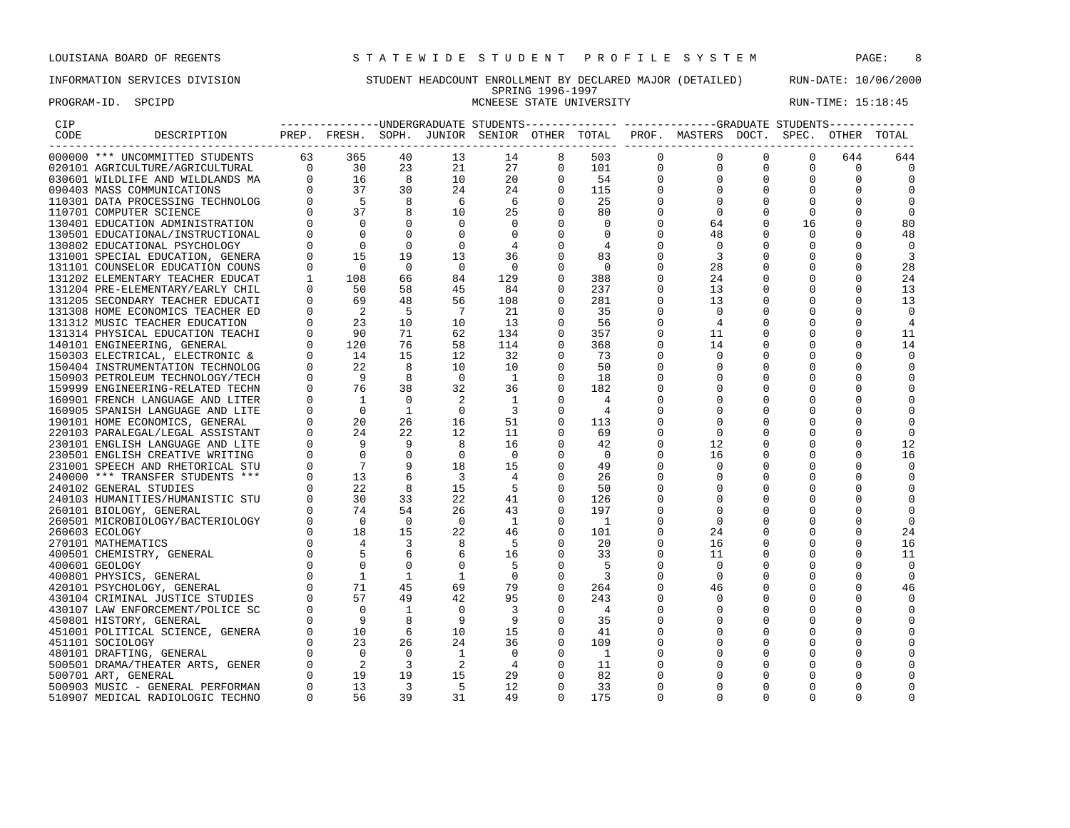LOUISIANA BOARD OF REGENTS — S T A T E W I D E S T U D E N T P R O F I L E S Y S T E M

INFORMATION SERVICES DIVISION — STUDENT HEADCOUNT ENROLLMENT BY DECLARED MAJOR (DETAILED) — RUN-DATE: 10/06/2000

SPRING 1996-1997

PROGRAM-ID. SPCIPD — MCNEESE STATE UNIVERSITY — RUN-TIME: 15:18:45

| CIP CODE | DESCRIPTION | UNDERGRADUATE STUDENTS PREP. | FRESH. | SOPH. | JUNIOR | SENIOR | OTHER | TOTAL | GRADUATE STUDENTS PROF. | MASTERS | DOCT. | SPEC. | OTHER | TOTAL |
|---|---|---|---|---|---|---|---|---|---|---|---|---|---|---|
| 000000 | *** UNCOMMITTED STUDENTS | 63 | 365 | 40 | 13 | 14 | 8 | 503 | 0 | 0 | 0 | 0 | 644 | 644 |
| 020101 | AGRICULTURE/AGRICULTURAL | 0 | 30 | 23 | 21 | 27 | 0 | 101 | 0 | 0 | 0 | 0 | 0 | 0 |
| 030601 | WILDLIFE AND WILDLANDS MA | 0 | 16 | 8 | 10 | 20 | 0 | 54 | 0 | 0 | 0 | 0 | 0 | 0 |
| 090403 | MASS COMMUNICATIONS | 0 | 37 | 30 | 24 | 24 | 0 | 115 | 0 | 0 | 0 | 0 | 0 | 0 |
| 110301 | DATA PROCESSING TECHNOLOG | 0 | 5 | 8 | 6 | 6 | 0 | 25 | 0 | 0 | 0 | 0 | 0 | 0 |
| 110701 | COMPUTER SCIENCE | 0 | 37 | 8 | 10 | 25 | 0 | 80 | 0 | 0 | 0 | 0 | 0 | 0 |
| 130401 | EDUCATION ADMINISTRATION | 0 | 0 | 0 | 0 | 0 | 0 | 0 | 0 | 64 | 0 | 16 | 0 | 80 |
| 130501 | EDUCATIONAL/INSTRUCTIONAL | 0 | 0 | 0 | 0 | 0 | 0 | 0 | 0 | 48 | 0 | 0 | 0 | 48 |
| 130802 | EDUCATIONAL PSYCHOLOGY | 0 | 0 | 0 | 0 | 4 | 0 | 4 | 0 | 0 | 0 | 0 | 0 | 0 |
| 131001 | SPECIAL EDUCATION, GENERA | 0 | 15 | 19 | 13 | 36 | 0 | 83 | 0 | 3 | 0 | 0 | 0 | 3 |
| 131101 | COUNSELOR EDUCATION COUNS | 0 | 0 | 0 | 0 | 0 | 0 | 0 | 0 | 28 | 0 | 0 | 0 | 28 |
| 131202 | ELEMENTARY TEACHER EDUCAT | 1 | 108 | 66 | 84 | 129 | 0 | 388 | 0 | 24 | 0 | 0 | 0 | 24 |
| 131204 | PRE-ELEMENTARY/EARLY CHIL | 0 | 50 | 58 | 45 | 84 | 0 | 237 | 0 | 13 | 0 | 0 | 0 | 13 |
| 131205 | SECONDARY TEACHER EDUCATI | 0 | 69 | 48 | 56 | 108 | 0 | 281 | 0 | 13 | 0 | 0 | 0 | 13 |
| 131308 | HOME ECONOMICS TEACHER ED | 0 | 2 | 5 | 7 | 21 | 0 | 35 | 0 | 0 | 0 | 0 | 0 | 0 |
| 131312 | MUSIC TEACHER EDUCATION | 0 | 23 | 10 | 10 | 13 | 0 | 56 | 0 | 4 | 0 | 0 | 0 | 4 |
| 131314 | PHYSICAL EDUCATION TEACHI | 0 | 90 | 71 | 62 | 134 | 0 | 357 | 0 | 11 | 0 | 0 | 0 | 11 |
| 140101 | ENGINEERING, GENERAL | 0 | 120 | 76 | 58 | 114 | 0 | 368 | 0 | 14 | 0 | 0 | 0 | 14 |
| 150303 | ELECTRICAL, ELECTRONIC & | 0 | 14 | 15 | 12 | 32 | 0 | 73 | 0 | 0 | 0 | 0 | 0 | 0 |
| 150404 | INSTRUMENTATION TECHNOLOG | 0 | 22 | 8 | 10 | 10 | 0 | 50 | 0 | 0 | 0 | 0 | 0 | 0 |
| 150903 | PETROLEUM TECHNOLOGY/TECH | 0 | 9 | 8 | 0 | 1 | 0 | 18 | 0 | 0 | 0 | 0 | 0 | 0 |
| 159999 | ENGINEERING-RELATED TECHN | 0 | 76 | 38 | 32 | 36 | 0 | 182 | 0 | 0 | 0 | 0 | 0 | 0 |
| 160901 | FRENCH LANGUAGE AND LITER | 0 | 1 | 0 | 2 | 1 | 0 | 4 | 0 | 0 | 0 | 0 | 0 | 0 |
| 160905 | SPANISH LANGUAGE AND LITE | 0 | 0 | 1 | 0 | 3 | 0 | 4 | 0 | 0 | 0 | 0 | 0 | 0 |
| 190101 | HOME ECONOMICS, GENERAL | 0 | 20 | 26 | 16 | 51 | 0 | 113 | 0 | 0 | 0 | 0 | 0 | 0 |
| 220103 | PARALEGAL/LEGAL ASSISTANT | 0 | 24 | 22 | 12 | 11 | 0 | 69 | 0 | 0 | 0 | 0 | 0 | 0 |
| 230101 | ENGLISH LANGUAGE AND LITE | 0 | 9 | 9 | 8 | 16 | 0 | 42 | 0 | 12 | 0 | 0 | 0 | 12 |
| 230501 | ENGLISH CREATIVE WRITING | 0 | 0 | 0 | 0 | 0 | 0 | 0 | 0 | 16 | 0 | 0 | 0 | 16 |
| 231001 | SPEECH AND RHETORICAL STU | 0 | 7 | 9 | 18 | 15 | 0 | 49 | 0 | 0 | 0 | 0 | 0 | 0 |
| 240000 | *** TRANSFER STUDENTS *** | 0 | 13 | 6 | 3 | 4 | 0 | 26 | 0 | 0 | 0 | 0 | 0 | 0 |
| 240102 | GENERAL STUDIES | 0 | 22 | 8 | 15 | 5 | 0 | 50 | 0 | 0 | 0 | 0 | 0 | 0 |
| 240103 | HUMANITIES/HUMANISTIC STU | 0 | 30 | 33 | 22 | 41 | 0 | 126 | 0 | 0 | 0 | 0 | 0 | 0 |
| 260101 | BIOLOGY, GENERAL | 0 | 74 | 54 | 26 | 43 | 0 | 197 | 0 | 0 | 0 | 0 | 0 | 0 |
| 260501 | MICROBIOLOGY/BACTERIOLOGY | 0 | 0 | 0 | 0 | 1 | 0 | 1 | 0 | 0 | 0 | 0 | 0 | 0 |
| 260603 | ECOLOGY | 0 | 18 | 15 | 22 | 46 | 0 | 101 | 0 | 24 | 0 | 0 | 0 | 24 |
| 270101 | MATHEMATICS | 0 | 4 | 3 | 8 | 5 | 0 | 20 | 0 | 16 | 0 | 0 | 0 | 16 |
| 400501 | CHEMISTRY, GENERAL | 0 | 5 | 6 | 6 | 16 | 0 | 33 | 0 | 11 | 0 | 0 | 0 | 11 |
| 400601 | GEOLOGY | 0 | 0 | 0 | 0 | 5 | 0 | 5 | 0 | 0 | 0 | 0 | 0 | 0 |
| 400801 | PHYSICS, GENERAL | 0 | 1 | 1 | 1 | 0 | 0 | 3 | 0 | 0 | 0 | 0 | 0 | 0 |
| 420101 | PSYCHOLOGY, GENERAL | 0 | 71 | 45 | 69 | 79 | 0 | 264 | 0 | 46 | 0 | 0 | 0 | 46 |
| 430104 | CRIMINAL JUSTICE STUDIES | 0 | 57 | 49 | 42 | 95 | 0 | 243 | 0 | 0 | 0 | 0 | 0 | 0 |
| 430107 | LAW ENFORCEMENT/POLICE SC | 0 | 0 | 1 | 0 | 3 | 0 | 4 | 0 | 0 | 0 | 0 | 0 | 0 |
| 450801 | HISTORY, GENERAL | 0 | 9 | 8 | 9 | 9 | 0 | 35 | 0 | 0 | 0 | 0 | 0 | 0 |
| 451001 | POLITICAL SCIENCE, GENERA | 0 | 10 | 6 | 10 | 15 | 0 | 41 | 0 | 0 | 0 | 0 | 0 | 0 |
| 451101 | SOCIOLOGY | 0 | 23 | 26 | 24 | 36 | 0 | 109 | 0 | 0 | 0 | 0 | 0 | 0 |
| 480101 | DRAFTING, GENERAL | 0 | 0 | 0 | 1 | 0 | 0 | 1 | 0 | 0 | 0 | 0 | 0 | 0 |
| 500501 | DRAMA/THEATER ARTS, GENER | 0 | 2 | 3 | 2 | 4 | 0 | 11 | 0 | 0 | 0 | 0 | 0 | 0 |
| 500701 | ART, GENERAL | 0 | 19 | 19 | 15 | 29 | 0 | 82 | 0 | 0 | 0 | 0 | 0 | 0 |
| 500903 | MUSIC - GENERAL PERFORMAN | 0 | 13 | 3 | 5 | 12 | 0 | 33 | 0 | 0 | 0 | 0 | 0 | 0 |
| 510907 | MEDICAL RADIOLOGIC TECHNO | 0 | 56 | 39 | 31 | 49 | 0 | 175 | 0 | 0 | 0 | 0 | 0 | 0 |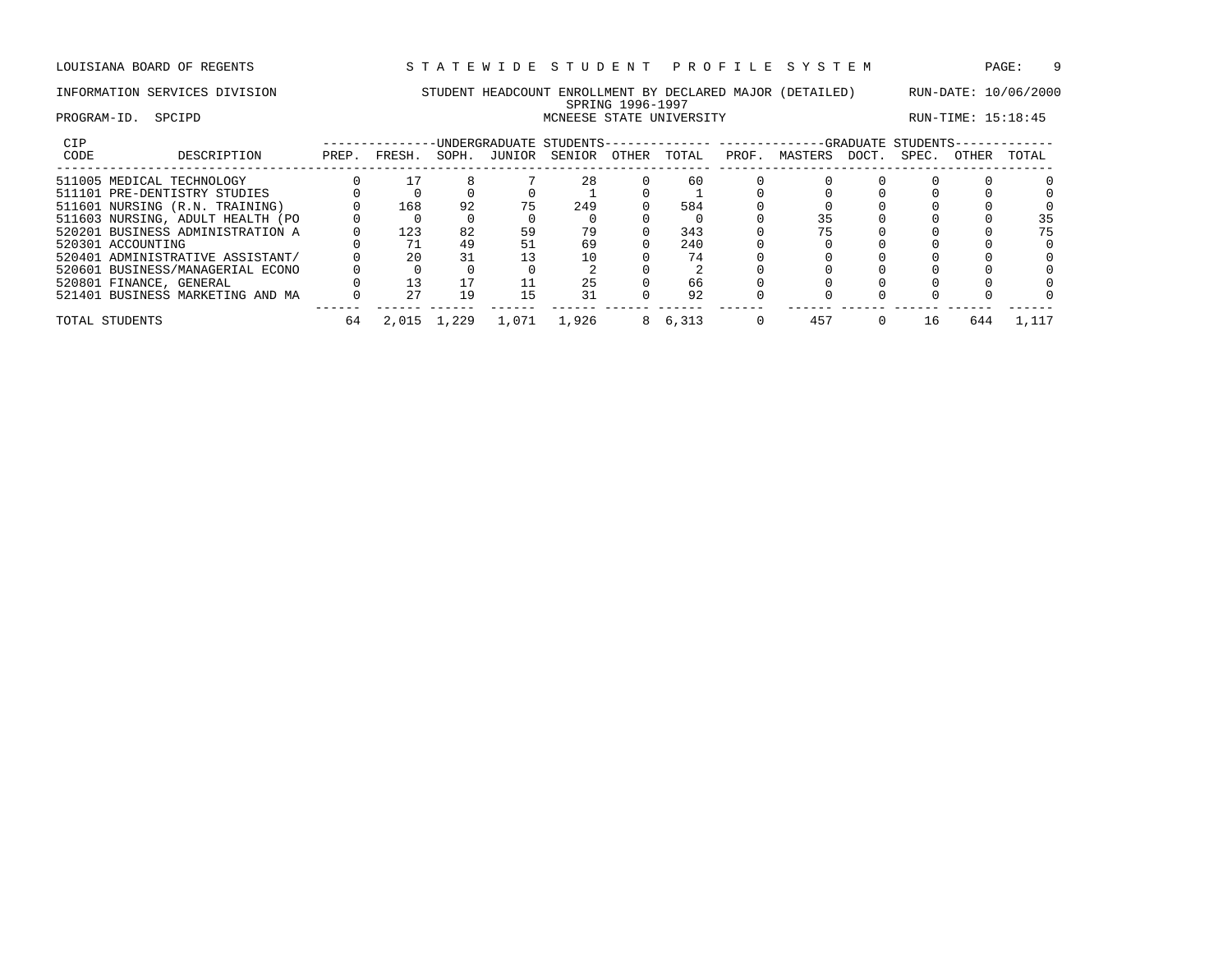LOUISIANA BOARD OF REGENTS — STATEWIDE STUDENT PROFILE SYSTEM

INFORMATION SERVICES DIVISION — STUDENT HEADCOUNT ENROLLMENT BY DECLARED MAJOR (DETAILED) — RUN-DATE: 10/06/2000

SPRING 1996-1997

PROGRAM-ID. SPCIPD — MCNEESE STATE UNIVERSITY — RUN-TIME: 15:18:45

| CIP CODE | DESCRIPTION | UNDERGRADUATE STUDENTS PREP. | FRESH. | SOPH. | JUNIOR | SENIOR | OTHER | TOTAL | GRADUATE STUDENTS PROF. | MASTERS | DOCT. | SPEC. | OTHER | TOTAL |
|---|---|---|---|---|---|---|---|---|---|---|---|---|---|---|
| 511005 | MEDICAL TECHNOLOGY | 0 | 17 | 8 | 7 | 28 | 0 | 60 | 0 | 0 | 0 | 0 | 0 | 0 |
| 511101 | PRE-DENTISTRY STUDIES | 0 | 0 | 0 | 0 | 1 | 0 | 1 | 0 | 0 | 0 | 0 | 0 | 0 |
| 511601 | NURSING (R.N. TRAINING) | 0 | 168 | 92 | 75 | 249 | 0 | 584 | 0 | 0 | 0 | 0 | 0 | 0 |
| 511603 | NURSING, ADULT HEALTH (PO | 0 | 0 | 0 | 0 | 0 | 0 | 0 | 0 | 35 | 0 | 0 | 0 | 35 |
| 520201 | BUSINESS ADMINISTRATION A | 0 | 123 | 82 | 59 | 79 | 0 | 343 | 0 | 75 | 0 | 0 | 0 | 75 |
| 520301 | ACCOUNTING | 0 | 71 | 49 | 51 | 69 | 0 | 240 | 0 | 0 | 0 | 0 | 0 | 0 |
| 520401 | ADMINISTRATIVE ASSISTANT/ | 0 | 20 | 31 | 13 | 10 | 0 | 74 | 0 | 0 | 0 | 0 | 0 | 0 |
| 520601 | BUSINESS/MANAGERIAL ECONO | 0 | 0 | 0 | 0 | 2 | 0 | 2 | 0 | 0 | 0 | 0 | 0 | 0 |
| 520801 | FINANCE, GENERAL | 0 | 13 | 17 | 11 | 25 | 0 | 66 | 0 | 0 | 0 | 0 | 0 | 0 |
| 521401 | BUSINESS MARKETING AND MA | 0 | 27 | 19 | 15 | 31 | 0 | 92 | 0 | 0 | 0 | 0 | 0 | 0 |
| TOTAL STUDENTS | | 64 | 2,015 | 1,229 | 1,071 | 1,926 | 8 | 6,313 | 0 | 457 | 0 | 16 | 644 | 1,117 |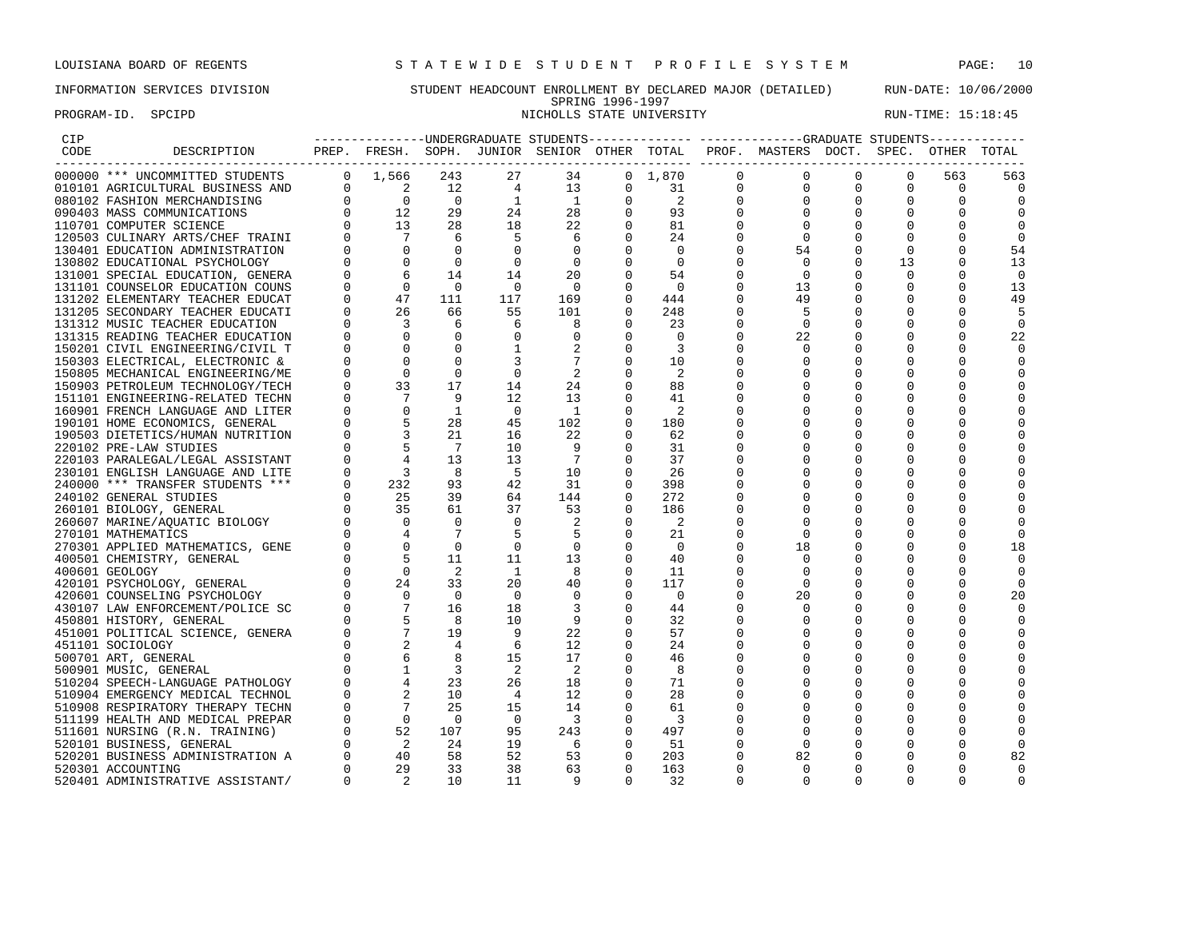LOUISIANA BOARD OF REGENTS — STATEWIDE STUDENT PROFILE SYSTEM

INFORMATION SERVICES DIVISION — STUDENT HEADCOUNT ENROLLMENT BY DECLARED MAJOR (DETAILED) — RUN-DATE: 10/06/2000

SPRING 1996-1997

PROGRAM-ID. SPCIPD — NICHOLLS STATE UNIVERSITY — RUN-TIME: 15:18:45

| CIP CODE | DESCRIPTION | UNDERGRADUATE STUDENTS PREP. | FRESH. | SOPH. | JUNIOR | SENIOR | OTHER | TOTAL | GRADUATE STUDENTS PROF. | MASTERS | DOCT. | SPEC. | OTHER | TOTAL |
|---|---|---|---|---|---|---|---|---|---|---|---|---|---|---|
| 000000 | *** UNCOMMITTED STUDENTS | 0 | 1,566 | 243 | 27 | 34 | 0 | 1,870 | 0 | 0 | 0 | 0 | 563 | 563 |
| 010101 | AGRICULTURAL BUSINESS AND | 0 | 2 | 12 | 4 | 13 | 0 | 31 | 0 | 0 | 0 | 0 | 0 | 0 |
| 080102 | FASHION MERCHANDISING | 0 | 0 | 0 | 1 | 1 | 0 | 2 | 0 | 0 | 0 | 0 | 0 | 0 |
| 090403 | MASS COMMUNICATIONS | 0 | 12 | 29 | 24 | 28 | 0 | 93 | 0 | 0 | 0 | 0 | 0 | 0 |
| 110701 | COMPUTER SCIENCE | 0 | 13 | 28 | 18 | 22 | 0 | 81 | 0 | 0 | 0 | 0 | 0 | 0 |
| 120503 | CULINARY ARTS/CHEF TRAINI | 0 | 7 | 6 | 5 | 6 | 0 | 24 | 0 | 0 | 0 | 0 | 0 | 0 |
| 130401 | EDUCATION ADMINISTRATION | 0 | 0 | 0 | 0 | 0 | 0 | 0 | 0 | 54 | 0 | 0 | 0 | 54 |
| 130802 | EDUCATIONAL PSYCHOLOGY | 0 | 0 | 0 | 0 | 0 | 0 | 0 | 0 | 0 | 0 | 13 | 0 | 13 |
| 131001 | SPECIAL EDUCATION, GENERA | 0 | 6 | 14 | 14 | 20 | 0 | 54 | 0 | 0 | 0 | 0 | 0 | 0 |
| 131101 | COUNSELOR EDUCATION COUNS | 0 | 0 | 0 | 0 | 0 | 0 | 0 | 0 | 13 | 0 | 0 | 0 | 13 |
| 131202 | ELEMENTARY TEACHER EDUCAT | 0 | 47 | 111 | 117 | 169 | 0 | 444 | 0 | 49 | 0 | 0 | 0 | 49 |
| 131205 | SECONDARY TEACHER EDUCATI | 0 | 26 | 66 | 55 | 101 | 0 | 248 | 0 | 5 | 0 | 0 | 0 | 5 |
| 131312 | MUSIC TEACHER EDUCATION | 0 | 3 | 6 | 6 | 8 | 0 | 23 | 0 | 0 | 0 | 0 | 0 | 0 |
| 131315 | READING TEACHER EDUCATION | 0 | 0 | 0 | 0 | 0 | 0 | 0 | 0 | 22 | 0 | 0 | 0 | 22 |
| 150201 | CIVIL ENGINEERING/CIVIL T | 0 | 0 | 0 | 1 | 2 | 0 | 3 | 0 | 0 | 0 | 0 | 0 | 0 |
| 150303 | ELECTRICAL, ELECTRONIC & | 0 | 0 | 0 | 3 | 7 | 0 | 10 | 0 | 0 | 0 | 0 | 0 | 0 |
| 150805 | MECHANICAL ENGINEERING/ME | 0 | 0 | 0 | 0 | 2 | 0 | 2 | 0 | 0 | 0 | 0 | 0 | 0 |
| 150903 | PETROLEUM TECHNOLOGY/TECH | 0 | 33 | 17 | 14 | 24 | 0 | 88 | 0 | 0 | 0 | 0 | 0 | 0 |
| 151101 | ENGINEERING-RELATED TECHN | 0 | 7 | 9 | 12 | 13 | 0 | 41 | 0 | 0 | 0 | 0 | 0 | 0 |
| 160901 | FRENCH LANGUAGE AND LITER | 0 | 0 | 1 | 0 | 1 | 0 | 2 | 0 | 0 | 0 | 0 | 0 | 0 |
| 190101 | HOME ECONOMICS, GENERAL | 0 | 5 | 28 | 45 | 102 | 0 | 180 | 0 | 0 | 0 | 0 | 0 | 0 |
| 190503 | DIETETICS/HUMAN NUTRITION | 0 | 3 | 21 | 16 | 22 | 0 | 62 | 0 | 0 | 0 | 0 | 0 | 0 |
| 220102 | PRE-LAW STUDIES | 0 | 5 | 7 | 10 | 9 | 0 | 31 | 0 | 0 | 0 | 0 | 0 | 0 |
| 220103 | PARALEGAL/LEGAL ASSISTANT | 0 | 4 | 13 | 13 | 7 | 0 | 37 | 0 | 0 | 0 | 0 | 0 | 0 |
| 230101 | ENGLISH LANGUAGE AND LITE | 0 | 3 | 8 | 5 | 10 | 0 | 26 | 0 | 0 | 0 | 0 | 0 | 0 |
| 240000 | *** TRANSFER STUDENTS *** | 0 | 232 | 93 | 42 | 31 | 0 | 398 | 0 | 0 | 0 | 0 | 0 | 0 |
| 240102 | GENERAL STUDIES | 0 | 25 | 39 | 64 | 144 | 0 | 272 | 0 | 0 | 0 | 0 | 0 | 0 |
| 260101 | BIOLOGY, GENERAL | 0 | 35 | 61 | 37 | 53 | 0 | 186 | 0 | 0 | 0 | 0 | 0 | 0 |
| 260607 | MARINE/AQUATIC BIOLOGY | 0 | 0 | 0 | 0 | 2 | 0 | 2 | 0 | 0 | 0 | 0 | 0 | 0 |
| 270101 | MATHEMATICS | 0 | 4 | 7 | 5 | 5 | 0 | 21 | 0 | 0 | 0 | 0 | 0 | 0 |
| 270301 | APPLIED MATHEMATICS, GENE | 0 | 0 | 0 | 0 | 0 | 0 | 0 | 0 | 18 | 0 | 0 | 0 | 18 |
| 400501 | CHEMISTRY, GENERAL | 0 | 5 | 11 | 11 | 13 | 0 | 40 | 0 | 0 | 0 | 0 | 0 | 0 |
| 400601 | GEOLOGY | 0 | 0 | 2 | 1 | 8 | 0 | 11 | 0 | 0 | 0 | 0 | 0 | 0 |
| 420101 | PSYCHOLOGY, GENERAL | 0 | 24 | 33 | 20 | 40 | 0 | 117 | 0 | 0 | 0 | 0 | 0 | 0 |
| 420601 | COUNSELING PSYCHOLOGY | 0 | 0 | 0 | 0 | 0 | 0 | 0 | 0 | 20 | 0 | 0 | 0 | 20 |
| 430107 | LAW ENFORCEMENT/POLICE SC | 0 | 7 | 16 | 18 | 3 | 0 | 44 | 0 | 0 | 0 | 0 | 0 | 0 |
| 450801 | HISTORY, GENERAL | 0 | 5 | 8 | 10 | 9 | 0 | 32 | 0 | 0 | 0 | 0 | 0 | 0 |
| 451001 | POLITICAL SCIENCE, GENERA | 0 | 7 | 19 | 9 | 22 | 0 | 57 | 0 | 0 | 0 | 0 | 0 | 0 |
| 451101 | SOCIOLOGY | 0 | 2 | 4 | 6 | 12 | 0 | 24 | 0 | 0 | 0 | 0 | 0 | 0 |
| 500701 | ART, GENERAL | 0 | 6 | 8 | 15 | 17 | 0 | 46 | 0 | 0 | 0 | 0 | 0 | 0 |
| 500901 | MUSIC, GENERAL | 0 | 1 | 3 | 2 | 2 | 0 | 8 | 0 | 0 | 0 | 0 | 0 | 0 |
| 510204 | SPEECH-LANGUAGE PATHOLOGY | 0 | 4 | 23 | 26 | 18 | 0 | 71 | 0 | 0 | 0 | 0 | 0 | 0 |
| 510904 | EMERGENCY MEDICAL TECHNOL | 0 | 2 | 10 | 4 | 12 | 0 | 28 | 0 | 0 | 0 | 0 | 0 | 0 |
| 510908 | RESPIRATORY THERAPY TECHN | 0 | 7 | 25 | 15 | 14 | 0 | 61 | 0 | 0 | 0 | 0 | 0 | 0 |
| 511199 | HEALTH AND MEDICAL PREPAR | 0 | 0 | 0 | 0 | 3 | 0 | 3 | 0 | 0 | 0 | 0 | 0 | 0 |
| 511601 | NURSING (R.N. TRAINING) | 0 | 52 | 107 | 95 | 243 | 0 | 497 | 0 | 0 | 0 | 0 | 0 | 0 |
| 520101 | BUSINESS, GENERAL | 0 | 2 | 24 | 19 | 6 | 0 | 51 | 0 | 0 | 0 | 0 | 0 | 0 |
| 520201 | BUSINESS ADMINISTRATION A | 0 | 40 | 58 | 52 | 53 | 0 | 203 | 0 | 82 | 0 | 0 | 0 | 82 |
| 520301 | ACCOUNTING | 0 | 29 | 33 | 38 | 63 | 0 | 163 | 0 | 0 | 0 | 0 | 0 | 0 |
| 520401 | ADMINISTRATIVE ASSISTANT/ | 0 | 2 | 10 | 11 | 9 | 0 | 32 | 0 | 0 | 0 | 0 | 0 | 0 |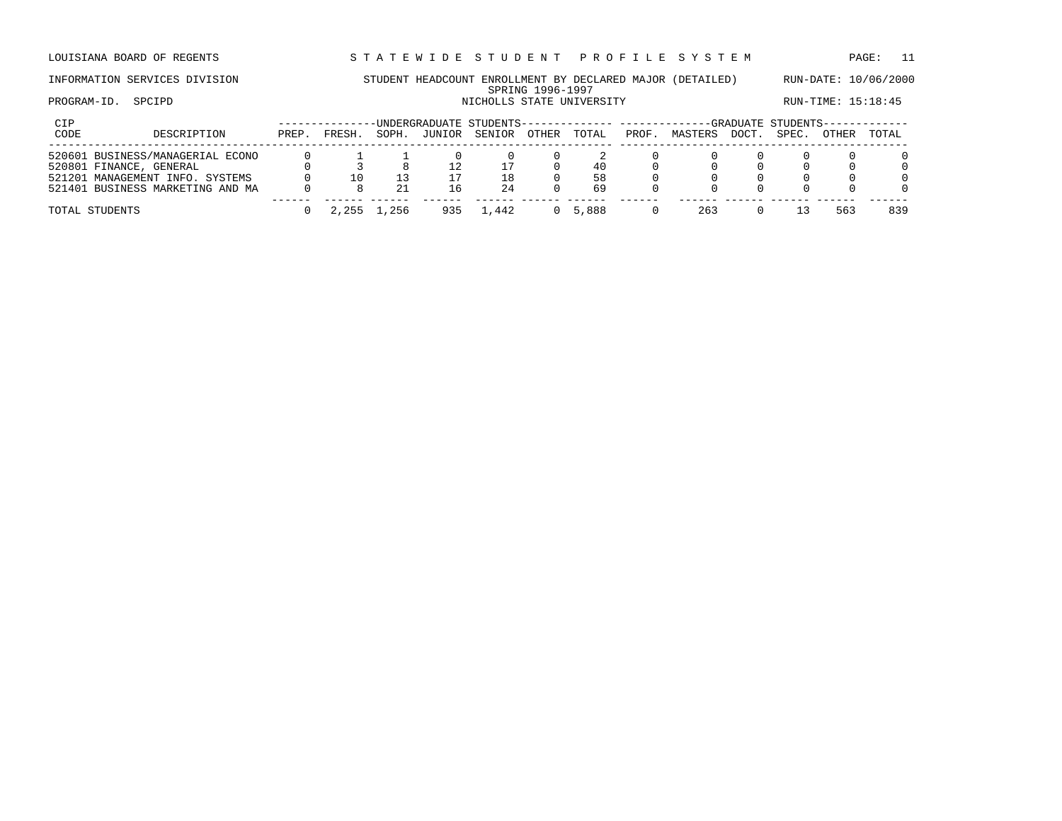LOUISIANA BOARD OF REGENTS — STATEWIDE STUDENT PROFILE SYSTEM

INFORMATION SERVICES DIVISION — STUDENT HEADCOUNT ENROLLMENT BY DECLARED MAJOR (DETAILED) — RUN-DATE: 10/06/2000

SPRING 1996-1997

PROGRAM-ID. SPCIPD — NICHOLLS STATE UNIVERSITY — RUN-TIME: 15:18:45

| CIP CODE | DESCRIPTION | UNDERGRADUATE STUDENTS PREP. | FRESH. | SOPH. | JUNIOR | SENIOR | OTHER | TOTAL | GRADUATE STUDENTS PROF. | MASTERS | DOCT. | SPEC. | OTHER | TOTAL |
|---|---|---|---|---|---|---|---|---|---|---|---|---|---|---|
| 520601 | BUSINESS/MANAGERIAL ECONO | 0 | 1 | 1 | 0 | 0 | 0 | 2 | 0 | 0 | 0 | 0 | 0 | 0 |
| 520801 | FINANCE, GENERAL | 0 | 3 | 8 | 12 | 17 | 0 | 40 | 0 | 0 | 0 | 0 | 0 | 0 |
| 521201 | MANAGEMENT INFO. SYSTEMS | 0 | 10 | 13 | 17 | 18 | 0 | 58 | 0 | 0 | 0 | 0 | 0 | 0 |
| 521401 | BUSINESS MARKETING AND MA | 0 | 8 | 21 | 16 | 24 | 0 | 69 | 0 | 0 | 0 | 0 | 0 | 0 |
| TOTAL STUDENTS | | 0 | 2,255 | 1,256 | 935 | 1,442 | 0 | 5,888 | 0 | 263 | 0 | 13 | 563 | 839 |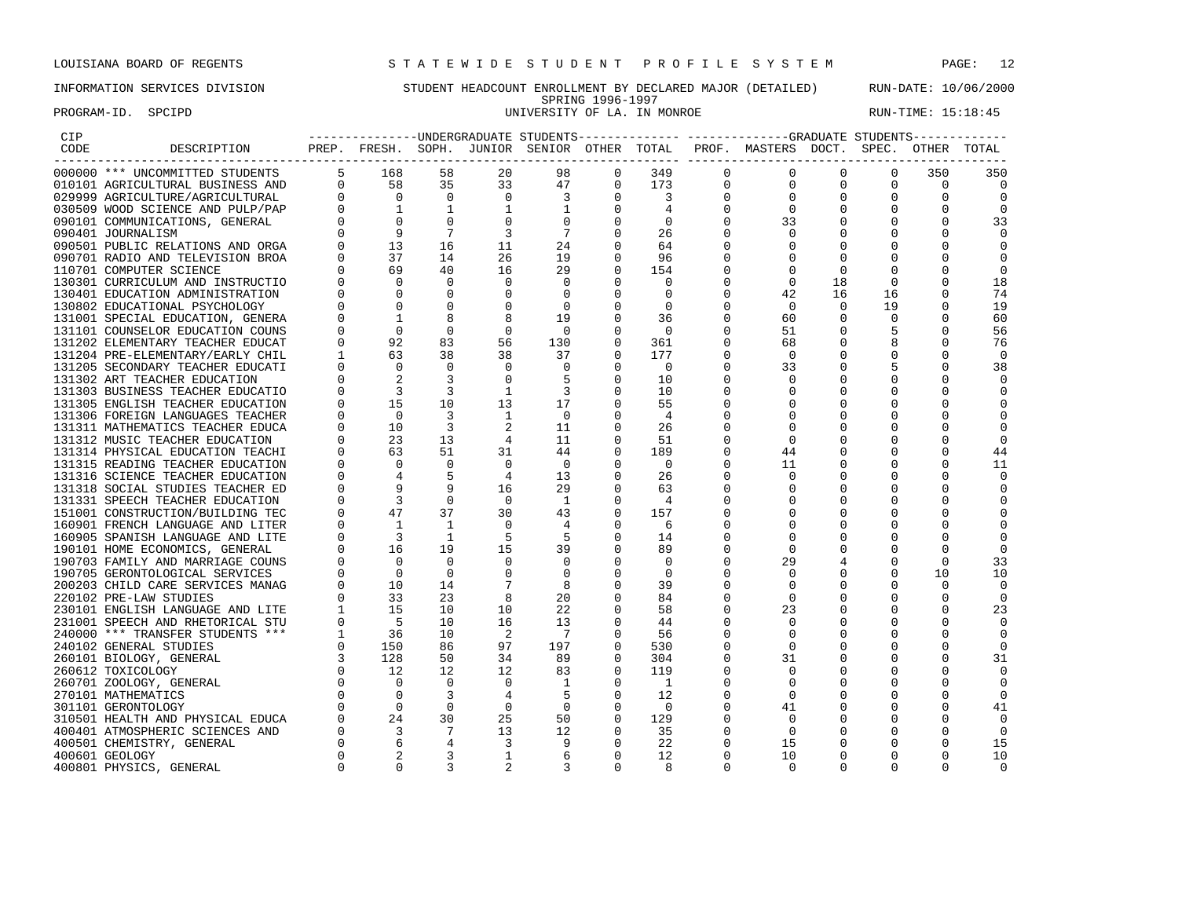LOUISIANA BOARD OF REGENTS — S T A T E W I D E S T U D E N T P R O F I L E S Y S T E M

INFORMATION SERVICES DIVISION — STUDENT HEADCOUNT ENROLLMENT BY DECLARED MAJOR (DETAILED) — RUN-DATE: 10/06/2000

SPRING 1996-1997

PROGRAM-ID. SPCIPD — UNIVERSITY OF LA. IN MONROE — RUN-TIME: 15:18:45

| CIP CODE | DESCRIPTION | UNDERGRADUATE STUDENTS PREP. | FRESH. | SOPH. | JUNIOR | SENIOR | OTHER | TOTAL | GRADUATE STUDENTS PROF. | MASTERS | DOCT. | SPEC. | OTHER | TOTAL |
|---|---|---|---|---|---|---|---|---|---|---|---|---|---|---|
| 000000 | *** UNCOMMITTED STUDENTS | 5 | 168 | 58 | 20 | 98 | 0 | 349 | 0 | 0 | 0 | 0 | 350 | 350 |
| 010101 | AGRICULTURAL BUSINESS AND | 0 | 58 | 35 | 33 | 47 | 0 | 173 | 0 | 0 | 0 | 0 | 0 | 0 |
| 029999 | AGRICULTURE/AGRICULTURAL | 0 | 0 | 0 | 0 | 3 | 0 | 3 | 0 | 0 | 0 | 0 | 0 | 0 |
| 030509 | WOOD SCIENCE AND PULP/PAP | 0 | 1 | 1 | 1 | 1 | 0 | 4 | 0 | 0 | 0 | 0 | 0 | 0 |
| 090101 | COMMUNICATIONS, GENERAL | 0 | 0 | 0 | 0 | 0 | 0 | 0 | 0 | 33 | 0 | 0 | 0 | 33 |
| 090401 | JOURNALISM | 0 | 9 | 7 | 3 | 7 | 0 | 26 | 0 | 0 | 0 | 0 | 0 | 0 |
| 090501 | PUBLIC RELATIONS AND ORGA | 0 | 13 | 16 | 11 | 24 | 0 | 64 | 0 | 0 | 0 | 0 | 0 | 0 |
| 090701 | RADIO AND TELEVISION BROA | 0 | 37 | 14 | 26 | 19 | 0 | 96 | 0 | 0 | 0 | 0 | 0 | 0 |
| 110701 | COMPUTER SCIENCE | 0 | 69 | 40 | 16 | 29 | 0 | 154 | 0 | 0 | 0 | 0 | 0 | 0 |
| 130301 | CURRICULUM AND INSTRUCTIO | 0 | 0 | 0 | 0 | 0 | 0 | 0 | 0 | 0 | 18 | 0 | 0 | 18 |
| 130401 | EDUCATION ADMINISTRATION | 0 | 0 | 0 | 0 | 0 | 0 | 0 | 0 | 42 | 16 | 16 | 0 | 74 |
| 130802 | EDUCATIONAL PSYCHOLOGY | 0 | 0 | 0 | 0 | 0 | 0 | 0 | 0 | 0 | 0 | 19 | 0 | 19 |
| 131001 | SPECIAL EDUCATION, GENERA | 0 | 1 | 8 | 8 | 19 | 0 | 36 | 0 | 60 | 0 | 0 | 0 | 60 |
| 131101 | COUNSELOR EDUCATION COUNS | 0 | 0 | 0 | 0 | 0 | 0 | 0 | 0 | 51 | 0 | 5 | 0 | 56 |
| 131202 | ELEMENTARY TEACHER EDUCAT | 0 | 92 | 83 | 56 | 130 | 0 | 361 | 0 | 68 | 0 | 8 | 0 | 76 |
| 131204 | PRE-ELEMENTARY/EARLY CHIL | 1 | 63 | 38 | 38 | 37 | 0 | 177 | 0 | 0 | 0 | 0 | 0 | 0 |
| 131205 | SECONDARY TEACHER EDUCATI | 0 | 0 | 0 | 0 | 0 | 0 | 0 | 0 | 33 | 0 | 5 | 0 | 38 |
| 131302 | ART TEACHER EDUCATION | 0 | 2 | 3 | 0 | 5 | 0 | 10 | 0 | 0 | 0 | 0 | 0 | 0 |
| 131303 | BUSINESS TEACHER EDUCATIO | 0 | 3 | 3 | 1 | 3 | 0 | 10 | 0 | 0 | 0 | 0 | 0 | 0 |
| 131305 | ENGLISH TEACHER EDUCATION | 0 | 15 | 10 | 13 | 17 | 0 | 55 | 0 | 0 | 0 | 0 | 0 | 0 |
| 131306 | FOREIGN LANGUAGES TEACHER | 0 | 0 | 3 | 1 | 0 | 0 | 4 | 0 | 0 | 0 | 0 | 0 | 0 |
| 131311 | MATHEMATICS TEACHER EDUCA | 0 | 10 | 3 | 2 | 11 | 0 | 26 | 0 | 0 | 0 | 0 | 0 | 0 |
| 131312 | MUSIC TEACHER EDUCATION | 0 | 23 | 13 | 4 | 11 | 0 | 51 | 0 | 0 | 0 | 0 | 0 | 0 |
| 131314 | PHYSICAL EDUCATION TEACHI | 0 | 63 | 51 | 31 | 44 | 0 | 189 | 0 | 44 | 0 | 0 | 0 | 44 |
| 131315 | READING TEACHER EDUCATION | 0 | 0 | 0 | 0 | 0 | 0 | 0 | 0 | 11 | 0 | 0 | 0 | 11 |
| 131316 | SCIENCE TEACHER EDUCATION | 0 | 4 | 5 | 4 | 13 | 0 | 26 | 0 | 0 | 0 | 0 | 0 | 0 |
| 131318 | SOCIAL STUDIES TEACHER ED | 0 | 9 | 9 | 16 | 29 | 0 | 63 | 0 | 0 | 0 | 0 | 0 | 0 |
| 131331 | SPEECH TEACHER EDUCATION | 0 | 3 | 0 | 0 | 1 | 0 | 4 | 0 | 0 | 0 | 0 | 0 | 0 |
| 151001 | CONSTRUCTION/BUILDING TEC | 0 | 47 | 37 | 30 | 43 | 0 | 157 | 0 | 0 | 0 | 0 | 0 | 0 |
| 160901 | FRENCH LANGUAGE AND LITER | 0 | 1 | 1 | 0 | 4 | 0 | 6 | 0 | 0 | 0 | 0 | 0 | 0 |
| 160905 | SPANISH LANGUAGE AND LITE | 0 | 3 | 1 | 5 | 5 | 0 | 14 | 0 | 0 | 0 | 0 | 0 | 0 |
| 190101 | HOME ECONOMICS, GENERAL | 0 | 16 | 19 | 15 | 39 | 0 | 89 | 0 | 0 | 0 | 0 | 0 | 0 |
| 190703 | FAMILY AND MARRIAGE COUNS | 0 | 0 | 0 | 0 | 0 | 0 | 0 | 0 | 29 | 4 | 0 | 0 | 33 |
| 190705 | GERONTOLOGICAL SERVICES | 0 | 0 | 0 | 0 | 0 | 0 | 0 | 0 | 0 | 0 | 0 | 10 | 10 |
| 200203 | CHILD CARE SERVICES MANAG | 0 | 10 | 14 | 7 | 8 | 0 | 39 | 0 | 0 | 0 | 0 | 0 | 0 |
| 220102 | PRE-LAW STUDIES | 0 | 33 | 23 | 8 | 20 | 0 | 84 | 0 | 0 | 0 | 0 | 0 | 0 |
| 230101 | ENGLISH LANGUAGE AND LITE | 1 | 15 | 10 | 10 | 22 | 0 | 58 | 0 | 23 | 0 | 0 | 0 | 23 |
| 231001 | SPEECH AND RHETORICAL STU | 0 | 5 | 10 | 16 | 13 | 0 | 44 | 0 | 0 | 0 | 0 | 0 | 0 |
| 240000 | *** TRANSFER STUDENTS *** | 1 | 36 | 10 | 2 | 7 | 0 | 56 | 0 | 0 | 0 | 0 | 0 | 0 |
| 240102 | GENERAL STUDIES | 0 | 150 | 86 | 97 | 197 | 0 | 530 | 0 | 0 | 0 | 0 | 0 | 0 |
| 260101 | BIOLOGY, GENERAL | 3 | 128 | 50 | 34 | 89 | 0 | 304 | 0 | 31 | 0 | 0 | 0 | 31 |
| 260612 | TOXICOLOGY | 0 | 12 | 12 | 12 | 83 | 0 | 119 | 0 | 0 | 0 | 0 | 0 | 0 |
| 260701 | ZOOLOGY, GENERAL | 0 | 0 | 0 | 0 | 1 | 0 | 1 | 0 | 0 | 0 | 0 | 0 | 0 |
| 270101 | MATHEMATICS | 0 | 0 | 3 | 4 | 5 | 0 | 12 | 0 | 0 | 0 | 0 | 0 | 0 |
| 301101 | GERONTOLOGY | 0 | 0 | 0 | 0 | 0 | 0 | 0 | 0 | 41 | 0 | 0 | 0 | 41 |
| 310501 | HEALTH AND PHYSICAL EDUCA | 0 | 24 | 30 | 25 | 50 | 0 | 129 | 0 | 0 | 0 | 0 | 0 | 0 |
| 400401 | ATMOSPHERIC SCIENCES AND | 0 | 3 | 7 | 13 | 12 | 0 | 35 | 0 | 0 | 0 | 0 | 0 | 0 |
| 400501 | CHEMISTRY, GENERAL | 0 | 6 | 4 | 3 | 9 | 0 | 22 | 0 | 15 | 0 | 0 | 0 | 15 |
| 400601 | GEOLOGY | 0 | 2 | 3 | 1 | 6 | 0 | 12 | 0 | 10 | 0 | 0 | 0 | 10 |
| 400801 | PHYSICS, GENERAL | 0 | 0 | 3 | 2 | 3 | 0 | 8 | 0 | 0 | 0 | 0 | 0 | 0 |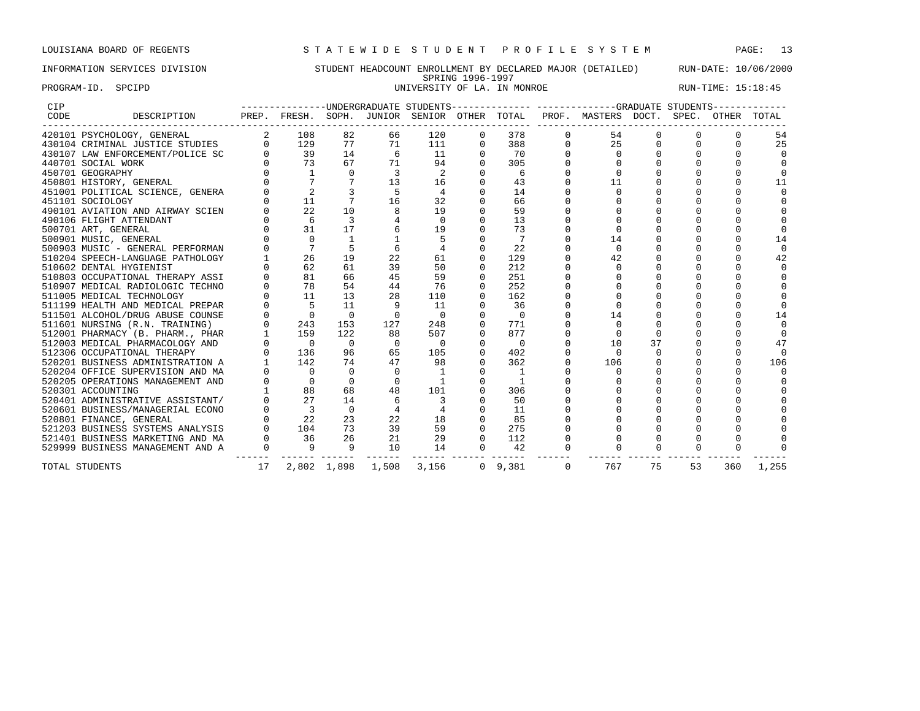LOUISIANA BOARD OF REGENTS — S T A T E W I D E S T U D E N T P R O F I L E S Y S T E M

INFORMATION SERVICES DIVISION — STUDENT HEADCOUNT ENROLLMENT BY DECLARED MAJOR (DETAILED) — RUN-DATE: 10/06/2000

SPRING 1996-1997

PROGRAM-ID. SPCIPD — UNIVERSITY OF LA. IN MONROE — RUN-TIME: 15:18:45

| CIP CODE | DESCRIPTION | UNDERGRADUATE PREP. | FRESH. | SOPH. | JUNIOR | SENIOR | OTHER | TOTAL | GRADUATE PROF. | MASTERS | DOCT. | SPEC. | OTHER | TOTAL |
|---|---|---|---|---|---|---|---|---|---|---|---|---|---|---|
| 420101 | PSYCHOLOGY, GENERAL | 2 | 108 | 82 | 66 | 120 | 0 | 378 | 0 | 54 | 0 | 0 | 0 | 54 |
| 430104 | CRIMINAL JUSTICE STUDIES | 0 | 129 | 77 | 71 | 111 | 0 | 388 | 0 | 25 | 0 | 0 | 0 | 25 |
| 430107 | LAW ENFORCEMENT/POLICE SC | 0 | 39 | 14 | 6 | 11 | 0 | 70 | 0 | 0 | 0 | 0 | 0 | 0 |
| 440701 | SOCIAL WORK | 0 | 73 | 67 | 71 | 94 | 0 | 305 | 0 | 0 | 0 | 0 | 0 | 0 |
| 450701 | GEOGRAPHY | 0 | 1 | 0 | 3 | 2 | 0 | 6 | 0 | 0 | 0 | 0 | 0 | 0 |
| 450801 | HISTORY, GENERAL | 0 | 7 | 7 | 13 | 16 | 0 | 43 | 0 | 11 | 0 | 0 | 0 | 11 |
| 451001 | POLITICAL SCIENCE, GENERA | 0 | 2 | 3 | 5 | 4 | 0 | 14 | 0 | 0 | 0 | 0 | 0 | 0 |
| 451101 | SOCIOLOGY | 0 | 11 | 7 | 16 | 32 | 0 | 66 | 0 | 0 | 0 | 0 | 0 | 0 |
| 490101 | AVIATION AND AIRWAY SCIEN | 0 | 22 | 10 | 8 | 19 | 0 | 59 | 0 | 0 | 0 | 0 | 0 | 0 |
| 490106 | FLIGHT ATTENDANT | 0 | 6 | 3 | 4 | 0 | 0 | 13 | 0 | 0 | 0 | 0 | 0 | 0 |
| 500701 | ART, GENERAL | 0 | 31 | 17 | 6 | 19 | 0 | 73 | 0 | 0 | 0 | 0 | 0 | 0 |
| 500901 | MUSIC, GENERAL | 0 | 0 | 1 | 1 | 5 | 0 | 7 | 0 | 14 | 0 | 0 | 0 | 14 |
| 500903 | MUSIC - GENERAL PERFORMAN | 0 | 7 | 5 | 6 | 4 | 0 | 22 | 0 | 0 | 0 | 0 | 0 | 0 |
| 510204 | SPEECH-LANGUAGE PATHOLOGY | 1 | 26 | 19 | 22 | 61 | 0 | 129 | 0 | 42 | 0 | 0 | 0 | 42 |
| 510602 | DENTAL HYGIENIST | 0 | 62 | 61 | 39 | 50 | 0 | 212 | 0 | 0 | 0 | 0 | 0 | 0 |
| 510803 | OCCUPATIONAL THERAPY ASSI | 0 | 81 | 66 | 45 | 59 | 0 | 251 | 0 | 0 | 0 | 0 | 0 | 0 |
| 510907 | MEDICAL RADIOLOGIC TECHNO | 0 | 78 | 54 | 44 | 76 | 0 | 252 | 0 | 0 | 0 | 0 | 0 | 0 |
| 511005 | MEDICAL TECHNOLOGY | 0 | 11 | 13 | 28 | 110 | 0 | 162 | 0 | 0 | 0 | 0 | 0 | 0 |
| 511199 | HEALTH AND MEDICAL PREPAR | 0 | 5 | 11 | 9 | 11 | 0 | 36 | 0 | 0 | 0 | 0 | 0 | 0 |
| 511501 | ALCOHOL/DRUG ABUSE COUNSE | 0 | 0 | 0 | 0 | 0 | 0 | 0 | 0 | 14 | 0 | 0 | 0 | 14 |
| 511601 | NURSING (R.N. TRAINING) | 0 | 243 | 153 | 127 | 248 | 0 | 771 | 0 | 0 | 0 | 0 | 0 | 0 |
| 512001 | PHARMACY (B. PHARM., PHAR | 1 | 159 | 122 | 88 | 507 | 0 | 877 | 0 | 0 | 0 | 0 | 0 | 0 |
| 512003 | MEDICAL PHARMACOLOGY AND | 0 | 0 | 0 | 0 | 0 | 0 | 0 | 0 | 10 | 37 | 0 | 0 | 47 |
| 512306 | OCCUPATIONAL THERAPY | 0 | 136 | 96 | 65 | 105 | 0 | 402 | 0 | 0 | 0 | 0 | 0 | 0 |
| 520201 | BUSINESS ADMINISTRATION A | 1 | 142 | 74 | 47 | 98 | 0 | 362 | 0 | 106 | 0 | 0 | 0 | 106 |
| 520204 | OFFICE SUPERVISION AND MA | 0 | 0 | 0 | 0 | 1 | 0 | 1 | 0 | 0 | 0 | 0 | 0 | 0 |
| 520205 | OPERATIONS MANAGEMENT AND | 0 | 0 | 0 | 0 | 1 | 0 | 1 | 0 | 0 | 0 | 0 | 0 | 0 |
| 520301 | ACCOUNTING | 1 | 88 | 68 | 48 | 101 | 0 | 306 | 0 | 0 | 0 | 0 | 0 | 0 |
| 520401 | ADMINISTRATIVE ASSISTANT/ | 0 | 27 | 14 | 6 | 3 | 0 | 50 | 0 | 0 | 0 | 0 | 0 | 0 |
| 520601 | BUSINESS/MANAGERIAL ECONO | 0 | 3 | 0 | 4 | 4 | 0 | 11 | 0 | 0 | 0 | 0 | 0 | 0 |
| 520801 | FINANCE, GENERAL | 0 | 22 | 23 | 22 | 18 | 0 | 85 | 0 | 0 | 0 | 0 | 0 | 0 |
| 521203 | BUSINESS SYSTEMS ANALYSIS | 0 | 104 | 73 | 39 | 59 | 0 | 275 | 0 | 0 | 0 | 0 | 0 | 0 |
| 521401 | BUSINESS MARKETING AND MA | 0 | 36 | 26 | 21 | 29 | 0 | 112 | 0 | 0 | 0 | 0 | 0 | 0 |
| 529999 | BUSINESS MANAGEMENT AND A | 0 | 9 | 9 | 10 | 14 | 0 | 42 | 0 | 0 | 0 | 0 | 0 | 0 |
| TOTAL STUDENTS | | 17 | 2,802 | 1,898 | 1,508 | 3,156 | 0 | 9,381 | 0 | 767 | 75 | 53 | 360 | 1,255 |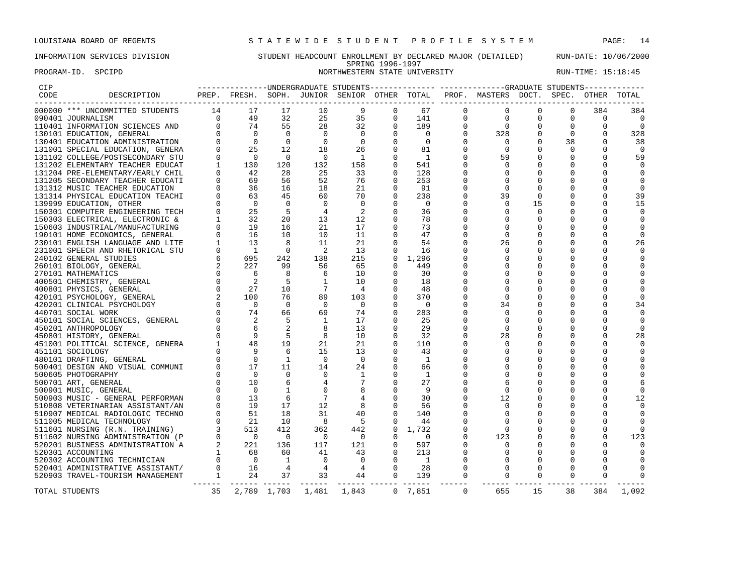LOUISIANA BOARD OF REGENTS — STATEWIDE STUDENT PROFILE SYSTEM

INFORMATION SERVICES DIVISION — STUDENT HEADCOUNT ENROLLMENT BY DECLARED MAJOR (DETAILED) — RUN-DATE: 10/06/2000

SPRING 1996-1997

PROGRAM-ID. SPCIPD — NORTHWESTERN STATE UNIVERSITY — RUN-TIME: 15:18:45

| CIP CODE | DESCRIPTION | UNDERGRADUATE PREP. | FRESH. | SOPH. | JUNIOR | SENIOR | OTHER | TOTAL | GRADUATE PROF. | MASTERS | DOCT. | SPEC. | OTHER | TOTAL |
|---|---|---|---|---|---|---|---|---|---|---|---|---|---|---|
| 000000 | *** UNCOMMITTED STUDENTS | 14 | 17 | 17 | 10 | 9 | 0 | 67 | 0 | 0 | 0 | 0 | 384 | 384 |
| 090401 | JOURNALISM | 0 | 49 | 32 | 25 | 35 | 0 | 141 | 0 | 0 | 0 | 0 | 0 | 0 |
| 110401 | INFORMATION SCIENCES AND | 0 | 74 | 55 | 28 | 32 | 0 | 189 | 0 | 0 | 0 | 0 | 0 | 0 |
| 130101 | EDUCATION, GENERAL | 0 | 0 | 0 | 0 | 0 | 0 | 0 | 0 | 328 | 0 | 0 | 0 | 328 |
| 130401 | EDUCATION ADMINISTRATION | 0 | 0 | 0 | 0 | 0 | 0 | 0 | 0 | 0 | 0 | 38 | 0 | 38 |
| 131001 | SPECIAL EDUCATION, GENERA | 0 | 25 | 12 | 18 | 26 | 0 | 81 | 0 | 0 | 0 | 0 | 0 | 0 |
| 131102 | COLLEGE/POSTSECONDARY STU | 0 | 0 | 0 | 0 | 1 | 0 | 1 | 0 | 59 | 0 | 0 | 0 | 59 |
| 131202 | ELEMENTARY TEACHER EDUCAT | 1 | 130 | 120 | 132 | 158 | 0 | 541 | 0 | 0 | 0 | 0 | 0 | 0 |
| 131204 | PRE-ELEMENTARY/EARLY CHIL | 0 | 42 | 28 | 25 | 33 | 0 | 128 | 0 | 0 | 0 | 0 | 0 | 0 |
| 131205 | SECONDARY TEACHER EDUCATI | 0 | 69 | 56 | 52 | 76 | 0 | 253 | 0 | 0 | 0 | 0 | 0 | 0 |
| 131312 | MUSIC TEACHER EDUCATION | 0 | 36 | 16 | 18 | 21 | 0 | 91 | 0 | 0 | 0 | 0 | 0 | 0 |
| 131314 | PHYSICAL EDUCATION TEACHI | 0 | 63 | 45 | 60 | 70 | 0 | 238 | 0 | 39 | 0 | 0 | 0 | 39 |
| 139999 | EDUCATION, OTHER | 0 | 0 | 0 | 0 | 0 | 0 | 0 | 0 | 0 | 15 | 0 | 0 | 15 |
| 150301 | COMPUTER ENGINEERING TECH | 0 | 25 | 5 | 4 | 2 | 0 | 36 | 0 | 0 | 0 | 0 | 0 | 0 |
| 150303 | ELECTRICAL, ELECTRONIC & | 1 | 32 | 20 | 13 | 12 | 0 | 78 | 0 | 0 | 0 | 0 | 0 | 0 |
| 150603 | INDUSTRIAL/MANUFACTURING | 0 | 19 | 16 | 21 | 17 | 0 | 73 | 0 | 0 | 0 | 0 | 0 | 0 |
| 190101 | HOME ECONOMICS, GENERAL | 0 | 16 | 10 | 10 | 11 | 0 | 47 | 0 | 0 | 0 | 0 | 0 | 0 |
| 230101 | ENGLISH LANGUAGE AND LITE | 1 | 13 | 8 | 11 | 21 | 0 | 54 | 0 | 26 | 0 | 0 | 0 | 26 |
| 231001 | SPEECH AND RHETORICAL STU | 0 | 1 | 0 | 2 | 13 | 0 | 16 | 0 | 0 | 0 | 0 | 0 | 0 |
| 240102 | GENERAL STUDIES | 6 | 695 | 242 | 138 | 215 | 0 | 1,296 | 0 | 0 | 0 | 0 | 0 | 0 |
| 260101 | BIOLOGY, GENERAL | 2 | 227 | 99 | 56 | 65 | 0 | 449 | 0 | 0 | 0 | 0 | 0 | 0 |
| 270101 | MATHEMATICS | 0 | 6 | 8 | 6 | 10 | 0 | 30 | 0 | 0 | 0 | 0 | 0 | 0 |
| 400501 | CHEMISTRY, GENERAL | 0 | 2 | 5 | 1 | 10 | 0 | 18 | 0 | 0 | 0 | 0 | 0 | 0 |
| 400801 | PHYSICS, GENERAL | 0 | 27 | 10 | 7 | 4 | 0 | 48 | 0 | 0 | 0 | 0 | 0 | 0 |
| 420101 | PSYCHOLOGY, GENERAL | 2 | 100 | 76 | 89 | 103 | 0 | 370 | 0 | 0 | 0 | 0 | 0 | 0 |
| 420201 | CLINICAL PSYCHOLOGY | 0 | 0 | 0 | 0 | 0 | 0 | 0 | 0 | 34 | 0 | 0 | 0 | 34 |
| 440701 | SOCIAL WORK | 0 | 74 | 66 | 69 | 74 | 0 | 283 | 0 | 0 | 0 | 0 | 0 | 0 |
| 450101 | SOCIAL SCIENCES, GENERAL | 0 | 2 | 5 | 1 | 17 | 0 | 25 | 0 | 0 | 0 | 0 | 0 | 0 |
| 450201 | ANTHROPOLOGY | 0 | 6 | 2 | 8 | 13 | 0 | 29 | 0 | 0 | 0 | 0 | 0 | 0 |
| 450801 | HISTORY, GENERAL | 0 | 9 | 5 | 8 | 10 | 0 | 32 | 0 | 28 | 0 | 0 | 0 | 28 |
| 451001 | POLITICAL SCIENCE, GENERA | 1 | 48 | 19 | 21 | 21 | 0 | 110 | 0 | 0 | 0 | 0 | 0 | 0 |
| 451101 | SOCIOLOGY | 0 | 9 | 6 | 15 | 13 | 0 | 43 | 0 | 0 | 0 | 0 | 0 | 0 |
| 480101 | DRAFTING, GENERAL | 0 | 0 | 1 | 0 | 0 | 0 | 1 | 0 | 0 | 0 | 0 | 0 | 0 |
| 500401 | DESIGN AND VISUAL COMMUNI | 0 | 17 | 11 | 14 | 24 | 0 | 66 | 0 | 0 | 0 | 0 | 0 | 0 |
| 500605 | PHOTOGRAPHY | 0 | 0 | 0 | 0 | 1 | 0 | 1 | 0 | 0 | 0 | 0 | 0 | 0 |
| 500701 | ART, GENERAL | 0 | 10 | 6 | 4 | 7 | 0 | 27 | 0 | 6 | 0 | 0 | 0 | 6 |
| 500901 | MUSIC, GENERAL | 0 | 0 | 1 | 0 | 8 | 0 | 9 | 0 | 0 | 0 | 0 | 0 | 0 |
| 500903 | MUSIC - GENERAL PERFORMAN | 0 | 13 | 6 | 7 | 4 | 0 | 30 | 0 | 12 | 0 | 0 | 0 | 12 |
| 510808 | VETERINARIAN ASSISTANT/AN | 0 | 19 | 17 | 12 | 8 | 0 | 56 | 0 | 0 | 0 | 0 | 0 | 0 |
| 510907 | MEDICAL RADIOLOGIC TECHNO | 0 | 51 | 18 | 31 | 40 | 0 | 140 | 0 | 0 | 0 | 0 | 0 | 0 |
| 511005 | MEDICAL TECHNOLOGY | 0 | 21 | 10 | 8 | 5 | 0 | 44 | 0 | 0 | 0 | 0 | 0 | 0 |
| 511601 | NURSING (R.N. TRAINING) | 3 | 513 | 412 | 362 | 442 | 0 | 1,732 | 0 | 0 | 0 | 0 | 0 | 0 |
| 511602 | NURSING ADMINISTRATION (P | 0 | 0 | 0 | 0 | 0 | 0 | 0 | 0 | 123 | 0 | 0 | 0 | 123 |
| 520201 | BUSINESS ADMINISTRATION A | 2 | 221 | 136 | 117 | 121 | 0 | 597 | 0 | 0 | 0 | 0 | 0 | 0 |
| 520301 | ACCOUNTING | 1 | 68 | 60 | 41 | 43 | 0 | 213 | 0 | 0 | 0 | 0 | 0 | 0 |
| 520302 | ACCOUNTING TECHNICIAN | 0 | 0 | 1 | 0 | 0 | 0 | 1 | 0 | 0 | 0 | 0 | 0 | 0 |
| 520401 | ADMINISTRATIVE ASSISTANT/ | 0 | 16 | 4 | 4 | 4 | 0 | 28 | 0 | 0 | 0 | 0 | 0 | 0 |
| 520903 | TRAVEL-TOURISM MANAGEMENT | 1 | 24 | 37 | 33 | 44 | 0 | 139 | 0 | 0 | 0 | 0 | 0 | 0 |
| | TOTAL STUDENTS | 35 | 2,789 | 1,703 | 1,481 | 1,843 | 0 | 7,851 | 0 | 655 | 15 | 38 | 384 | 1,092 |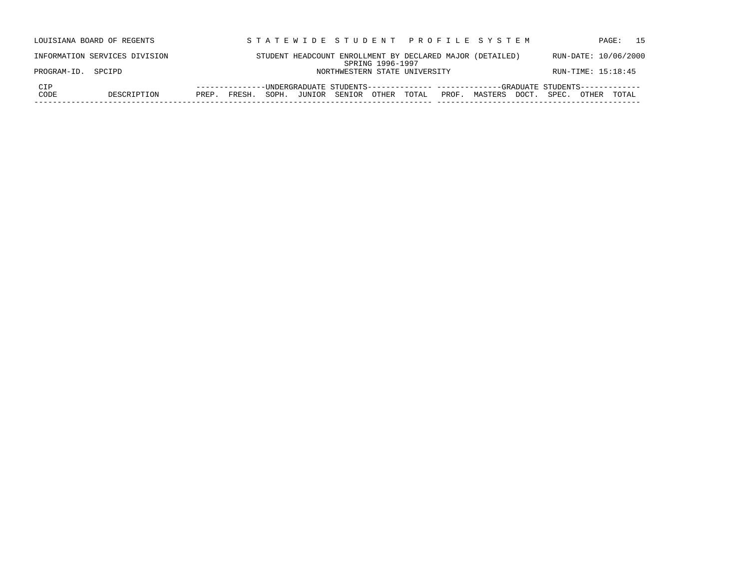LOUISIANA BOARD OF REGENTS — STATEWIDE STUDENT PROFILE SYSTEM

INFORMATION SERVICES DIVISION — STUDENT HEADCOUNT ENROLLMENT BY DECLARED MAJOR (DETAILED) — RUN-DATE: 10/06/2000

SPRING 1996-1997

PROGRAM-ID. SPCIPD — NORTHWESTERN STATE UNIVERSITY — RUN-TIME: 15:18:45

| CIP CODE | DESCRIPTION | UNDERGRADUATE STUDENTS | | | | | | | GRADUATE STUDENTS | | | | | |
|---|---|---|---|---|---|---|---|---|---|---|---|---|---|---|
| | | PREP. | FRESH. | SOPH. | JUNIOR | SENIOR | OTHER | TOTAL | PROF. | MASTERS | DOCT. | SPEC. | OTHER | TOTAL |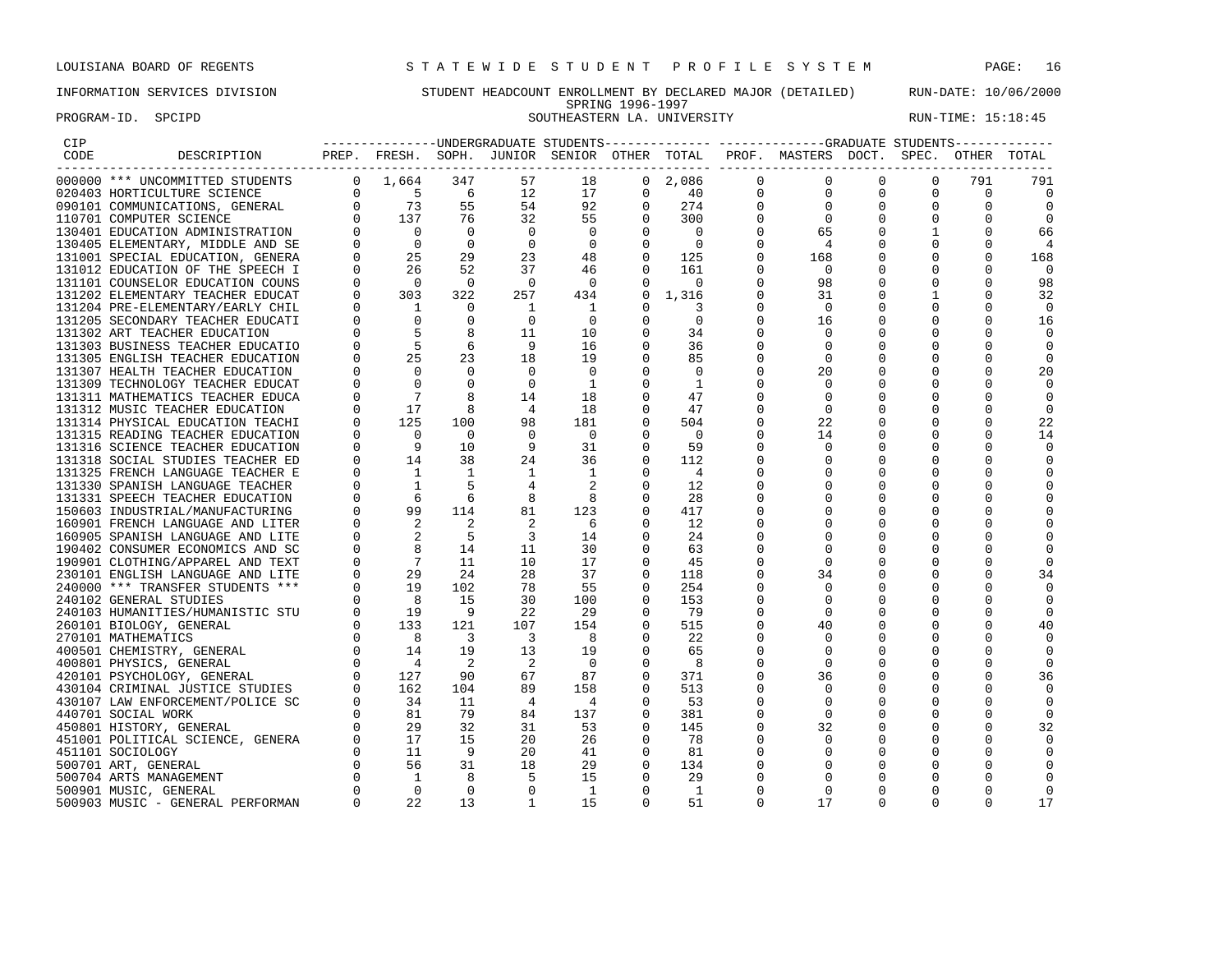LOUISIANA BOARD OF REGENTS — STATEWIDE STUDENT PROFILE SYSTEM

INFORMATION SERVICES DIVISION — STUDENT HEADCOUNT ENROLLMENT BY DECLARED MAJOR (DETAILED) — RUN-DATE: 10/06/2000

SPRING 1996-1997

PROGRAM-ID. SPCIPD — SOUTHEASTERN LA. UNIVERSITY — RUN-TIME: 15:18:45

| CIP CODE | DESCRIPTION | UNDERGRADUATE PREP. | FRESH. | SOPH. | JUNIOR | SENIOR | OTHER | TOTAL | GRADUATE PROF. | MASTERS | DOCT. | SPEC. | OTHER | TOTAL |
|---|---|---|---|---|---|---|---|---|---|---|---|---|---|---|
| 000000 | *** UNCOMMITTED STUDENTS | 0 | 1,664 | 347 | 57 | 18 | 0 | 2,086 | 0 | 0 | 0 | 0 | 791 | 791 |
| 020403 | HORTICULTURE SCIENCE | 0 | 5 | 6 | 12 | 17 | 0 | 40 | 0 | 0 | 0 | 0 | 0 | 0 |
| 090101 | COMMUNICATIONS, GENERAL | 0 | 73 | 55 | 54 | 92 | 0 | 274 | 0 | 0 | 0 | 0 | 0 | 0 |
| 110701 | COMPUTER SCIENCE | 0 | 137 | 76 | 32 | 55 | 0 | 300 | 0 | 0 | 0 | 0 | 0 | 0 |
| 130401 | EDUCATION ADMINISTRATION | 0 | 0 | 0 | 0 | 0 | 0 | 0 | 0 | 65 | 0 | 1 | 0 | 66 |
| 130405 | ELEMENTARY, MIDDLE AND SE | 0 | 0 | 0 | 0 | 0 | 0 | 0 | 0 | 4 | 0 | 0 | 0 | 4 |
| 131001 | SPECIAL EDUCATION, GENERA | 0 | 25 | 29 | 23 | 48 | 0 | 125 | 0 | 168 | 0 | 0 | 0 | 168 |
| 131012 | EDUCATION OF THE SPEECH I | 0 | 26 | 52 | 37 | 46 | 0 | 161 | 0 | 0 | 0 | 0 | 0 | 0 |
| 131101 | COUNSELOR EDUCATION COUNS | 0 | 0 | 0 | 0 | 0 | 0 | 0 | 0 | 98 | 0 | 0 | 0 | 98 |
| 131202 | ELEMENTARY TEACHER EDUCAT | 0 | 303 | 322 | 257 | 434 | 0 | 1,316 | 0 | 31 | 0 | 1 | 0 | 32 |
| 131204 | PRE-ELEMENTARY/EARLY CHIL | 0 | 1 | 0 | 1 | 1 | 0 | 3 | 0 | 0 | 0 | 0 | 0 | 0 |
| 131205 | SECONDARY TEACHER EDUCATI | 0 | 0 | 0 | 0 | 0 | 0 | 0 | 0 | 16 | 0 | 0 | 0 | 16 |
| 131302 | ART TEACHER EDUCATION | 0 | 5 | 8 | 11 | 10 | 0 | 34 | 0 | 0 | 0 | 0 | 0 | 0 |
| 131303 | BUSINESS TEACHER EDUCATIO | 0 | 5 | 6 | 9 | 16 | 0 | 36 | 0 | 0 | 0 | 0 | 0 | 0 |
| 131305 | ENGLISH TEACHER EDUCATION | 0 | 25 | 23 | 18 | 19 | 0 | 85 | 0 | 0 | 0 | 0 | 0 | 0 |
| 131307 | HEALTH TEACHER EDUCATION | 0 | 0 | 0 | 0 | 0 | 0 | 0 | 0 | 20 | 0 | 0 | 0 | 20 |
| 131309 | TECHNOLOGY TEACHER EDUCAT | 0 | 0 | 0 | 0 | 1 | 0 | 1 | 0 | 0 | 0 | 0 | 0 | 0 |
| 131311 | MATHEMATICS TEACHER EDUCA | 0 | 7 | 8 | 14 | 18 | 0 | 47 | 0 | 0 | 0 | 0 | 0 | 0 |
| 131312 | MUSIC TEACHER EDUCATION | 0 | 17 | 8 | 4 | 18 | 0 | 47 | 0 | 0 | 0 | 0 | 0 | 0 |
| 131314 | PHYSICAL EDUCATION TEACHI | 0 | 125 | 100 | 98 | 181 | 0 | 504 | 0 | 22 | 0 | 0 | 0 | 22 |
| 131315 | READING TEACHER EDUCATION | 0 | 0 | 0 | 0 | 0 | 0 | 0 | 0 | 14 | 0 | 0 | 0 | 14 |
| 131316 | SCIENCE TEACHER EDUCATION | 0 | 9 | 10 | 9 | 31 | 0 | 59 | 0 | 0 | 0 | 0 | 0 | 0 |
| 131318 | SOCIAL STUDIES TEACHER ED | 0 | 14 | 38 | 24 | 36 | 0 | 112 | 0 | 0 | 0 | 0 | 0 | 0 |
| 131325 | FRENCH LANGUAGE TEACHER E | 0 | 1 | 1 | 1 | 1 | 0 | 4 | 0 | 0 | 0 | 0 | 0 | 0 |
| 131330 | SPANISH LANGUAGE TEACHER | 0 | 1 | 5 | 4 | 2 | 0 | 12 | 0 | 0 | 0 | 0 | 0 | 0 |
| 131331 | SPEECH TEACHER EDUCATION | 0 | 6 | 6 | 8 | 8 | 0 | 28 | 0 | 0 | 0 | 0 | 0 | 0 |
| 150603 | INDUSTRIAL/MANUFACTURING | 0 | 99 | 114 | 81 | 123 | 0 | 417 | 0 | 0 | 0 | 0 | 0 | 0 |
| 160901 | FRENCH LANGUAGE AND LITER | 0 | 2 | 2 | 2 | 6 | 0 | 12 | 0 | 0 | 0 | 0 | 0 | 0 |
| 160905 | SPANISH LANGUAGE AND LITE | 0 | 2 | 5 | 3 | 14 | 0 | 24 | 0 | 0 | 0 | 0 | 0 | 0 |
| 190402 | CONSUMER ECONOMICS AND SC | 0 | 8 | 14 | 11 | 30 | 0 | 63 | 0 | 0 | 0 | 0 | 0 | 0 |
| 190901 | CLOTHING/APPAREL AND TEXT | 0 | 7 | 11 | 10 | 17 | 0 | 45 | 0 | 0 | 0 | 0 | 0 | 0 |
| 230101 | ENGLISH LANGUAGE AND LITE | 0 | 29 | 24 | 28 | 37 | 0 | 118 | 0 | 34 | 0 | 0 | 0 | 34 |
| 240000 | *** TRANSFER STUDENTS *** | 0 | 19 | 102 | 78 | 55 | 0 | 254 | 0 | 0 | 0 | 0 | 0 | 0 |
| 240102 | GENERAL STUDIES | 0 | 8 | 15 | 30 | 100 | 0 | 153 | 0 | 0 | 0 | 0 | 0 | 0 |
| 240103 | HUMANITIES/HUMANISTIC STU | 0 | 19 | 9 | 22 | 29 | 0 | 79 | 0 | 0 | 0 | 0 | 0 | 0 |
| 260101 | BIOLOGY, GENERAL | 0 | 133 | 121 | 107 | 154 | 0 | 515 | 0 | 40 | 0 | 0 | 0 | 40 |
| 270101 | MATHEMATICS | 0 | 8 | 3 | 3 | 8 | 0 | 22 | 0 | 0 | 0 | 0 | 0 | 0 |
| 400501 | CHEMISTRY, GENERAL | 0 | 14 | 19 | 13 | 19 | 0 | 65 | 0 | 0 | 0 | 0 | 0 | 0 |
| 400801 | PHYSICS, GENERAL | 0 | 4 | 2 | 2 | 0 | 0 | 8 | 0 | 0 | 0 | 0 | 0 | 0 |
| 420101 | PSYCHOLOGY, GENERAL | 0 | 127 | 90 | 67 | 87 | 0 | 371 | 0 | 36 | 0 | 0 | 0 | 36 |
| 430104 | CRIMINAL JUSTICE STUDIES | 0 | 162 | 104 | 89 | 158 | 0 | 513 | 0 | 0 | 0 | 0 | 0 | 0 |
| 430107 | LAW ENFORCEMENT/POLICE SC | 0 | 34 | 11 | 4 | 4 | 0 | 53 | 0 | 0 | 0 | 0 | 0 | 0 |
| 440701 | SOCIAL WORK | 0 | 81 | 79 | 84 | 137 | 0 | 381 | 0 | 0 | 0 | 0 | 0 | 0 |
| 450801 | HISTORY, GENERAL | 0 | 29 | 32 | 31 | 53 | 0 | 145 | 0 | 32 | 0 | 0 | 0 | 32 |
| 451001 | POLITICAL SCIENCE, GENERA | 0 | 17 | 15 | 20 | 26 | 0 | 78 | 0 | 0 | 0 | 0 | 0 | 0 |
| 451101 | SOCIOLOGY | 0 | 11 | 9 | 20 | 41 | 0 | 81 | 0 | 0 | 0 | 0 | 0 | 0 |
| 500701 | ART, GENERAL | 0 | 56 | 31 | 18 | 29 | 0 | 134 | 0 | 0 | 0 | 0 | 0 | 0 |
| 500704 | ARTS MANAGEMENT | 0 | 1 | 8 | 5 | 15 | 0 | 29 | 0 | 0 | 0 | 0 | 0 | 0 |
| 500901 | MUSIC, GENERAL | 0 | 0 | 0 | 0 | 1 | 0 | 1 | 0 | 0 | 0 | 0 | 0 | 0 |
| 500903 | MUSIC - GENERAL PERFORMAN | 0 | 22 | 13 | 1 | 15 | 0 | 51 | 0 | 17 | 0 | 0 | 0 | 17 |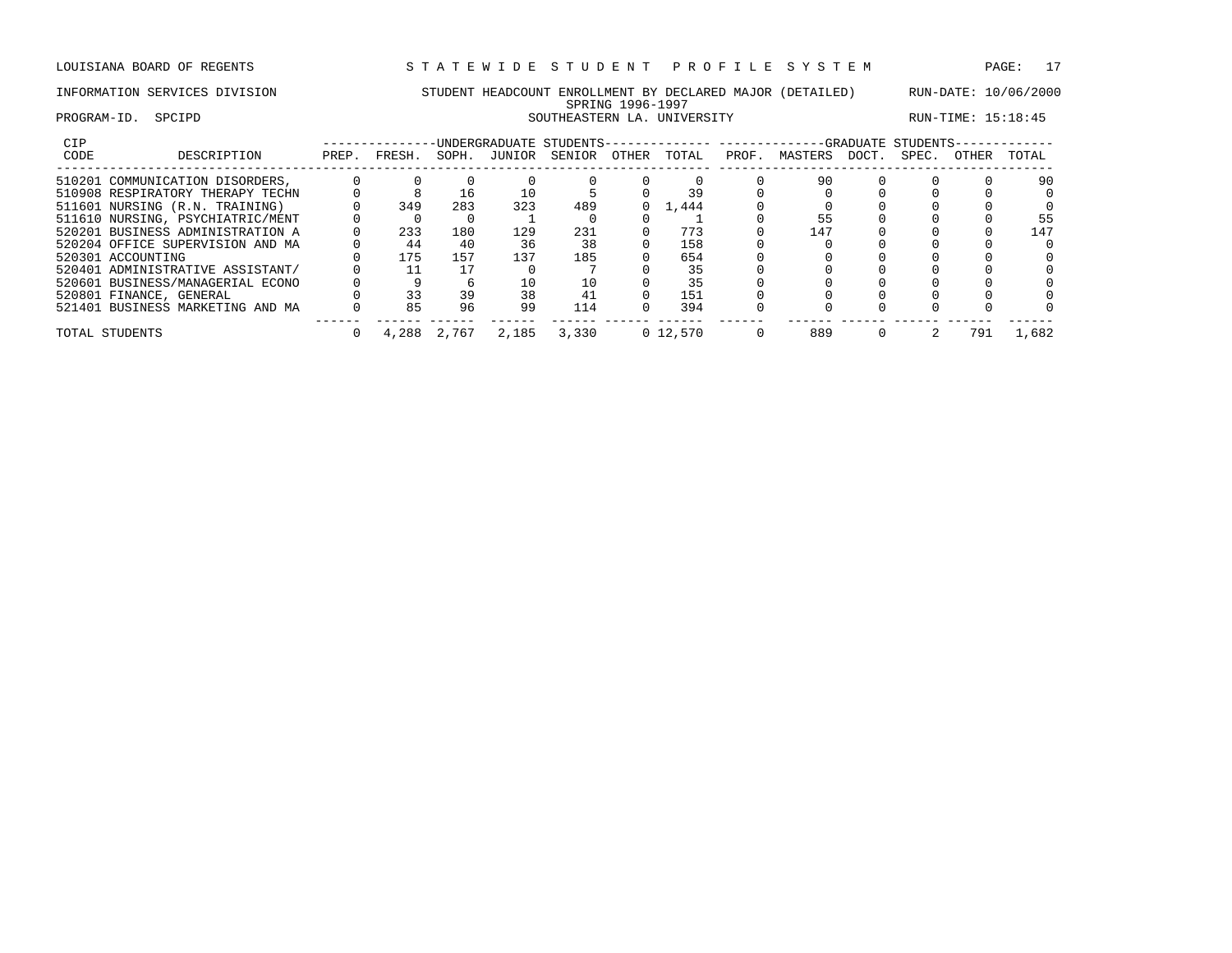LOUISIANA BOARD OF REGENTS — STATEWIDE STUDENT PROFILE SYSTEM

INFORMATION SERVICES DIVISION — STUDENT HEADCOUNT ENROLLMENT BY DECLARED MAJOR (DETAILED) — RUN-DATE: 10/06/2000

SPRING 1996-1997

PROGRAM-ID. SPCIPD — SOUTHEASTERN LA. UNIVERSITY — RUN-TIME: 15:18:45

| CIP CODE | DESCRIPTION | UNDERGRADUATE STUDENTS PREP. | FRESH. | SOPH. | JUNIOR | SENIOR | OTHER | TOTAL | GRADUATE STUDENTS PROF. | MASTERS | DOCT. | SPEC. | OTHER | TOTAL |
|---|---|---|---|---|---|---|---|---|---|---|---|---|---|---|
| 510201 | COMMUNICATION DISORDERS, | 0 | 0 | 0 | 0 | 0 | 0 | 0 | 0 | 90 | 0 | 0 | 0 | 90 |
| 510908 | RESPIRATORY THERAPY TECHN | 0 | 8 | 16 | 10 | 5 | 0 | 39 | 0 | 0 | 0 | 0 | 0 | 0 |
| 511601 | NURSING (R.N. TRAINING) | 0 | 349 | 283 | 323 | 489 | 0 | 1,444 | 0 | 0 | 0 | 0 | 0 | 0 |
| 511610 | NURSING, PSYCHIATRIC/MENT | 0 | 0 | 0 | 1 | 0 | 0 | 1 | 0 | 55 | 0 | 0 | 0 | 55 |
| 520201 | BUSINESS ADMINISTRATION A | 0 | 233 | 180 | 129 | 231 | 0 | 773 | 0 | 147 | 0 | 0 | 0 | 147 |
| 520204 | OFFICE SUPERVISION AND MA | 0 | 44 | 40 | 36 | 38 | 0 | 158 | 0 | 0 | 0 | 0 | 0 | 0 |
| 520301 | ACCOUNTING | 0 | 175 | 157 | 137 | 185 | 0 | 654 | 0 | 0 | 0 | 0 | 0 | 0 |
| 520401 | ADMINISTRATIVE ASSISTANT/ | 0 | 11 | 17 | 0 | 7 | 0 | 35 | 0 | 0 | 0 | 0 | 0 | 0 |
| 520601 | BUSINESS/MANAGERIAL ECONO | 0 | 9 | 6 | 10 | 10 | 0 | 35 | 0 | 0 | 0 | 0 | 0 | 0 |
| 520801 | FINANCE, GENERAL | 0 | 33 | 39 | 38 | 41 | 0 | 151 | 0 | 0 | 0 | 0 | 0 | 0 |
| 521401 | BUSINESS MARKETING AND MA | 0 | 85 | 96 | 99 | 114 | 0 | 394 | 0 | 0 | 0 | 0 | 0 | 0 |
| TOTAL STUDENTS | | 0 | 4,288 | 2,767 | 2,185 | 3,330 | 0 | 12,570 | 0 | 889 | 0 | 2 | 791 | 1,682 |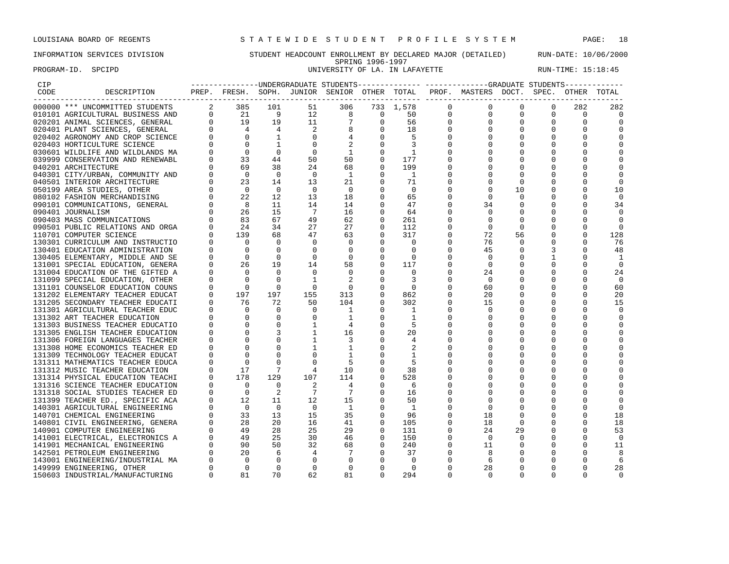LOUISIANA BOARD OF REGENTS — STATEWIDE STUDENT PROFILE SYSTEM

INFORMATION SERVICES DIVISION — STUDENT HEADCOUNT ENROLLMENT BY DECLARED MAJOR (DETAILED) — RUN-DATE: 10/06/2000

SPRING 1996-1997

PROGRAM-ID. SPCIPD — UNIVERSITY OF LA. IN LAFAYETTE — RUN-TIME: 15:18:45

| CIP CODE | DESCRIPTION | UNDERGRADUATE STUDENTS PREP. | FRESH. | SOPH. | JUNIOR | SENIOR | OTHER | TOTAL | GRADUATE STUDENTS PROF. | MASTERS | DOCT. | SPEC. | OTHER | TOTAL |
|---|---|---|---|---|---|---|---|---|---|---|---|---|---|---|
| 000000 | *** UNCOMMITTED STUDENTS | 2 | 385 | 101 | 51 | 306 | 733 | 1,578 | 0 | 0 | 0 | 0 | 282 | 282 |
| 010101 | AGRICULTURAL BUSINESS AND | 0 | 21 | 9 | 12 | 8 | 0 | 50 | 0 | 0 | 0 | 0 | 0 | 0 |
| 020201 | ANIMAL SCIENCES, GENERAL | 0 | 19 | 19 | 11 | 7 | 0 | 56 | 0 | 0 | 0 | 0 | 0 | 0 |
| 020401 | PLANT SCIENCES, GENERAL | 0 | 4 | 4 | 2 | 8 | 0 | 18 | 0 | 0 | 0 | 0 | 0 | 0 |
| 020402 | AGRONOMY AND CROP SCIENCE | 0 | 0 | 1 | 0 | 4 | 0 | 5 | 0 | 0 | 0 | 0 | 0 | 0 |
| 020403 | HORTICULTURE SCIENCE | 0 | 0 | 1 | 0 | 2 | 0 | 3 | 0 | 0 | 0 | 0 | 0 | 0 |
| 030601 | WILDLIFE AND WILDLANDS MA | 0 | 0 | 0 | 0 | 1 | 0 | 1 | 0 | 0 | 0 | 0 | 0 | 0 |
| 039999 | CONSERVATION AND RENEWABL | 0 | 33 | 44 | 50 | 50 | 0 | 177 | 0 | 0 | 0 | 0 | 0 | 0 |
| 040201 | ARCHITECTURE | 0 | 69 | 38 | 24 | 68 | 0 | 199 | 0 | 0 | 0 | 0 | 0 | 0 |
| 040301 | CITY/URBAN, COMMUNITY AND | 0 | 0 | 0 | 0 | 1 | 0 | 1 | 0 | 0 | 0 | 0 | 0 | 0 |
| 040501 | INTERIOR ARCHITECTURE | 0 | 23 | 14 | 13 | 21 | 0 | 71 | 0 | 0 | 0 | 0 | 0 | 0 |
| 050199 | AREA STUDIES, OTHER | 0 | 0 | 0 | 0 | 0 | 0 | 0 | 0 | 0 | 10 | 0 | 0 | 10 |
| 080102 | FASHION MERCHANDISING | 0 | 22 | 12 | 13 | 18 | 0 | 65 | 0 | 0 | 0 | 0 | 0 | 0 |
| 090101 | COMMUNICATIONS, GENERAL | 0 | 8 | 11 | 14 | 14 | 0 | 47 | 0 | 34 | 0 | 0 | 0 | 34 |
| 090401 | JOURNALISM | 0 | 26 | 15 | 7 | 16 | 0 | 64 | 0 | 0 | 0 | 0 | 0 | 0 |
| 090403 | MASS COMMUNICATIONS | 0 | 83 | 67 | 49 | 62 | 0 | 261 | 0 | 0 | 0 | 0 | 0 | 0 |
| 090501 | PUBLIC RELATIONS AND ORGA | 0 | 24 | 34 | 27 | 27 | 0 | 112 | 0 | 0 | 0 | 0 | 0 | 0 |
| 110701 | COMPUTER SCIENCE | 0 | 139 | 68 | 47 | 63 | 0 | 317 | 0 | 72 | 56 | 0 | 0 | 128 |
| 130301 | CURRICULUM AND INSTRUCTIO | 0 | 0 | 0 | 0 | 0 | 0 | 0 | 0 | 76 | 0 | 0 | 0 | 76 |
| 130401 | EDUCATION ADMINISTRATION | 0 | 0 | 0 | 0 | 0 | 0 | 0 | 0 | 45 | 0 | 3 | 0 | 48 |
| 130405 | ELEMENTARY, MIDDLE AND SE | 0 | 0 | 0 | 0 | 0 | 0 | 0 | 0 | 0 | 0 | 1 | 0 | 1 |
| 131001 | SPECIAL EDUCATION, GENERA | 0 | 26 | 19 | 14 | 58 | 0 | 117 | 0 | 0 | 0 | 0 | 0 | 0 |
| 131004 | EDUCATION OF THE GIFTED A | 0 | 0 | 0 | 0 | 0 | 0 | 0 | 0 | 24 | 0 | 0 | 0 | 24 |
| 131099 | SPECIAL EDUCATION, OTHER | 0 | 0 | 0 | 1 | 2 | 0 | 3 | 0 | 0 | 0 | 0 | 0 | 0 |
| 131101 | COUNSELOR EDUCATION COUNS | 0 | 0 | 0 | 0 | 0 | 0 | 0 | 0 | 60 | 0 | 0 | 0 | 60 |
| 131202 | ELEMENTARY TEACHER EDUCAT | 0 | 197 | 197 | 155 | 313 | 0 | 862 | 0 | 20 | 0 | 0 | 0 | 20 |
| 131205 | SECONDARY TEACHER EDUCATI | 0 | 76 | 72 | 50 | 104 | 0 | 302 | 0 | 15 | 0 | 0 | 0 | 15 |
| 131301 | AGRICULTURAL TEACHER EDUC | 0 | 0 | 0 | 0 | 1 | 0 | 1 | 0 | 0 | 0 | 0 | 0 | 0 |
| 131302 | ART TEACHER EDUCATION | 0 | 0 | 0 | 0 | 1 | 0 | 1 | 0 | 0 | 0 | 0 | 0 | 0 |
| 131303 | BUSINESS TEACHER EDUCATIO | 0 | 0 | 0 | 1 | 4 | 0 | 5 | 0 | 0 | 0 | 0 | 0 | 0 |
| 131305 | ENGLISH TEACHER EDUCATION | 0 | 0 | 3 | 1 | 16 | 0 | 20 | 0 | 0 | 0 | 0 | 0 | 0 |
| 131306 | FOREIGN LANGUAGES TEACHER | 0 | 0 | 0 | 1 | 3 | 0 | 4 | 0 | 0 | 0 | 0 | 0 | 0 |
| 131308 | HOME ECONOMICS TEACHER ED | 0 | 0 | 0 | 1 | 1 | 0 | 2 | 0 | 0 | 0 | 0 | 0 | 0 |
| 131309 | TECHNOLOGY TEACHER EDUCAT | 0 | 0 | 0 | 0 | 1 | 0 | 1 | 0 | 0 | 0 | 0 | 0 | 0 |
| 131311 | MATHEMATICS TEACHER EDUCA | 0 | 0 | 0 | 0 | 5 | 0 | 5 | 0 | 0 | 0 | 0 | 0 | 0 |
| 131312 | MUSIC TEACHER EDUCATION | 0 | 17 | 7 | 4 | 10 | 0 | 38 | 0 | 0 | 0 | 0 | 0 | 0 |
| 131314 | PHYSICAL EDUCATION TEACHI | 0 | 178 | 129 | 107 | 114 | 0 | 528 | 0 | 0 | 0 | 0 | 0 | 0 |
| 131316 | SCIENCE TEACHER EDUCATION | 0 | 0 | 0 | 2 | 4 | 0 | 6 | 0 | 0 | 0 | 0 | 0 | 0 |
| 131318 | SOCIAL STUDIES TEACHER ED | 0 | 0 | 2 | 7 | 7 | 0 | 16 | 0 | 0 | 0 | 0 | 0 | 0 |
| 131399 | TEACHER ED., SPECIFIC ACA | 0 | 12 | 11 | 12 | 15 | 0 | 50 | 0 | 0 | 0 | 0 | 0 | 0 |
| 140301 | AGRICULTURAL ENGINEERING | 0 | 0 | 0 | 0 | 1 | 0 | 1 | 0 | 0 | 0 | 0 | 0 | 0 |
| 140701 | CHEMICAL ENGINEERING | 0 | 33 | 13 | 15 | 35 | 0 | 96 | 0 | 18 | 0 | 0 | 0 | 18 |
| 140801 | CIVIL ENGINEERING, GENERA | 0 | 28 | 20 | 16 | 41 | 0 | 105 | 0 | 18 | 0 | 0 | 0 | 18 |
| 140901 | COMPUTER ENGINEERING | 0 | 49 | 28 | 25 | 29 | 0 | 131 | 0 | 24 | 29 | 0 | 0 | 53 |
| 141001 | ELECTRICAL, ELECTRONICS A | 0 | 49 | 25 | 30 | 46 | 0 | 150 | 0 | 0 | 0 | 0 | 0 | 0 |
| 141901 | MECHANICAL ENGINEERING | 0 | 90 | 50 | 32 | 68 | 0 | 240 | 0 | 11 | 0 | 0 | 0 | 11 |
| 142501 | PETROLEUM ENGINEERING | 0 | 20 | 6 | 4 | 7 | 0 | 37 | 0 | 8 | 0 | 0 | 0 | 8 |
| 143001 | ENGINEERING/INDUSTRIAL MA | 0 | 0 | 0 | 0 | 0 | 0 | 0 | 0 | 6 | 0 | 0 | 0 | 6 |
| 149999 | ENGINEERING, OTHER | 0 | 0 | 0 | 0 | 0 | 0 | 0 | 0 | 28 | 0 | 0 | 0 | 28 |
| 150603 | INDUSTRIAL/MANUFACTURING | 0 | 81 | 70 | 62 | 81 | 0 | 294 | 0 | 0 | 0 | 0 | 0 | 0 |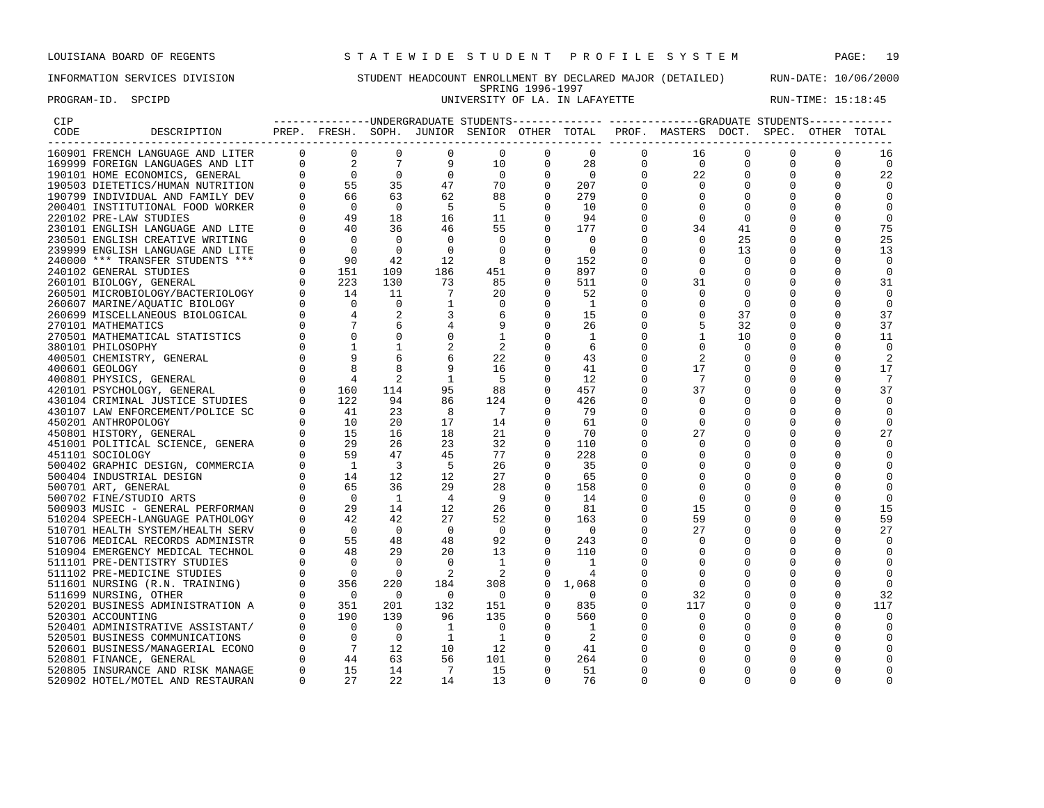LOUISIANA BOARD OF REGENTS — STATEWIDE STUDENT PROFILE SYSTEM

INFORMATION SERVICES DIVISION — STUDENT HEADCOUNT ENROLLMENT BY DECLARED MAJOR (DETAILED) — RUN-DATE: 10/06/2000

SPRING 1996-1997

PROGRAM-ID. SPCIPD — UNIVERSITY OF LA. IN LAFAYETTE — RUN-TIME: 15:18:45

| CIP CODE | DESCRIPTION | UG PREP. | UG FRESH. | UG SOPH. | UG JUNIOR | UG SENIOR | UG OTHER | UG TOTAL | GR PROF. | GR MASTERS | GR DOCT. | GR SPEC. | GR OTHER | GR TOTAL |
|---|---|---|---|---|---|---|---|---|---|---|---|---|---|---|
| 160901 | FRENCH LANGUAGE AND LITER | 0 | 0 | 0 | 0 | 0 | 0 | 0 | 0 | 16 | 0 | 0 | 0 | 16 |
| 169999 | FOREIGN LANGUAGES AND LIT | 0 | 2 | 7 | 9 | 10 | 0 | 28 | 0 | 0 | 0 | 0 | 0 | 0 |
| 190101 | HOME ECONOMICS, GENERAL | 0 | 0 | 0 | 0 | 0 | 0 | 0 | 0 | 22 | 0 | 0 | 0 | 22 |
| 190503 | DIETETICS/HUMAN NUTRITION | 0 | 55 | 35 | 47 | 70 | 0 | 207 | 0 | 0 | 0 | 0 | 0 | 0 |
| 190799 | INDIVIDUAL AND FAMILY DEV | 0 | 66 | 63 | 62 | 88 | 0 | 279 | 0 | 0 | 0 | 0 | 0 | 0 |
| 200401 | INSTITUTIONAL FOOD WORKER | 0 | 0 | 0 | 5 | 5 | 0 | 10 | 0 | 0 | 0 | 0 | 0 | 0 |
| 220102 | PRE-LAW STUDIES | 0 | 49 | 18 | 16 | 11 | 0 | 94 | 0 | 0 | 0 | 0 | 0 | 0 |
| 230101 | ENGLISH LANGUAGE AND LITE | 0 | 40 | 36 | 46 | 55 | 0 | 177 | 0 | 34 | 41 | 0 | 0 | 75 |
| 230501 | ENGLISH CREATIVE WRITING | 0 | 0 | 0 | 0 | 0 | 0 | 0 | 0 | 0 | 25 | 0 | 0 | 25 |
| 239999 | ENGLISH LANGUAGE AND LITE | 0 | 0 | 0 | 0 | 0 | 0 | 0 | 0 | 0 | 13 | 0 | 0 | 13 |
| 240000 | *** TRANSFER STUDENTS *** | 0 | 90 | 42 | 12 | 8 | 0 | 152 | 0 | 0 | 0 | 0 | 0 | 0 |
| 240102 | GENERAL STUDIES | 0 | 151 | 109 | 186 | 451 | 0 | 897 | 0 | 0 | 0 | 0 | 0 | 0 |
| 260101 | BIOLOGY, GENERAL | 0 | 223 | 130 | 73 | 85 | 0 | 511 | 0 | 31 | 0 | 0 | 0 | 31 |
| 260501 | MICROBIOLOGY/BACTERIOLOGY | 0 | 14 | 11 | 7 | 20 | 0 | 52 | 0 | 0 | 0 | 0 | 0 | 0 |
| 260607 | MARINE/AQUATIC BIOLOGY | 0 | 0 | 0 | 1 | 0 | 0 | 1 | 0 | 0 | 0 | 0 | 0 | 0 |
| 260699 | MISCELLANEOUS BIOLOGICAL | 0 | 4 | 2 | 3 | 6 | 0 | 15 | 0 | 0 | 37 | 0 | 0 | 37 |
| 270101 | MATHEMATICS | 0 | 7 | 6 | 4 | 9 | 0 | 26 | 0 | 5 | 32 | 0 | 0 | 37 |
| 270501 | MATHEMATICAL STATISTICS | 0 | 0 | 0 | 0 | 1 | 0 | 1 | 0 | 1 | 10 | 0 | 0 | 11 |
| 380101 | PHILOSOPHY | 0 | 1 | 1 | 2 | 2 | 0 | 6 | 0 | 0 | 0 | 0 | 0 | 0 |
| 400501 | CHEMISTRY, GENERAL | 0 | 9 | 6 | 6 | 22 | 0 | 43 | 0 | 2 | 0 | 0 | 0 | 2 |
| 400601 | GEOLOGY | 0 | 8 | 8 | 9 | 16 | 0 | 41 | 0 | 17 | 0 | 0 | 0 | 17 |
| 400801 | PHYSICS, GENERAL | 0 | 4 | 2 | 1 | 5 | 0 | 12 | 0 | 7 | 0 | 0 | 0 | 7 |
| 420101 | PSYCHOLOGY, GENERAL | 0 | 160 | 114 | 95 | 88 | 0 | 457 | 0 | 37 | 0 | 0 | 0 | 37 |
| 430104 | CRIMINAL JUSTICE STUDIES | 0 | 122 | 94 | 86 | 124 | 0 | 426 | 0 | 0 | 0 | 0 | 0 | 0 |
| 430107 | LAW ENFORCEMENT/POLICE SC | 0 | 41 | 23 | 8 | 7 | 0 | 79 | 0 | 0 | 0 | 0 | 0 | 0 |
| 450201 | ANTHROPOLOGY | 0 | 10 | 20 | 17 | 14 | 0 | 61 | 0 | 0 | 0 | 0 | 0 | 0 |
| 450801 | HISTORY, GENERAL | 0 | 15 | 16 | 18 | 21 | 0 | 70 | 0 | 27 | 0 | 0 | 0 | 27 |
| 451001 | POLITICAL SCIENCE, GENERA | 0 | 29 | 26 | 23 | 32 | 0 | 110 | 0 | 0 | 0 | 0 | 0 | 0 |
| 451101 | SOCIOLOGY | 0 | 59 | 47 | 45 | 77 | 0 | 228 | 0 | 0 | 0 | 0 | 0 | 0 |
| 500402 | GRAPHIC DESIGN, COMMERCIA | 0 | 1 | 3 | 5 | 26 | 0 | 35 | 0 | 0 | 0 | 0 | 0 | 0 |
| 500404 | INDUSTRIAL DESIGN | 0 | 14 | 12 | 12 | 27 | 0 | 65 | 0 | 0 | 0 | 0 | 0 | 0 |
| 500701 | ART, GENERAL | 0 | 65 | 36 | 29 | 28 | 0 | 158 | 0 | 0 | 0 | 0 | 0 | 0 |
| 500702 | FINE/STUDIO ARTS | 0 | 0 | 1 | 4 | 9 | 0 | 14 | 0 | 0 | 0 | 0 | 0 | 0 |
| 500903 | MUSIC - GENERAL PERFORMAN | 0 | 29 | 14 | 12 | 26 | 0 | 81 | 0 | 15 | 0 | 0 | 0 | 15 |
| 510204 | SPEECH-LANGUAGE PATHOLOGY | 0 | 42 | 42 | 27 | 52 | 0 | 163 | 0 | 59 | 0 | 0 | 0 | 59 |
| 510701 | HEALTH SYSTEM/HEALTH SERV | 0 | 0 | 0 | 0 | 0 | 0 | 0 | 0 | 27 | 0 | 0 | 0 | 27 |
| 510706 | MEDICAL RECORDS ADMINISTR | 0 | 55 | 48 | 48 | 92 | 0 | 243 | 0 | 0 | 0 | 0 | 0 | 0 |
| 510904 | EMERGENCY MEDICAL TECHNOL | 0 | 48 | 29 | 20 | 13 | 0 | 110 | 0 | 0 | 0 | 0 | 0 | 0 |
| 511101 | PRE-DENTISTRY STUDIES | 0 | 0 | 0 | 0 | 1 | 0 | 1 | 0 | 0 | 0 | 0 | 0 | 0 |
| 511102 | PRE-MEDICINE STUDIES | 0 | 0 | 0 | 2 | 2 | 0 | 4 | 0 | 0 | 0 | 0 | 0 | 0 |
| 511601 | NURSING (R.N. TRAINING) | 0 | 356 | 220 | 184 | 308 | 0 | 1,068 | 0 | 0 | 0 | 0 | 0 | 0 |
| 511699 | NURSING, OTHER | 0 | 0 | 0 | 0 | 0 | 0 | 0 | 0 | 32 | 0 | 0 | 0 | 32 |
| 520201 | BUSINESS ADMINISTRATION A | 0 | 351 | 201 | 132 | 151 | 0 | 835 | 0 | 117 | 0 | 0 | 0 | 117 |
| 520301 | ACCOUNTING | 0 | 190 | 139 | 96 | 135 | 0 | 560 | 0 | 0 | 0 | 0 | 0 | 0 |
| 520401 | ADMINISTRATIVE ASSISTANT/ | 0 | 0 | 0 | 1 | 0 | 0 | 1 | 0 | 0 | 0 | 0 | 0 | 0 |
| 520501 | BUSINESS COMMUNICATIONS | 0 | 0 | 0 | 1 | 1 | 0 | 2 | 0 | 0 | 0 | 0 | 0 | 0 |
| 520601 | BUSINESS/MANAGERIAL ECONO | 0 | 7 | 12 | 10 | 12 | 0 | 41 | 0 | 0 | 0 | 0 | 0 | 0 |
| 520801 | FINANCE, GENERAL | 0 | 44 | 63 | 56 | 101 | 0 | 264 | 0 | 0 | 0 | 0 | 0 | 0 |
| 520805 | INSURANCE AND RISK MANAGE | 0 | 15 | 14 | 7 | 15 | 0 | 51 | 0 | 0 | 0 | 0 | 0 | 0 |
| 520902 | HOTEL/MOTEL AND RESTAURAN | 0 | 27 | 22 | 14 | 13 | 0 | 76 | 0 | 0 | 0 | 0 | 0 | 0 |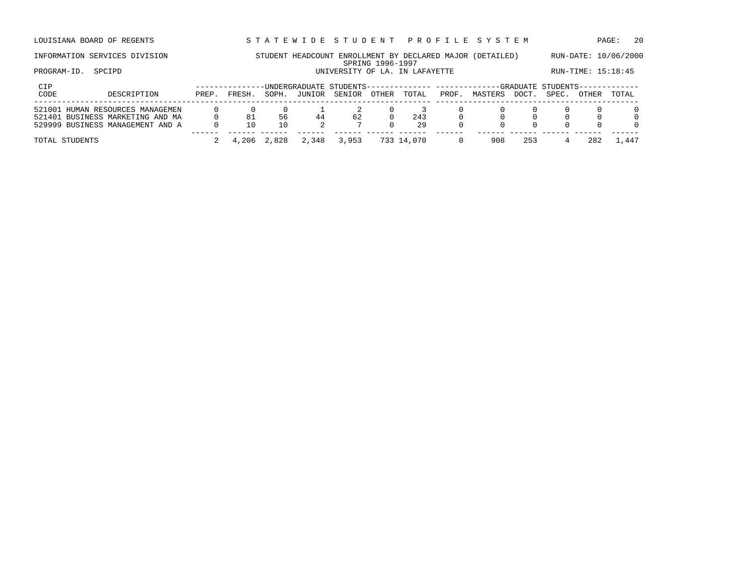LOUISIANA BOARD OF REGENTS — STATEWIDE STUDENT PROFILE SYSTEM

INFORMATION SERVICES DIVISION — STUDENT HEADCOUNT ENROLLMENT BY DECLARED MAJOR (DETAILED) — RUN-DATE: 10/06/2000

SPRING 1996-1997

PROGRAM-ID. SPCIPD — UNIVERSITY OF LA. IN LAFAYETTE — RUN-TIME: 15:18:45

| CIP CODE | DESCRIPTION | UNDERGRADUATE STUDENTS PREP. | FRESH. | SOPH. | JUNIOR | SENIOR | OTHER | TOTAL | GRADUATE STUDENTS PROF. | MASTERS | DOCT. | SPEC. | OTHER | TOTAL |
|---|---|---|---|---|---|---|---|---|---|---|---|---|---|---|
| 521001 | HUMAN RESOURCES MANAGEMEN | 0 | 0 | 0 | 1 | 2 | 0 | 3 | 0 | 0 | 0 | 0 | 0 | 0 |
| 521401 | BUSINESS MARKETING AND MA | 0 | 81 | 56 | 44 | 62 | 0 | 243 | 0 | 0 | 0 | 0 | 0 | 0 |
| 529999 | BUSINESS MANAGEMENT AND A | 0 | 10 | 10 | 2 | 7 | 0 | 29 | 0 | 0 | 0 | 0 | 0 | 0 |
| TOTAL STUDENTS | | 2 | 4,206 | 2,828 | 2,348 | 3,953 | 733 | 14,070 | 0 | 908 | 253 | 4 | 282 | 1,447 |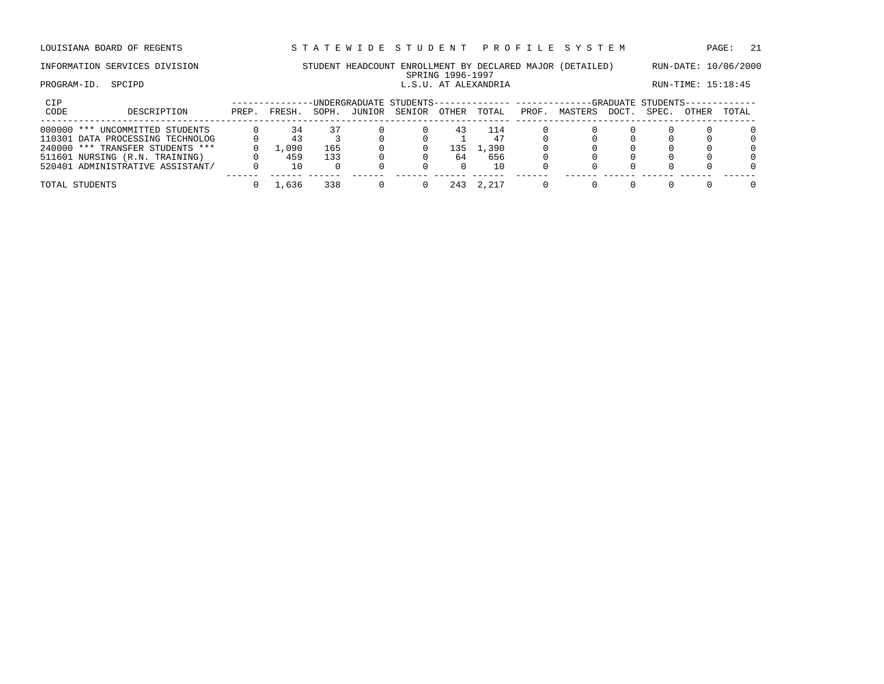LOUISIANA BOARD OF REGENTS — STATEWIDE STUDENT PROFILE SYSTEM

INFORMATION SERVICES DIVISION — STUDENT HEADCOUNT ENROLLMENT BY DECLARED MAJOR (DETAILED) — RUN-DATE: 10/06/2000

SPRING 1996-1997

PROGRAM-ID. SPCIPD — L.S.U. AT ALEXANDRIA — RUN-TIME: 15:18:45

| CIP CODE | DESCRIPTION | UNDERGRADUATE STUDENTS PREP. | FRESH. | SOPH. | JUNIOR | SENIOR | OTHER | TOTAL | GRADUATE STUDENTS PROF. | MASTERS | DOCT. | SPEC. | OTHER | TOTAL |
|---|---|---|---|---|---|---|---|---|---|---|---|---|---|---|
| 000000 | *** UNCOMMITTED STUDENTS | 0 | 34 | 37 | 0 | 0 | 43 | 114 | 0 | 0 | 0 | 0 | 0 | 0 |
| 110301 | DATA PROCESSING TECHNOLOG | 0 | 43 | 3 | 0 | 0 | 1 | 47 | 0 | 0 | 0 | 0 | 0 | 0 |
| 240000 | *** TRANSFER STUDENTS *** | 0 | 1,090 | 165 | 0 | 0 | 135 | 1,390 | 0 | 0 | 0 | 0 | 0 | 0 |
| 511601 | NURSING (R.N. TRAINING) | 0 | 459 | 133 | 0 | 0 | 64 | 656 | 0 | 0 | 0 | 0 | 0 | 0 |
| 520401 | ADMINISTRATIVE ASSISTANT/ | 0 | 10 | 0 | 0 | 0 | 0 | 10 | 0 | 0 | 0 | 0 | 0 | 0 |
| TOTAL STUDENTS | | 0 | 1,636 | 338 | 0 | 0 | 243 | 2,217 | 0 | 0 | 0 | 0 | 0 | 0 |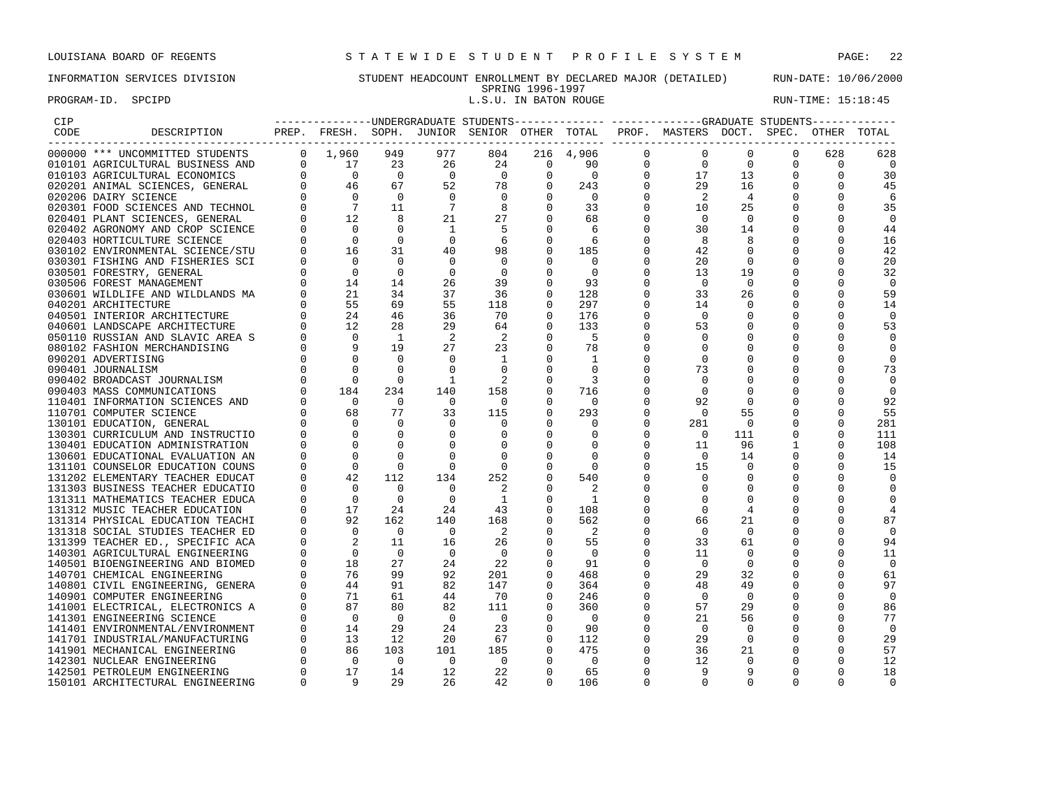LOUISIANA BOARD OF REGENTS — STATEWIDE STUDENT PROFILE SYSTEM

INFORMATION SERVICES DIVISION — STUDENT HEADCOUNT ENROLLMENT BY DECLARED MAJOR (DETAILED) — RUN-DATE: 10/06/2000

SPRING 1996-1997

PROGRAM-ID. SPCIPD — L.S.U. IN BATON ROUGE — RUN-TIME: 15:18:45

| CIP CODE | DESCRIPTION | UG PREP. | UG FRESH. | UG SOPH. | UG JUNIOR | UG SENIOR | UG OTHER | UG TOTAL | GR PROF. | GR MASTERS | GR DOCT. | GR SPEC. | GR OTHER | GR TOTAL |
|---|---|---|---|---|---|---|---|---|---|---|---|---|---|---|
| 000000 | *** UNCOMMITTED STUDENTS | 0 | 1,960 | 949 | 977 | 804 | 216 | 4,906 | 0 | 0 | 0 | 0 | 628 | 628 |
| 010101 | AGRICULTURAL BUSINESS AND | 0 | 17 | 23 | 26 | 24 | 0 | 90 | 0 | 0 | 0 | 0 | 0 | 0 |
| 010103 | AGRICULTURAL ECONOMICS | 0 | 0 | 0 | 0 | 0 | 0 | 0 | 0 | 17 | 13 | 0 | 0 | 30 |
| 020201 | ANIMAL SCIENCES, GENERAL | 0 | 46 | 67 | 52 | 78 | 0 | 243 | 0 | 29 | 16 | 0 | 0 | 45 |
| 020206 | DAIRY SCIENCE | 0 | 0 | 0 | 0 | 0 | 0 | 0 | 0 | 2 | 4 | 0 | 0 | 6 |
| 020301 | FOOD SCIENCES AND TECHNOL | 0 | 7 | 11 | 7 | 8 | 0 | 33 | 0 | 10 | 25 | 0 | 0 | 35 |
| 020401 | PLANT SCIENCES, GENERAL | 0 | 12 | 8 | 21 | 27 | 0 | 68 | 0 | 0 | 0 | 0 | 0 | 0 |
| 020402 | AGRONOMY AND CROP SCIENCE | 0 | 0 | 0 | 1 | 5 | 0 | 6 | 0 | 30 | 14 | 0 | 0 | 44 |
| 020403 | HORTICULTURE SCIENCE | 0 | 0 | 0 | 0 | 6 | 0 | 6 | 0 | 8 | 8 | 0 | 0 | 16 |
| 030102 | ENVIRONMENTAL SCIENCE/STU | 0 | 16 | 31 | 40 | 98 | 0 | 185 | 0 | 42 | 0 | 0 | 0 | 42 |
| 030301 | FISHING AND FISHERIES SCI | 0 | 0 | 0 | 0 | 0 | 0 | 0 | 0 | 20 | 0 | 0 | 0 | 20 |
| 030501 | FORESTRY, GENERAL | 0 | 0 | 0 | 0 | 0 | 0 | 0 | 0 | 13 | 19 | 0 | 0 | 32 |
| 030506 | FOREST MANAGEMENT | 0 | 14 | 14 | 26 | 39 | 0 | 93 | 0 | 0 | 0 | 0 | 0 | 0 |
| 030601 | WILDLIFE AND WILDLANDS MA | 0 | 21 | 34 | 37 | 36 | 0 | 128 | 0 | 33 | 26 | 0 | 0 | 59 |
| 040201 | ARCHITECTURE | 0 | 55 | 69 | 55 | 118 | 0 | 297 | 0 | 14 | 0 | 0 | 0 | 14 |
| 040501 | INTERIOR ARCHITECTURE | 0 | 24 | 46 | 36 | 70 | 0 | 176 | 0 | 0 | 0 | 0 | 0 | 0 |
| 040601 | LANDSCAPE ARCHITECTURE | 0 | 12 | 28 | 29 | 64 | 0 | 133 | 0 | 53 | 0 | 0 | 0 | 53 |
| 050110 | RUSSIAN AND SLAVIC AREA S | 0 | 0 | 1 | 2 | 2 | 0 | 5 | 0 | 0 | 0 | 0 | 0 | 0 |
| 080102 | FASHION MERCHANDISING | 0 | 9 | 19 | 27 | 23 | 0 | 78 | 0 | 0 | 0 | 0 | 0 | 0 |
| 090201 | ADVERTISING | 0 | 0 | 0 | 0 | 1 | 0 | 1 | 0 | 0 | 0 | 0 | 0 | 0 |
| 090401 | JOURNALISM | 0 | 0 | 0 | 0 | 0 | 0 | 0 | 0 | 73 | 0 | 0 | 0 | 73 |
| 090402 | BROADCAST JOURNALISM | 0 | 0 | 0 | 1 | 2 | 0 | 3 | 0 | 0 | 0 | 0 | 0 | 0 |
| 090403 | MASS COMMUNICATIONS | 0 | 184 | 234 | 140 | 158 | 0 | 716 | 0 | 0 | 0 | 0 | 0 | 0 |
| 110401 | INFORMATION SCIENCES AND | 0 | 0 | 0 | 0 | 0 | 0 | 0 | 0 | 92 | 0 | 0 | 0 | 92 |
| 110701 | COMPUTER SCIENCE | 0 | 68 | 77 | 33 | 115 | 0 | 293 | 0 | 0 | 55 | 0 | 0 | 55 |
| 130101 | EDUCATION, GENERAL | 0 | 0 | 0 | 0 | 0 | 0 | 0 | 0 | 281 | 0 | 0 | 0 | 281 |
| 130301 | CURRICULUM AND INSTRUCTIO | 0 | 0 | 0 | 0 | 0 | 0 | 0 | 0 | 0 | 111 | 0 | 0 | 111 |
| 130401 | EDUCATION ADMINISTRATION | 0 | 0 | 0 | 0 | 0 | 0 | 0 | 0 | 11 | 96 | 1 | 0 | 108 |
| 130601 | EDUCATIONAL EVALUATION AN | 0 | 0 | 0 | 0 | 0 | 0 | 0 | 0 | 0 | 14 | 0 | 0 | 14 |
| 131101 | COUNSELOR EDUCATION COUNS | 0 | 0 | 0 | 0 | 0 | 0 | 0 | 0 | 15 | 0 | 0 | 0 | 15 |
| 131202 | ELEMENTARY TEACHER EDUCAT | 0 | 42 | 112 | 134 | 252 | 0 | 540 | 0 | 0 | 0 | 0 | 0 | 0 |
| 131303 | BUSINESS TEACHER EDUCATIO | 0 | 0 | 0 | 0 | 2 | 0 | 2 | 0 | 0 | 0 | 0 | 0 | 0 |
| 131311 | MATHEMATICS TEACHER EDUCA | 0 | 0 | 0 | 0 | 1 | 0 | 1 | 0 | 0 | 0 | 0 | 0 | 0 |
| 131312 | MUSIC TEACHER EDUCATION | 0 | 17 | 24 | 24 | 43 | 0 | 108 | 0 | 0 | 4 | 0 | 0 | 4 |
| 131314 | PHYSICAL EDUCATION TEACHI | 0 | 92 | 162 | 140 | 168 | 0 | 562 | 0 | 66 | 21 | 0 | 0 | 87 |
| 131318 | SOCIAL STUDIES TEACHER ED | 0 | 0 | 0 | 0 | 2 | 0 | 2 | 0 | 0 | 0 | 0 | 0 | 0 |
| 131399 | TEACHER ED., SPECIFIC ACA | 0 | 2 | 11 | 16 | 26 | 0 | 55 | 0 | 33 | 61 | 0 | 0 | 94 |
| 140301 | AGRICULTURAL ENGINEERING | 0 | 0 | 0 | 0 | 0 | 0 | 0 | 0 | 11 | 0 | 0 | 0 | 11 |
| 140501 | BIOENGINEERING AND BIOMED | 0 | 18 | 27 | 24 | 22 | 0 | 91 | 0 | 0 | 0 | 0 | 0 | 0 |
| 140701 | CHEMICAL ENGINEERING | 0 | 76 | 99 | 92 | 201 | 0 | 468 | 0 | 29 | 32 | 0 | 0 | 61 |
| 140801 | CIVIL ENGINEERING, GENERA | 0 | 44 | 91 | 82 | 147 | 0 | 364 | 0 | 48 | 49 | 0 | 0 | 97 |
| 140901 | COMPUTER ENGINEERING | 0 | 71 | 61 | 44 | 70 | 0 | 246 | 0 | 0 | 0 | 0 | 0 | 0 |
| 141001 | ELECTRICAL, ELECTRONICS A | 0 | 87 | 80 | 82 | 111 | 0 | 360 | 0 | 57 | 29 | 0 | 0 | 86 |
| 141301 | ENGINEERING SCIENCE | 0 | 0 | 0 | 0 | 0 | 0 | 0 | 0 | 21 | 56 | 0 | 0 | 77 |
| 141401 | ENVIRONMENTAL/ENVIRONMENT | 0 | 14 | 29 | 24 | 23 | 0 | 90 | 0 | 0 | 0 | 0 | 0 | 0 |
| 141701 | INDUSTRIAL/MANUFACTURING | 0 | 13 | 12 | 20 | 67 | 0 | 112 | 0 | 29 | 0 | 0 | 0 | 29 |
| 141901 | MECHANICAL ENGINEERING | 0 | 86 | 103 | 101 | 185 | 0 | 475 | 0 | 36 | 21 | 0 | 0 | 57 |
| 142301 | NUCLEAR ENGINEERING | 0 | 0 | 0 | 0 | 0 | 0 | 0 | 0 | 12 | 0 | 0 | 0 | 12 |
| 142501 | PETROLEUM ENGINEERING | 0 | 17 | 14 | 12 | 22 | 0 | 65 | 0 | 9 | 9 | 0 | 0 | 18 |
| 150101 | ARCHITECTURAL ENGINEERING | 0 | 9 | 29 | 26 | 42 | 0 | 106 | 0 | 0 | 0 | 0 | 0 | 0 |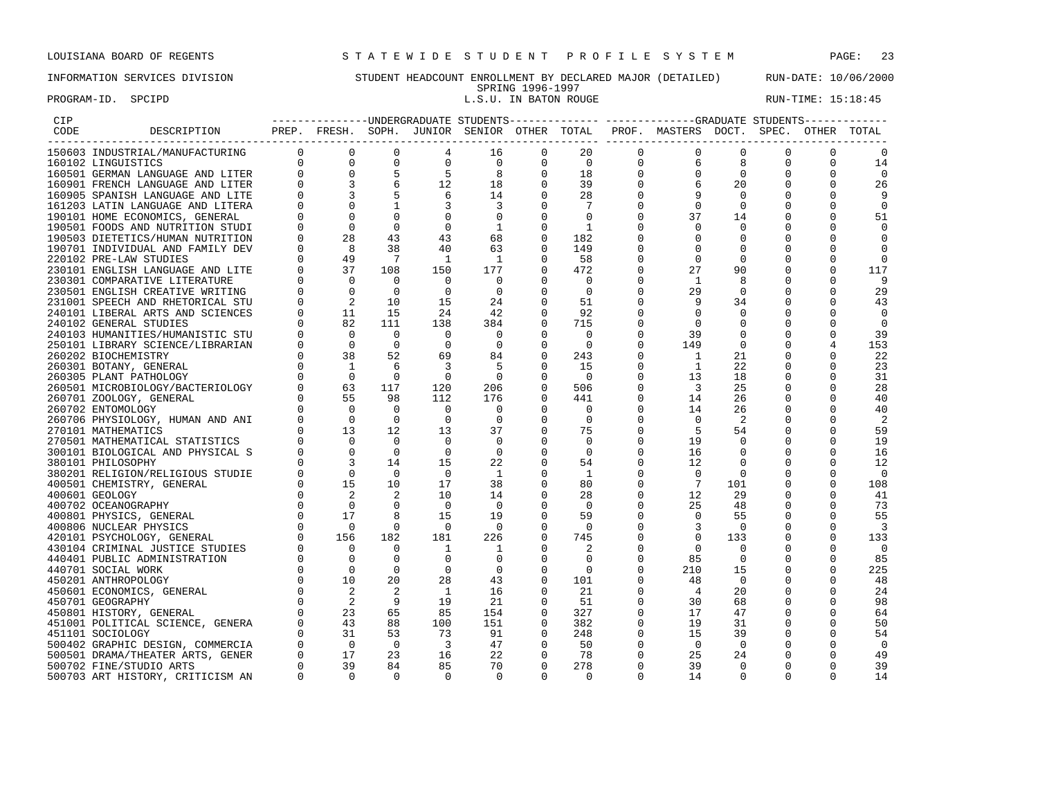LOUISIANA BOARD OF REGENTS — STATEWIDE STUDENT PROFILE SYSTEM

INFORMATION SERVICES DIVISION — STUDENT HEADCOUNT ENROLLMENT BY DECLARED MAJOR (DETAILED) — RUN-DATE: 10/06/2000

SPRING 1996-1997

PROGRAM-ID. SPCIPD — L.S.U. IN BATON ROUGE — RUN-TIME: 15:18:45

| CIP CODE | DESCRIPTION | UNDERGRADUATE STUDENTS PREP. | FRESH. | SOPH. | JUNIOR | SENIOR | OTHER | TOTAL | GRADUATE STUDENTS PROF. | MASTERS | DOCT. | SPEC. | OTHER | TOTAL |
|---|---|---|---|---|---|---|---|---|---|---|---|---|---|---|
| 150603 | INDUSTRIAL/MANUFACTURING | 0 | 0 | 0 | 4 | 16 | 0 | 20 | 0 | 0 | 0 | 0 | 0 | 0 |
| 160102 | LINGUISTICS | 0 | 0 | 0 | 0 | 0 | 0 | 0 | 0 | 6 | 8 | 0 | 0 | 14 |
| 160501 | GERMAN LANGUAGE AND LITER | 0 | 0 | 5 | 5 | 8 | 0 | 18 | 0 | 0 | 0 | 0 | 0 | 0 |
| 160901 | FRENCH LANGUAGE AND LITER | 0 | 3 | 6 | 12 | 18 | 0 | 39 | 0 | 6 | 20 | 0 | 0 | 26 |
| 160905 | SPANISH LANGUAGE AND LITE | 0 | 3 | 5 | 6 | 14 | 0 | 28 | 0 | 9 | 0 | 0 | 0 | 9 |
| 161203 | LATIN LANGUAGE AND LITERA | 0 | 0 | 1 | 3 | 3 | 0 | 7 | 0 | 0 | 0 | 0 | 0 | 0 |
| 190101 | HOME ECONOMICS, GENERAL | 0 | 0 | 0 | 0 | 0 | 0 | 0 | 0 | 37 | 14 | 0 | 0 | 51 |
| 190501 | FOODS AND NUTRITION STUDI | 0 | 0 | 0 | 0 | 1 | 0 | 1 | 0 | 0 | 0 | 0 | 0 | 0 |
| 190503 | DIETETICS/HUMAN NUTRITION | 0 | 28 | 43 | 43 | 68 | 0 | 182 | 0 | 0 | 0 | 0 | 0 | 0 |
| 190701 | INDIVIDUAL AND FAMILY DEV | 0 | 8 | 38 | 40 | 63 | 0 | 149 | 0 | 0 | 0 | 0 | 0 | 0 |
| 220102 | PRE-LAW STUDIES | 0 | 49 | 7 | 1 | 1 | 0 | 58 | 0 | 0 | 0 | 0 | 0 | 0 |
| 230101 | ENGLISH LANGUAGE AND LITE | 0 | 37 | 108 | 150 | 177 | 0 | 472 | 0 | 27 | 90 | 0 | 0 | 117 |
| 230301 | COMPARATIVE LITERATURE | 0 | 0 | 0 | 0 | 0 | 0 | 0 | 0 | 1 | 8 | 0 | 0 | 9 |
| 230501 | ENGLISH CREATIVE WRITING | 0 | 0 | 0 | 0 | 0 | 0 | 0 | 0 | 29 | 0 | 0 | 0 | 29 |
| 231001 | SPEECH AND RHETORICAL STU | 0 | 2 | 10 | 15 | 24 | 0 | 51 | 0 | 9 | 34 | 0 | 0 | 43 |
| 240101 | LIBERAL ARTS AND SCIENCES | 0 | 11 | 15 | 24 | 42 | 0 | 92 | 0 | 0 | 0 | 0 | 0 | 0 |
| 240102 | GENERAL STUDIES | 0 | 82 | 111 | 138 | 384 | 0 | 715 | 0 | 0 | 0 | 0 | 0 | 0 |
| 240103 | HUMANITIES/HUMANISTIC STU | 0 | 0 | 0 | 0 | 0 | 0 | 0 | 0 | 39 | 0 | 0 | 0 | 39 |
| 250101 | LIBRARY SCIENCE/LIBRARIAN | 0 | 0 | 0 | 0 | 0 | 0 | 0 | 0 | 149 | 0 | 0 | 4 | 153 |
| 260202 | BIOCHEMISTRY | 0 | 38 | 52 | 69 | 84 | 0 | 243 | 0 | 1 | 21 | 0 | 0 | 22 |
| 260301 | BOTANY, GENERAL | 0 | 1 | 6 | 3 | 5 | 0 | 15 | 0 | 1 | 22 | 0 | 0 | 23 |
| 260305 | PLANT PATHOLOGY | 0 | 0 | 0 | 0 | 0 | 0 | 0 | 0 | 13 | 18 | 0 | 0 | 31 |
| 260501 | MICROBIOLOGY/BACTERIOLOGY | 0 | 63 | 117 | 120 | 206 | 0 | 506 | 0 | 3 | 25 | 0 | 0 | 28 |
| 260701 | ZOOLOGY, GENERAL | 0 | 55 | 98 | 112 | 176 | 0 | 441 | 0 | 14 | 26 | 0 | 0 | 40 |
| 260702 | ENTOMOLOGY | 0 | 0 | 0 | 0 | 0 | 0 | 0 | 0 | 14 | 26 | 0 | 0 | 40 |
| 260706 | PHYSIOLOGY, HUMAN AND ANI | 0 | 0 | 0 | 0 | 0 | 0 | 0 | 0 | 0 | 2 | 0 | 0 | 2 |
| 270101 | MATHEMATICS | 0 | 13 | 12 | 13 | 37 | 0 | 75 | 0 | 5 | 54 | 0 | 0 | 59 |
| 270501 | MATHEMATICAL STATISTICS | 0 | 0 | 0 | 0 | 0 | 0 | 0 | 0 | 19 | 0 | 0 | 0 | 19 |
| 300101 | BIOLOGICAL AND PHYSICAL S | 0 | 0 | 0 | 0 | 0 | 0 | 0 | 0 | 16 | 0 | 0 | 0 | 16 |
| 380101 | PHILOSOPHY | 0 | 3 | 14 | 15 | 22 | 0 | 54 | 0 | 12 | 0 | 0 | 0 | 12 |
| 380201 | RELIGION/RELIGIOUS STUDIE | 0 | 0 | 0 | 0 | 1 | 0 | 1 | 0 | 0 | 0 | 0 | 0 | 0 |
| 400501 | CHEMISTRY, GENERAL | 0 | 15 | 10 | 17 | 38 | 0 | 80 | 0 | 7 | 101 | 0 | 0 | 108 |
| 400601 | GEOLOGY | 0 | 2 | 2 | 10 | 14 | 0 | 28 | 0 | 12 | 29 | 0 | 0 | 41 |
| 400702 | OCEANOGRAPHY | 0 | 0 | 0 | 0 | 0 | 0 | 0 | 0 | 25 | 48 | 0 | 0 | 73 |
| 400801 | PHYSICS, GENERAL | 0 | 17 | 8 | 15 | 19 | 0 | 59 | 0 | 0 | 55 | 0 | 0 | 55 |
| 400806 | NUCLEAR PHYSICS | 0 | 0 | 0 | 0 | 0 | 0 | 0 | 0 | 3 | 0 | 0 | 0 | 3 |
| 420101 | PSYCHOLOGY, GENERAL | 0 | 156 | 182 | 181 | 226 | 0 | 745 | 0 | 0 | 133 | 0 | 0 | 133 |
| 430104 | CRIMINAL JUSTICE STUDIES | 0 | 0 | 0 | 1 | 1 | 0 | 2 | 0 | 0 | 0 | 0 | 0 | 0 |
| 440401 | PUBLIC ADMINISTRATION | 0 | 0 | 0 | 0 | 0 | 0 | 0 | 0 | 85 | 0 | 0 | 0 | 85 |
| 440701 | SOCIAL WORK | 0 | 0 | 0 | 0 | 0 | 0 | 0 | 0 | 210 | 15 | 0 | 0 | 225 |
| 450201 | ANTHROPOLOGY | 0 | 10 | 20 | 28 | 43 | 0 | 101 | 0 | 48 | 0 | 0 | 0 | 48 |
| 450601 | ECONOMICS, GENERAL | 0 | 2 | 2 | 1 | 16 | 0 | 21 | 0 | 4 | 20 | 0 | 0 | 24 |
| 450701 | GEOGRAPHY | 0 | 2 | 9 | 19 | 21 | 0 | 51 | 0 | 30 | 68 | 0 | 0 | 98 |
| 450801 | HISTORY, GENERAL | 0 | 23 | 65 | 85 | 154 | 0 | 327 | 0 | 17 | 47 | 0 | 0 | 64 |
| 451001 | POLITICAL SCIENCE, GENERA | 0 | 43 | 88 | 100 | 151 | 0 | 382 | 0 | 19 | 31 | 0 | 0 | 50 |
| 451101 | SOCIOLOGY | 0 | 31 | 53 | 73 | 91 | 0 | 248 | 0 | 15 | 39 | 0 | 0 | 54 |
| 500402 | GRAPHIC DESIGN, COMMERCIA | 0 | 0 | 0 | 3 | 47 | 0 | 50 | 0 | 0 | 0 | 0 | 0 | 0 |
| 500501 | DRAMA/THEATER ARTS, GENER | 0 | 17 | 23 | 16 | 22 | 0 | 78 | 0 | 25 | 24 | 0 | 0 | 49 |
| 500702 | FINE/STUDIO ARTS | 0 | 39 | 84 | 85 | 70 | 0 | 278 | 0 | 39 | 0 | 0 | 0 | 39 |
| 500703 | ART HISTORY, CRITICISM AN | 0 | 0 | 0 | 0 | 0 | 0 | 0 | 0 | 14 | 0 | 0 | 0 | 14 |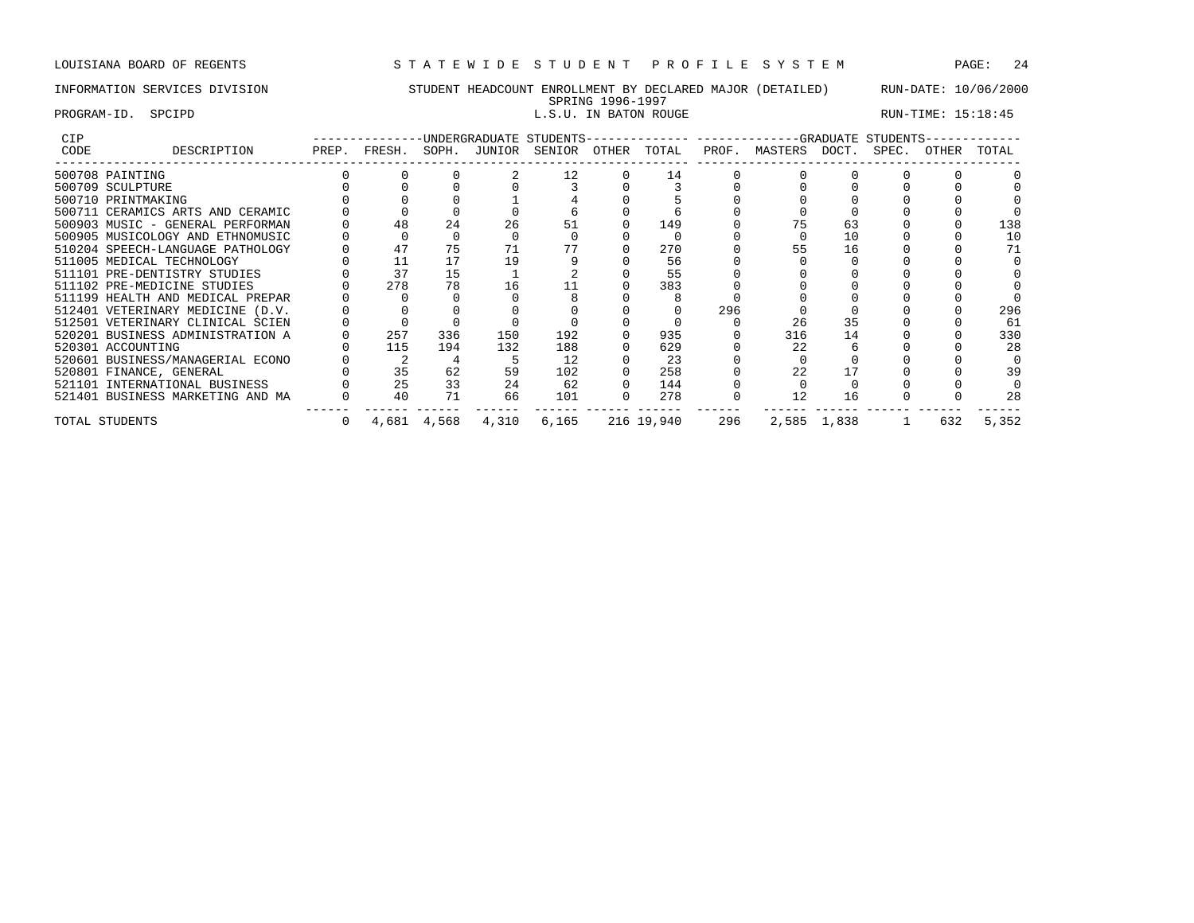LOUISIANA BOARD OF REGENTS — STATEWIDE STUDENT PROFILE SYSTEM

INFORMATION SERVICES DIVISION — STUDENT HEADCOUNT ENROLLMENT BY DECLARED MAJOR (DETAILED) — RUN-DATE: 10/06/2000

SPRING 1996-1997

PROGRAM-ID. SPCIPD — L.S.U. IN BATON ROUGE — RUN-TIME: 15:18:45

| CIP CODE | DESCRIPTION | UNDERGRADUATE STUDENTS PREP. | FRESH. | SOPH. | JUNIOR | SENIOR | OTHER | TOTAL | GRADUATE STUDENTS PROF. | MASTERS | DOCT. | SPEC. | OTHER | TOTAL |
|---|---|---|---|---|---|---|---|---|---|---|---|---|---|---|
| 500708 | PAINTING | 0 | 0 | 0 | 2 | 12 | 0 | 14 | 0 | 0 | 0 | 0 | 0 | 0 |
| 500709 | SCULPTURE | 0 | 0 | 0 | 0 | 3 | 0 | 3 | 0 | 0 | 0 | 0 | 0 | 0 |
| 500710 | PRINTMAKING | 0 | 0 | 0 | 1 | 4 | 0 | 5 | 0 | 0 | 0 | 0 | 0 | 0 |
| 500711 | CERAMICS ARTS AND CERAMIC | 0 | 0 | 0 | 0 | 6 | 0 | 6 | 0 | 0 | 0 | 0 | 0 | 0 |
| 500903 | MUSIC - GENERAL PERFORMAN | 0 | 48 | 24 | 26 | 51 | 0 | 149 | 0 | 75 | 63 | 0 | 0 | 138 |
| 500905 | MUSICOLOGY AND ETHNOMUSIC | 0 | 0 | 0 | 0 | 0 | 0 | 0 | 0 | 0 | 10 | 0 | 0 | 10 |
| 510204 | SPEECH-LANGUAGE PATHOLOGY | 0 | 47 | 75 | 71 | 77 | 0 | 270 | 0 | 55 | 16 | 0 | 0 | 71 |
| 511005 | MEDICAL TECHNOLOGY | 0 | 11 | 17 | 19 | 9 | 0 | 56 | 0 | 0 | 0 | 0 | 0 | 0 |
| 511101 | PRE-DENTISTRY STUDIES | 0 | 37 | 15 | 1 | 2 | 0 | 55 | 0 | 0 | 0 | 0 | 0 | 0 |
| 511102 | PRE-MEDICINE STUDIES | 0 | 278 | 78 | 16 | 11 | 0 | 383 | 0 | 0 | 0 | 0 | 0 | 0 |
| 511199 | HEALTH AND MEDICAL PREPAR | 0 | 0 | 0 | 0 | 8 | 0 | 8 | 0 | 0 | 0 | 0 | 0 | 0 |
| 512401 | VETERINARY MEDICINE (D.V. | 0 | 0 | 0 | 0 | 0 | 0 | 0 | 296 | 0 | 0 | 0 | 0 | 296 |
| 512501 | VETERINARY CLINICAL SCIEN | 0 | 0 | 0 | 0 | 0 | 0 | 0 | 0 | 26 | 35 | 0 | 0 | 61 |
| 520201 | BUSINESS ADMINISTRATION A | 0 | 257 | 336 | 150 | 192 | 0 | 935 | 0 | 316 | 14 | 0 | 0 | 330 |
| 520301 | ACCOUNTING | 0 | 115 | 194 | 132 | 188 | 0 | 629 | 0 | 22 | 6 | 0 | 0 | 28 |
| 520601 | BUSINESS/MANAGERIAL ECONO | 0 | 2 | 4 | 5 | 12 | 0 | 23 | 0 | 0 | 0 | 0 | 0 | 0 |
| 520801 | FINANCE, GENERAL | 0 | 35 | 62 | 59 | 102 | 0 | 258 | 0 | 22 | 17 | 0 | 0 | 39 |
| 521101 | INTERNATIONAL BUSINESS | 0 | 25 | 33 | 24 | 62 | 0 | 144 | 0 | 0 | 0 | 0 | 0 | 0 |
| 521401 | BUSINESS MARKETING AND MA | 0 | 40 | 71 | 66 | 101 | 0 | 278 | 0 | 12 | 16 | 0 | 0 | 28 |
| | TOTAL STUDENTS | 0 | 4,681 | 4,568 | 4,310 | 6,165 | 216 | 19,940 | 296 | 2,585 | 1,838 | 1 | 632 | 5,352 |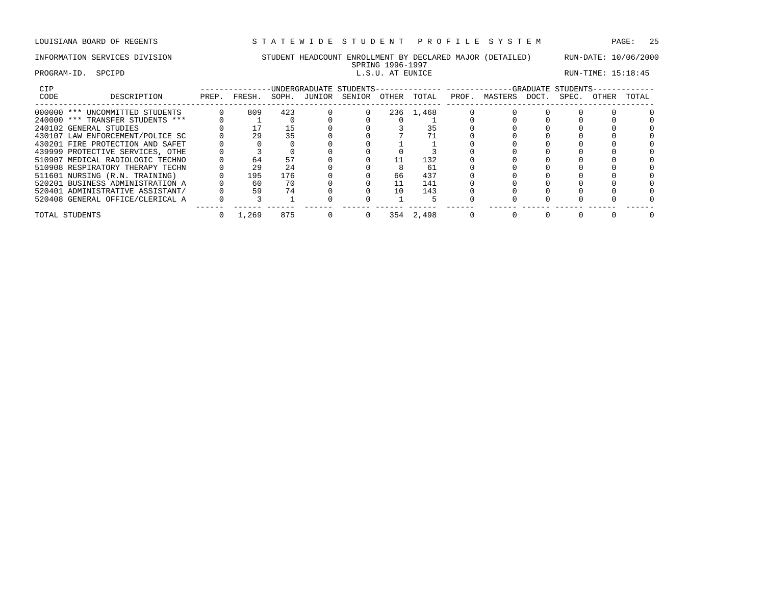LOUISIANA BOARD OF REGENTS — STATEWIDE STUDENT PROFILE SYSTEM

INFORMATION SERVICES DIVISION — STUDENT HEADCOUNT ENROLLMENT BY DECLARED MAJOR (DETAILED) — RUN-DATE: 10/06/2000

SPRING 1996-1997

PROGRAM-ID. SPCIPD — L.S.U. AT EUNICE — RUN-TIME: 15:18:45

| CIP CODE | DESCRIPTION | UNDERGRADUATE STUDENTS PREP. | FRESH. | SOPH. | JUNIOR | SENIOR | OTHER | TOTAL | GRADUATE STUDENTS PROF. | MASTERS | DOCT. | SPEC. | OTHER | TOTAL |
|---|---|---|---|---|---|---|---|---|---|---|---|---|---|---|
| 000000 | *** UNCOMMITTED STUDENTS | 0 | 809 | 423 | 0 | 0 | 236 | 1,468 | 0 | 0 | 0 | 0 | 0 | 0 |
| 240000 | *** TRANSFER STUDENTS *** | 0 | 1 | 0 | 0 | 0 | 0 | 1 | 0 | 0 | 0 | 0 | 0 | 0 |
| 240102 | GENERAL STUDIES | 0 | 17 | 15 | 0 | 0 | 3 | 35 | 0 | 0 | 0 | 0 | 0 | 0 |
| 430107 | LAW ENFORCEMENT/POLICE SC | 0 | 29 | 35 | 0 | 0 | 7 | 71 | 0 | 0 | 0 | 0 | 0 | 0 |
| 430201 | FIRE PROTECTION AND SAFET | 0 | 0 | 0 | 0 | 0 | 1 | 1 | 0 | 0 | 0 | 0 | 0 | 0 |
| 439999 | PROTECTIVE SERVICES, OTHE | 0 | 3 | 0 | 0 | 0 | 0 | 3 | 0 | 0 | 0 | 0 | 0 | 0 |
| 510907 | MEDICAL RADIOLOGIC TECHNO | 0 | 64 | 57 | 0 | 0 | 11 | 132 | 0 | 0 | 0 | 0 | 0 | 0 |
| 510908 | RESPIRATORY THERAPY TECHN | 0 | 29 | 24 | 0 | 0 | 8 | 61 | 0 | 0 | 0 | 0 | 0 | 0 |
| 511601 | NURSING (R.N. TRAINING) | 0 | 195 | 176 | 0 | 0 | 66 | 437 | 0 | 0 | 0 | 0 | 0 | 0 |
| 520201 | BUSINESS ADMINISTRATION A | 0 | 60 | 70 | 0 | 0 | 11 | 141 | 0 | 0 | 0 | 0 | 0 | 0 |
| 520401 | ADMINISTRATIVE ASSISTANT/ | 0 | 59 | 74 | 0 | 0 | 10 | 143 | 0 | 0 | 0 | 0 | 0 | 0 |
| 520408 | GENERAL OFFICE/CLERICAL A | 0 | 3 | 1 | 0 | 0 | 1 | 5 | 0 | 0 | 0 | 0 | 0 | 0 |
| TOTAL STUDENTS | | 0 | 1,269 | 875 | 0 | 0 | 354 | 2,498 | 0 | 0 | 0 | 0 | 0 | 0 |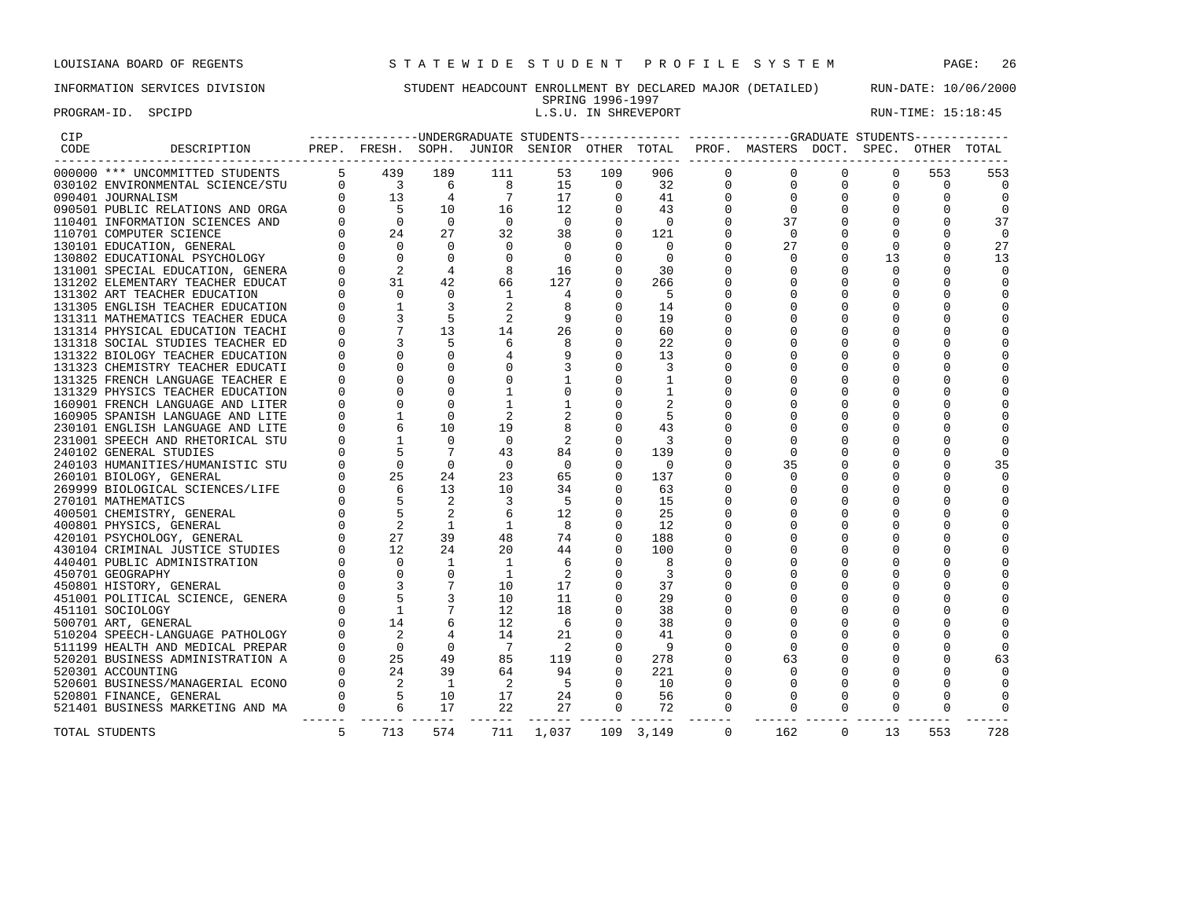LOUISIANA BOARD OF REGENTS — STATEWIDE STUDENT PROFILE SYSTEM

INFORMATION SERVICES DIVISION — STUDENT HEADCOUNT ENROLLMENT BY DECLARED MAJOR (DETAILED) — RUN-DATE: 10/06/2000

SPRING 1996-1997

PROGRAM-ID. SPCIPD — L.S.U. IN SHREVEPORT — RUN-TIME: 15:18:45

| CIP CODE | DESCRIPTION | UG PREP. | UG FRESH. | UG SOPH. | UG JUNIOR | UG SENIOR | UG OTHER | UG TOTAL | GR PROF. | GR MASTERS | GR DOCT. | GR SPEC. | GR OTHER | GR TOTAL |
|---|---|---|---|---|---|---|---|---|---|---|---|---|---|---|
| 000000 | *** UNCOMMITTED STUDENTS | 5 | 439 | 189 | 111 | 53 | 109 | 906 | 0 | 0 | 0 | 0 | 553 | 553 |
| 030102 | ENVIRONMENTAL SCIENCE/STU | 0 | 3 | 6 | 8 | 15 | 0 | 32 | 0 | 0 | 0 | 0 | 0 | 0 |
| 090401 | JOURNALISM | 0 | 13 | 4 | 7 | 17 | 0 | 41 | 0 | 0 | 0 | 0 | 0 | 0 |
| 090501 | PUBLIC RELATIONS AND ORGA | 0 | 5 | 10 | 16 | 12 | 0 | 43 | 0 | 0 | 0 | 0 | 0 | 0 |
| 110401 | INFORMATION SCIENCES AND | 0 | 0 | 0 | 0 | 0 | 0 | 0 | 0 | 37 | 0 | 0 | 0 | 37 |
| 110701 | COMPUTER SCIENCE | 0 | 24 | 27 | 32 | 38 | 0 | 121 | 0 | 0 | 0 | 0 | 0 | 0 |
| 130101 | EDUCATION, GENERAL | 0 | 0 | 0 | 0 | 0 | 0 | 0 | 0 | 27 | 0 | 0 | 0 | 27 |
| 130802 | EDUCATIONAL PSYCHOLOGY | 0 | 0 | 0 | 0 | 0 | 0 | 0 | 0 | 0 | 0 | 13 | 0 | 13 |
| 131001 | SPECIAL EDUCATION, GENERA | 0 | 2 | 4 | 8 | 16 | 0 | 30 | 0 | 0 | 0 | 0 | 0 | 0 |
| 131202 | ELEMENTARY TEACHER EDUCAT | 0 | 31 | 42 | 66 | 127 | 0 | 266 | 0 | 0 | 0 | 0 | 0 | 0 |
| 131302 | ART TEACHER EDUCATION | 0 | 0 | 0 | 1 | 4 | 0 | 5 | 0 | 0 | 0 | 0 | 0 | 0 |
| 131305 | ENGLISH TEACHER EDUCATION | 0 | 1 | 3 | 2 | 8 | 0 | 14 | 0 | 0 | 0 | 0 | 0 | 0 |
| 131311 | MATHEMATICS TEACHER EDUCA | 0 | 3 | 5 | 2 | 9 | 0 | 19 | 0 | 0 | 0 | 0 | 0 | 0 |
| 131314 | PHYSICAL EDUCATION TEACHI | 0 | 7 | 13 | 14 | 26 | 0 | 60 | 0 | 0 | 0 | 0 | 0 | 0 |
| 131318 | SOCIAL STUDIES TEACHER ED | 0 | 3 | 5 | 6 | 8 | 0 | 22 | 0 | 0 | 0 | 0 | 0 | 0 |
| 131322 | BIOLOGY TEACHER EDUCATION | 0 | 0 | 0 | 4 | 9 | 0 | 13 | 0 | 0 | 0 | 0 | 0 | 0 |
| 131323 | CHEMISTRY TEACHER EDUCATI | 0 | 0 | 0 | 0 | 3 | 0 | 3 | 0 | 0 | 0 | 0 | 0 | 0 |
| 131325 | FRENCH LANGUAGE TEACHER E | 0 | 0 | 0 | 0 | 1 | 0 | 1 | 0 | 0 | 0 | 0 | 0 | 0 |
| 131329 | PHYSICS TEACHER EDUCATION | 0 | 0 | 0 | 1 | 0 | 0 | 1 | 0 | 0 | 0 | 0 | 0 | 0 |
| 160901 | FRENCH LANGUAGE AND LITER | 0 | 0 | 0 | 1 | 1 | 0 | 2 | 0 | 0 | 0 | 0 | 0 | 0 |
| 160905 | SPANISH LANGUAGE AND LITE | 0 | 1 | 0 | 2 | 2 | 0 | 5 | 0 | 0 | 0 | 0 | 0 | 0 |
| 230101 | ENGLISH LANGUAGE AND LITE | 0 | 6 | 10 | 19 | 8 | 0 | 43 | 0 | 0 | 0 | 0 | 0 | 0 |
| 231001 | SPEECH AND RHETORICAL STU | 0 | 1 | 0 | 0 | 2 | 0 | 3 | 0 | 0 | 0 | 0 | 0 | 0 |
| 240102 | GENERAL STUDIES | 0 | 5 | 7 | 43 | 84 | 0 | 139 | 0 | 0 | 0 | 0 | 0 | 0 |
| 240103 | HUMANITIES/HUMANISTIC STU | 0 | 0 | 0 | 0 | 0 | 0 | 0 | 0 | 35 | 0 | 0 | 0 | 35 |
| 260101 | BIOLOGY, GENERAL | 0 | 25 | 24 | 23 | 65 | 0 | 137 | 0 | 0 | 0 | 0 | 0 | 0 |
| 269999 | BIOLOGICAL SCIENCES/LIFE | 0 | 6 | 13 | 10 | 34 | 0 | 63 | 0 | 0 | 0 | 0 | 0 | 0 |
| 270101 | MATHEMATICS | 0 | 5 | 2 | 3 | 5 | 0 | 15 | 0 | 0 | 0 | 0 | 0 | 0 |
| 400501 | CHEMISTRY, GENERAL | 0 | 5 | 2 | 6 | 12 | 0 | 25 | 0 | 0 | 0 | 0 | 0 | 0 |
| 400801 | PHYSICS, GENERAL | 0 | 2 | 1 | 1 | 8 | 0 | 12 | 0 | 0 | 0 | 0 | 0 | 0 |
| 420101 | PSYCHOLOGY, GENERAL | 0 | 27 | 39 | 48 | 74 | 0 | 188 | 0 | 0 | 0 | 0 | 0 | 0 |
| 430104 | CRIMINAL JUSTICE STUDIES | 0 | 12 | 24 | 20 | 44 | 0 | 100 | 0 | 0 | 0 | 0 | 0 | 0 |
| 440401 | PUBLIC ADMINISTRATION | 0 | 0 | 1 | 1 | 6 | 0 | 8 | 0 | 0 | 0 | 0 | 0 | 0 |
| 450701 | GEOGRAPHY | 0 | 0 | 0 | 1 | 2 | 0 | 3 | 0 | 0 | 0 | 0 | 0 | 0 |
| 450801 | HISTORY, GENERAL | 0 | 3 | 7 | 10 | 17 | 0 | 37 | 0 | 0 | 0 | 0 | 0 | 0 |
| 451001 | POLITICAL SCIENCE, GENERA | 0 | 5 | 3 | 10 | 11 | 0 | 29 | 0 | 0 | 0 | 0 | 0 | 0 |
| 451101 | SOCIOLOGY | 0 | 1 | 7 | 12 | 18 | 0 | 38 | 0 | 0 | 0 | 0 | 0 | 0 |
| 500701 | ART, GENERAL | 0 | 14 | 6 | 12 | 6 | 0 | 38 | 0 | 0 | 0 | 0 | 0 | 0 |
| 510204 | SPEECH-LANGUAGE PATHOLOGY | 0 | 2 | 4 | 14 | 21 | 0 | 41 | 0 | 0 | 0 | 0 | 0 | 0 |
| 511199 | HEALTH AND MEDICAL PREPAR | 0 | 0 | 0 | 7 | 2 | 0 | 9 | 0 | 0 | 0 | 0 | 0 | 0 |
| 520201 | BUSINESS ADMINISTRATION A | 0 | 25 | 49 | 85 | 119 | 0 | 278 | 0 | 63 | 0 | 0 | 0 | 63 |
| 520301 | ACCOUNTING | 0 | 24 | 39 | 64 | 94 | 0 | 221 | 0 | 0 | 0 | 0 | 0 | 0 |
| 520601 | BUSINESS/MANAGERIAL ECONO | 0 | 2 | 1 | 2 | 5 | 0 | 10 | 0 | 0 | 0 | 0 | 0 | 0 |
| 520801 | FINANCE, GENERAL | 0 | 5 | 10 | 17 | 24 | 0 | 56 | 0 | 0 | 0 | 0 | 0 | 0 |
| 521401 | BUSINESS MARKETING AND MA | 0 | 6 | 17 | 22 | 27 | 0 | 72 | 0 | 0 | 0 | 0 | 0 | 0 |
| | TOTAL STUDENTS | 5 | 713 | 574 | 711 | 1,037 | 109 | 3,149 | 0 | 162 | 0 | 13 | 553 | 728 |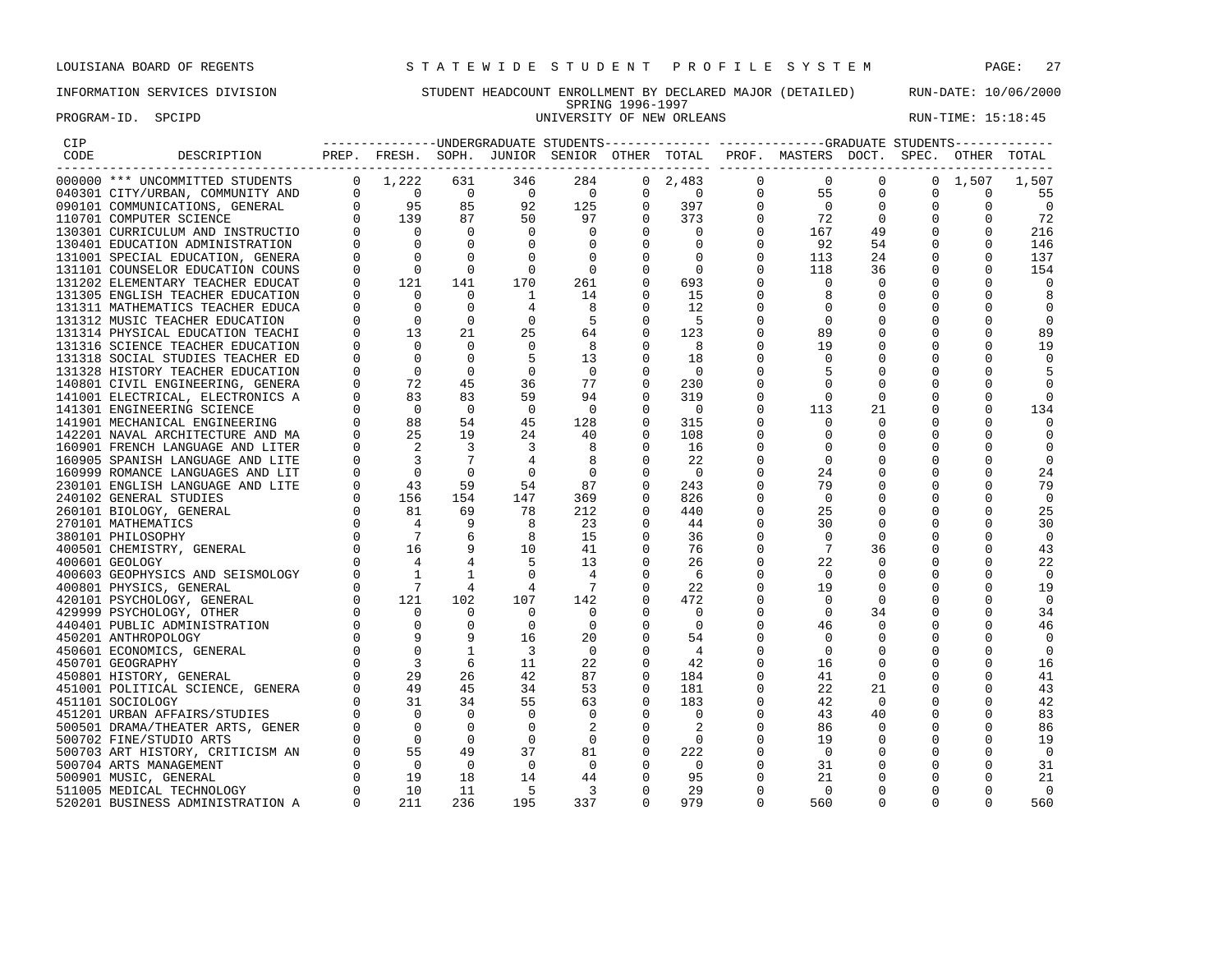LOUISIANA BOARD OF REGENTS — STATEWIDE STUDENT PROFILE SYSTEM

INFORMATION SERVICES DIVISION — STUDENT HEADCOUNT ENROLLMENT BY DECLARED MAJOR (DETAILED) — RUN-DATE: 10/06/2000

SPRING 1996-1997

PROGRAM-ID. SPCIPD — UNIVERSITY OF NEW ORLEANS — RUN-TIME: 15:18:45

| CIP CODE | DESCRIPTION | UG PREP. | UG FRESH. | UG SOPH. | UG JUNIOR | UG SENIOR | UG OTHER | UG TOTAL | GR PROF. | GR MASTERS | GR DOCT. | GR SPEC. | GR OTHER | GR TOTAL |
|---|---|---|---|---|---|---|---|---|---|---|---|---|---|---|
| 000000 | *** UNCOMMITTED STUDENTS | 0 | 1,222 | 631 | 346 | 284 | 0 | 2,483 | 0 | 0 | 0 | 0 | 1,507 | 1,507 |
| 040301 | CITY/URBAN, COMMUNITY AND | 0 | 0 | 0 | 0 | 0 | 0 | 0 | 0 | 55 | 0 | 0 | 0 | 55 |
| 090101 | COMMUNICATIONS, GENERAL | 0 | 95 | 85 | 92 | 125 | 0 | 397 | 0 | 0 | 0 | 0 | 0 | 0 |
| 110701 | COMPUTER SCIENCE | 0 | 139 | 87 | 50 | 97 | 0 | 373 | 0 | 72 | 0 | 0 | 0 | 72 |
| 130301 | CURRICULUM AND INSTRUCTIO | 0 | 0 | 0 | 0 | 0 | 0 | 0 | 0 | 167 | 49 | 0 | 0 | 216 |
| 130401 | EDUCATION ADMINISTRATION | 0 | 0 | 0 | 0 | 0 | 0 | 0 | 0 | 92 | 54 | 0 | 0 | 146 |
| 131001 | SPECIAL EDUCATION, GENERA | 0 | 0 | 0 | 0 | 0 | 0 | 0 | 0 | 113 | 24 | 0 | 0 | 137 |
| 131101 | COUNSELOR EDUCATION COUNS | 0 | 0 | 0 | 0 | 0 | 0 | 0 | 0 | 118 | 36 | 0 | 0 | 154 |
| 131202 | ELEMENTARY TEACHER EDUCAT | 0 | 121 | 141 | 170 | 261 | 0 | 693 | 0 | 0 | 0 | 0 | 0 | 0 |
| 131305 | ENGLISH TEACHER EDUCATION | 0 | 0 | 0 | 1 | 14 | 0 | 15 | 0 | 8 | 0 | 0 | 0 | 8 |
| 131311 | MATHEMATICS TEACHER EDUCA | 0 | 0 | 0 | 4 | 8 | 0 | 12 | 0 | 0 | 0 | 0 | 0 | 0 |
| 131312 | MUSIC TEACHER EDUCATION | 0 | 0 | 0 | 0 | 5 | 0 | 5 | 0 | 0 | 0 | 0 | 0 | 0 |
| 131314 | PHYSICAL EDUCATION TEACHI | 0 | 13 | 21 | 25 | 64 | 0 | 123 | 0 | 89 | 0 | 0 | 0 | 89 |
| 131316 | SCIENCE TEACHER EDUCATION | 0 | 0 | 0 | 0 | 8 | 0 | 8 | 0 | 19 | 0 | 0 | 0 | 19 |
| 131318 | SOCIAL STUDIES TEACHER ED | 0 | 0 | 0 | 5 | 13 | 0 | 18 | 0 | 0 | 0 | 0 | 0 | 0 |
| 131328 | HISTORY TEACHER EDUCATION | 0 | 0 | 0 | 0 | 0 | 0 | 0 | 0 | 5 | 0 | 0 | 0 | 5 |
| 140801 | CIVIL ENGINEERING, GENERA | 0 | 72 | 45 | 36 | 77 | 0 | 230 | 0 | 0 | 0 | 0 | 0 | 0 |
| 141001 | ELECTRICAL, ELECTRONICS A | 0 | 83 | 83 | 59 | 94 | 0 | 319 | 0 | 0 | 0 | 0 | 0 | 0 |
| 141301 | ENGINEERING SCIENCE | 0 | 0 | 0 | 0 | 0 | 0 | 0 | 0 | 113 | 21 | 0 | 0 | 134 |
| 141901 | MECHANICAL ENGINEERING | 0 | 88 | 54 | 45 | 128 | 0 | 315 | 0 | 0 | 0 | 0 | 0 | 0 |
| 142201 | NAVAL ARCHITECTURE AND MA | 0 | 25 | 19 | 24 | 40 | 0 | 108 | 0 | 0 | 0 | 0 | 0 | 0 |
| 160901 | FRENCH LANGUAGE AND LITER | 0 | 2 | 3 | 3 | 8 | 0 | 16 | 0 | 0 | 0 | 0 | 0 | 0 |
| 160905 | SPANISH LANGUAGE AND LITE | 0 | 3 | 7 | 4 | 8 | 0 | 22 | 0 | 0 | 0 | 0 | 0 | 0 |
| 160999 | ROMANCE LANGUAGES AND LIT | 0 | 0 | 0 | 0 | 0 | 0 | 0 | 0 | 24 | 0 | 0 | 0 | 24 |
| 230101 | ENGLISH LANGUAGE AND LITE | 0 | 43 | 59 | 54 | 87 | 0 | 243 | 0 | 79 | 0 | 0 | 0 | 79 |
| 240102 | GENERAL STUDIES | 0 | 156 | 154 | 147 | 369 | 0 | 826 | 0 | 0 | 0 | 0 | 0 | 0 |
| 260101 | BIOLOGY, GENERAL | 0 | 81 | 69 | 78 | 212 | 0 | 440 | 0 | 25 | 0 | 0 | 0 | 25 |
| 270101 | MATHEMATICS | 0 | 4 | 9 | 8 | 23 | 0 | 44 | 0 | 30 | 0 | 0 | 0 | 30 |
| 380101 | PHILOSOPHY | 0 | 7 | 6 | 8 | 15 | 0 | 36 | 0 | 0 | 0 | 0 | 0 | 0 |
| 400501 | CHEMISTRY, GENERAL | 0 | 16 | 9 | 10 | 41 | 0 | 76 | 0 | 7 | 36 | 0 | 0 | 43 |
| 400601 | GEOLOGY | 0 | 4 | 4 | 5 | 13 | 0 | 26 | 0 | 22 | 0 | 0 | 0 | 22 |
| 400603 | GEOPHYSICS AND SEISMOLOGY | 0 | 1 | 1 | 0 | 4 | 0 | 6 | 0 | 0 | 0 | 0 | 0 | 0 |
| 400801 | PHYSICS, GENERAL | 0 | 7 | 4 | 4 | 7 | 0 | 22 | 0 | 19 | 0 | 0 | 0 | 19 |
| 420101 | PSYCHOLOGY, GENERAL | 0 | 121 | 102 | 107 | 142 | 0 | 472 | 0 | 0 | 0 | 0 | 0 | 0 |
| 429999 | PSYCHOLOGY, OTHER | 0 | 0 | 0 | 0 | 0 | 0 | 0 | 0 | 0 | 34 | 0 | 0 | 34 |
| 440401 | PUBLIC ADMINISTRATION | 0 | 0 | 0 | 0 | 0 | 0 | 0 | 0 | 46 | 0 | 0 | 0 | 46 |
| 450201 | ANTHROPOLOGY | 0 | 9 | 9 | 16 | 20 | 0 | 54 | 0 | 0 | 0 | 0 | 0 | 0 |
| 450601 | ECONOMICS, GENERAL | 0 | 0 | 1 | 3 | 0 | 0 | 4 | 0 | 0 | 0 | 0 | 0 | 0 |
| 450701 | GEOGRAPHY | 0 | 3 | 6 | 11 | 22 | 0 | 42 | 0 | 16 | 0 | 0 | 0 | 16 |
| 450801 | HISTORY, GENERAL | 0 | 29 | 26 | 42 | 87 | 0 | 184 | 0 | 41 | 0 | 0 | 0 | 41 |
| 451001 | POLITICAL SCIENCE, GENERA | 0 | 49 | 45 | 34 | 53 | 0 | 181 | 0 | 22 | 21 | 0 | 0 | 43 |
| 451101 | SOCIOLOGY | 0 | 31 | 34 | 55 | 63 | 0 | 183 | 0 | 42 | 0 | 0 | 0 | 42 |
| 451201 | URBAN AFFAIRS/STUDIES | 0 | 0 | 0 | 0 | 0 | 0 | 0 | 0 | 43 | 40 | 0 | 0 | 83 |
| 500501 | DRAMA/THEATER ARTS, GENER | 0 | 0 | 0 | 0 | 2 | 0 | 2 | 0 | 86 | 0 | 0 | 0 | 86 |
| 500702 | FINE/STUDIO ARTS | 0 | 0 | 0 | 0 | 0 | 0 | 0 | 0 | 19 | 0 | 0 | 0 | 19 |
| 500703 | ART HISTORY, CRITICISM AN | 0 | 55 | 49 | 37 | 81 | 0 | 222 | 0 | 0 | 0 | 0 | 0 | 0 |
| 500704 | ARTS MANAGEMENT | 0 | 0 | 0 | 0 | 0 | 0 | 0 | 0 | 31 | 0 | 0 | 0 | 31 |
| 500901 | MUSIC, GENERAL | 0 | 19 | 18 | 14 | 44 | 0 | 95 | 0 | 21 | 0 | 0 | 0 | 21 |
| 511005 | MEDICAL TECHNOLOGY | 0 | 10 | 11 | 5 | 3 | 0 | 29 | 0 | 0 | 0 | 0 | 0 | 0 |
| 520201 | BUSINESS ADMINISTRATION A | 0 | 211 | 236 | 195 | 337 | 0 | 979 | 0 | 560 | 0 | 0 | 0 | 560 |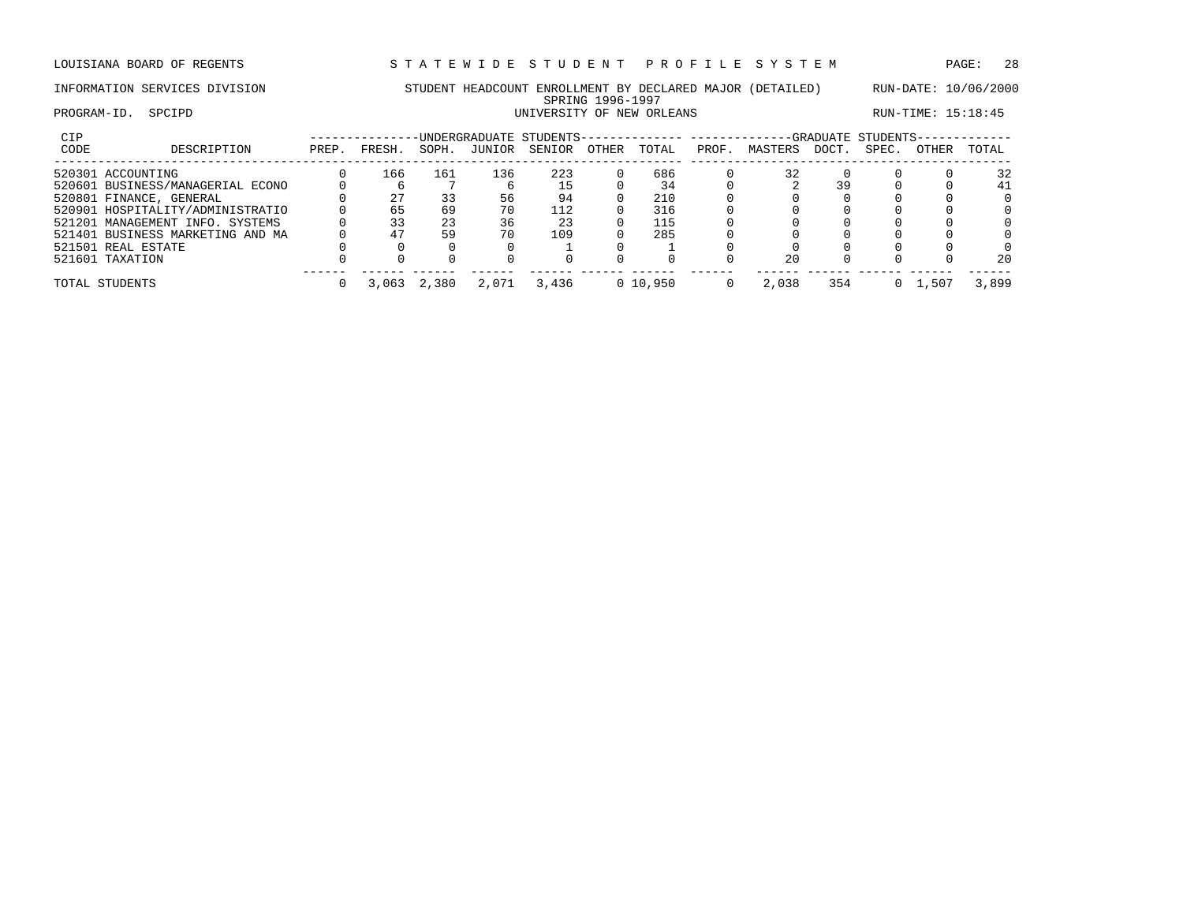LOUISIANA BOARD OF REGENTS — STATEWIDE STUDENT PROFILE SYSTEM

INFORMATION SERVICES DIVISION — STUDENT HEADCOUNT ENROLLMENT BY DECLARED MAJOR (DETAILED) — RUN-DATE: 10/06/2000

SPRING 1996-1997

PROGRAM-ID. SPCIPD — UNIVERSITY OF NEW ORLEANS — RUN-TIME: 15:18:45

| CIP CODE | DESCRIPTION | UNDERGRADUATE STUDENTS PREP. | FRESH. | SOPH. | JUNIOR | SENIOR | OTHER | TOTAL | GRADUATE STUDENTS PROF. | MASTERS | DOCT. | SPEC. | OTHER | TOTAL |
|---|---|---|---|---|---|---|---|---|---|---|---|---|---|---|
| 520301 | ACCOUNTING | 0 | 166 | 161 | 136 | 223 | 0 | 686 | 0 | 32 | 0 | 0 | 0 | 32 |
| 520601 | BUSINESS/MANAGERIAL ECONO | 0 | 6 | 7 | 6 | 15 | 0 | 34 | 0 | 2 | 39 | 0 | 0 | 41 |
| 520801 | FINANCE, GENERAL | 0 | 27 | 33 | 56 | 94 | 0 | 210 | 0 | 0 | 0 | 0 | 0 | 0 |
| 520901 | HOSPITALITY/ADMINISTRATIO | 0 | 65 | 69 | 70 | 112 | 0 | 316 | 0 | 0 | 0 | 0 | 0 | 0 |
| 521201 | MANAGEMENT INFO. SYSTEMS | 0 | 33 | 23 | 36 | 23 | 0 | 115 | 0 | 0 | 0 | 0 | 0 | 0 |
| 521401 | BUSINESS MARKETING AND MA | 0 | 47 | 59 | 70 | 109 | 0 | 285 | 0 | 0 | 0 | 0 | 0 | 0 |
| 521501 | REAL ESTATE | 0 | 0 | 0 | 0 | 1 | 0 | 1 | 0 | 0 | 0 | 0 | 0 | 0 |
| 521601 | TAXATION | 0 | 0 | 0 | 0 | 0 | 0 | 0 | 0 | 20 | 0 | 0 | 0 | 20 |
| TOTAL STUDENTS | | 0 | 3,063 | 2,380 | 2,071 | 3,436 | 0 | 10,950 | 0 | 2,038 | 354 | 0 | 1,507 | 3,899 |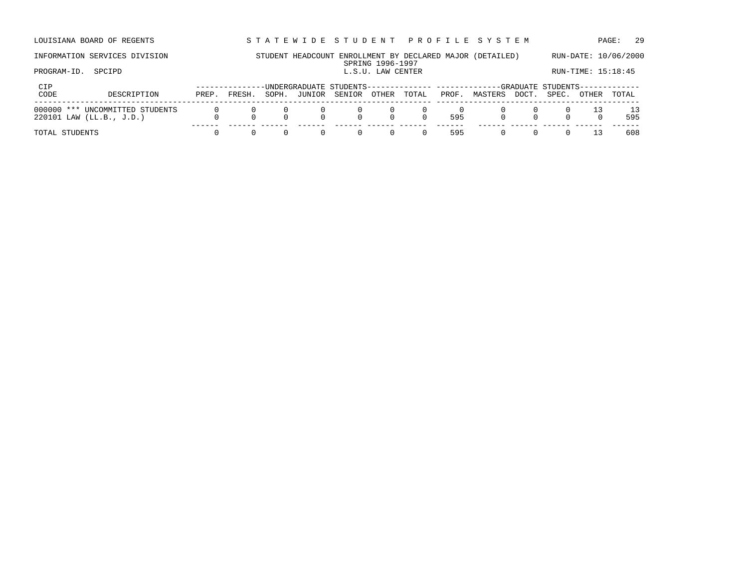LOUISIANA BOARD OF REGENTS — STATEWIDE STUDENT PROFILE SYSTEM

INFORMATION SERVICES DIVISION — STUDENT HEADCOUNT ENROLLMENT BY DECLARED MAJOR (DETAILED) — RUN-DATE: 10/06/2000

SPRING 1996-1997

PROGRAM-ID. SPCIPD — L.S.U. LAW CENTER — RUN-TIME: 15:18:45

| CIP CODE | DESCRIPTION | UNDERGRADUATE STUDENTS PREP. | FRESH. | SOPH. | JUNIOR | SENIOR | OTHER | TOTAL | GRADUATE STUDENTS PROF. | MASTERS | DOCT. | SPEC. | OTHER | TOTAL |
|---|---|---|---|---|---|---|---|---|---|---|---|---|---|---|
| 000000 | *** UNCOMMITTED STUDENTS | 0 | 0 | 0 | 0 | 0 | 0 | 0 | 0 | 0 | 0 | 0 | 13 | 13 |
| 220101 | LAW (LL.B., J.D.) | 0 | 0 | 0 | 0 | 0 | 0 | 0 | 595 | 0 | 0 | 0 | 0 | 595 |
| TOTAL STUDENTS | | 0 | 0 | 0 | 0 | 0 | 0 | 0 | 595 | 0 | 0 | 0 | 13 | 608 |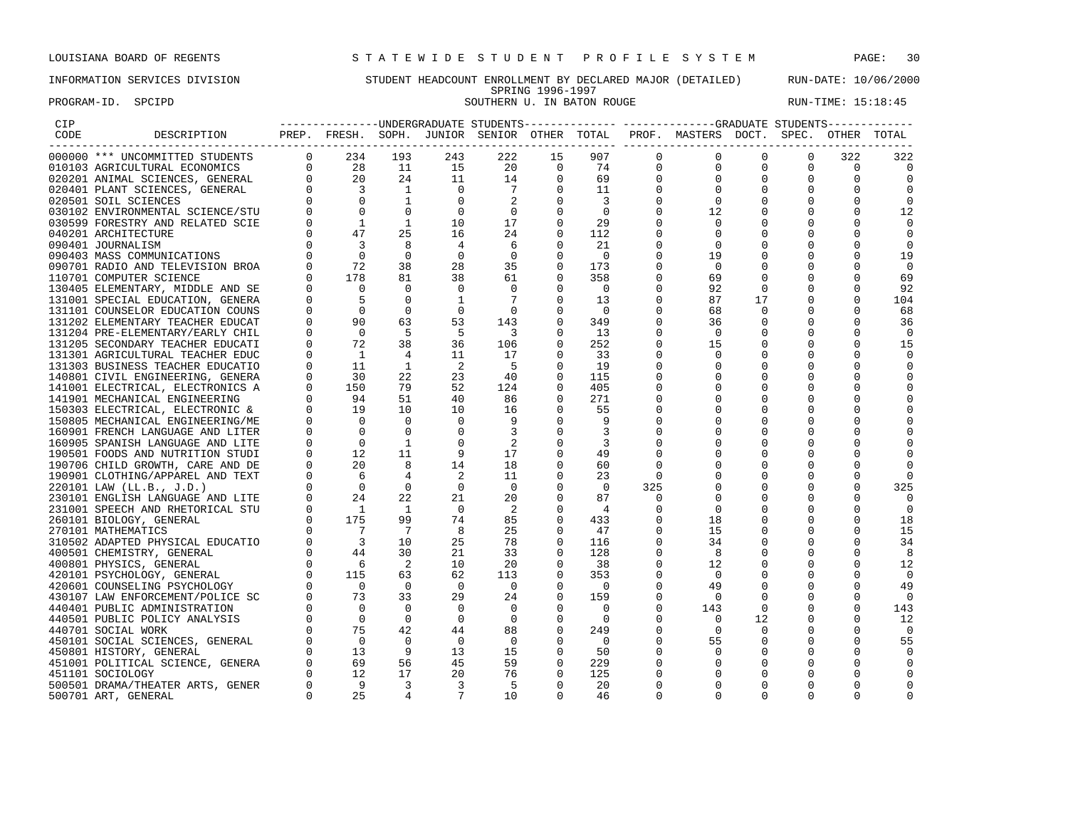LOUISIANA BOARD OF REGENTS — STATEWIDE STUDENT PROFILE SYSTEM

INFORMATION SERVICES DIVISION — STUDENT HEADCOUNT ENROLLMENT BY DECLARED MAJOR (DETAILED) — RUN-DATE: 10/06/2000

SPRING 1996-1997

PROGRAM-ID. SPCIPD — SOUTHERN U. IN BATON ROUGE — RUN-TIME: 15:18:45

| CIP CODE | DESCRIPTION | UG PREP. | UG FRESH. | UG SOPH. | UG JUNIOR | UG SENIOR | UG OTHER | UG TOTAL | GR PROF. | GR MASTERS | GR DOCT. | GR SPEC. | GR OTHER | GR TOTAL |
|---|---|---|---|---|---|---|---|---|---|---|---|---|---|---|
| 000000 | *** UNCOMMITTED STUDENTS | 0 | 234 | 193 | 243 | 222 | 15 | 907 | 0 | 0 | 0 | 0 | 322 | 322 |
| 010103 | AGRICULTURAL ECONOMICS | 0 | 28 | 11 | 15 | 20 | 0 | 74 | 0 | 0 | 0 | 0 | 0 | 0 |
| 020201 | ANIMAL SCIENCES, GENERAL | 0 | 20 | 24 | 11 | 14 | 0 | 69 | 0 | 0 | 0 | 0 | 0 | 0 |
| 020401 | PLANT SCIENCES, GENERAL | 0 | 3 | 1 | 0 | 7 | 0 | 11 | 0 | 0 | 0 | 0 | 0 | 0 |
| 020501 | SOIL SCIENCES | 0 | 0 | 1 | 0 | 2 | 0 | 3 | 0 | 0 | 0 | 0 | 0 | 0 |
| 030102 | ENVIRONMENTAL SCIENCE/STU | 0 | 0 | 0 | 0 | 0 | 0 | 0 | 0 | 12 | 0 | 0 | 0 | 12 |
| 030599 | FORESTRY AND RELATED SCIE | 0 | 1 | 1 | 10 | 17 | 0 | 29 | 0 | 0 | 0 | 0 | 0 | 0 |
| 040201 | ARCHITECTURE | 0 | 47 | 25 | 16 | 24 | 0 | 112 | 0 | 0 | 0 | 0 | 0 | 0 |
| 090401 | JOURNALISM | 0 | 3 | 8 | 4 | 6 | 0 | 21 | 0 | 0 | 0 | 0 | 0 | 0 |
| 090403 | MASS COMMUNICATIONS | 0 | 0 | 0 | 0 | 0 | 0 | 0 | 0 | 19 | 0 | 0 | 0 | 19 |
| 090701 | RADIO AND TELEVISION BROA | 0 | 72 | 38 | 28 | 35 | 0 | 173 | 0 | 0 | 0 | 0 | 0 | 0 |
| 110701 | COMPUTER SCIENCE | 0 | 178 | 81 | 38 | 61 | 0 | 358 | 0 | 69 | 0 | 0 | 0 | 69 |
| 130405 | ELEMENTARY, MIDDLE AND SE | 0 | 0 | 0 | 0 | 0 | 0 | 0 | 0 | 92 | 0 | 0 | 0 | 92 |
| 131001 | SPECIAL EDUCATION, GENERA | 0 | 5 | 0 | 1 | 7 | 0 | 13 | 0 | 87 | 17 | 0 | 0 | 104 |
| 131101 | COUNSELOR EDUCATION COUNS | 0 | 0 | 0 | 0 | 0 | 0 | 0 | 0 | 68 | 0 | 0 | 0 | 68 |
| 131202 | ELEMENTARY TEACHER EDUCAT | 0 | 90 | 63 | 53 | 143 | 0 | 349 | 0 | 36 | 0 | 0 | 0 | 36 |
| 131204 | PRE-ELEMENTARY/EARLY CHIL | 0 | 0 | 5 | 5 | 3 | 0 | 13 | 0 | 0 | 0 | 0 | 0 | 0 |
| 131205 | SECONDARY TEACHER EDUCATI | 0 | 72 | 38 | 36 | 106 | 0 | 252 | 0 | 15 | 0 | 0 | 0 | 15 |
| 131301 | AGRICULTURAL TEACHER EDUC | 0 | 1 | 4 | 11 | 17 | 0 | 33 | 0 | 0 | 0 | 0 | 0 | 0 |
| 131303 | BUSINESS TEACHER EDUCATIO | 0 | 11 | 1 | 2 | 5 | 0 | 19 | 0 | 0 | 0 | 0 | 0 | 0 |
| 140801 | CIVIL ENGINEERING, GENERA | 0 | 30 | 22 | 23 | 40 | 0 | 115 | 0 | 0 | 0 | 0 | 0 | 0 |
| 141001 | ELECTRICAL, ELECTRONICS A | 0 | 150 | 79 | 52 | 124 | 0 | 405 | 0 | 0 | 0 | 0 | 0 | 0 |
| 141901 | MECHANICAL ENGINEERING | 0 | 94 | 51 | 40 | 86 | 0 | 271 | 0 | 0 | 0 | 0 | 0 | 0 |
| 150303 | ELECTRICAL, ELECTRONIC & | 0 | 19 | 10 | 10 | 16 | 0 | 55 | 0 | 0 | 0 | 0 | 0 | 0 |
| 150805 | MECHANICAL ENGINEERING/ME | 0 | 0 | 0 | 0 | 9 | 0 | 9 | 0 | 0 | 0 | 0 | 0 | 0 |
| 160901 | FRENCH LANGUAGE AND LITER | 0 | 0 | 0 | 0 | 3 | 0 | 3 | 0 | 0 | 0 | 0 | 0 | 0 |
| 160905 | SPANISH LANGUAGE AND LITE | 0 | 0 | 1 | 0 | 2 | 0 | 3 | 0 | 0 | 0 | 0 | 0 | 0 |
| 190501 | FOODS AND NUTRITION STUDI | 0 | 12 | 11 | 9 | 17 | 0 | 49 | 0 | 0 | 0 | 0 | 0 | 0 |
| 190706 | CHILD GROWTH, CARE AND DE | 0 | 20 | 8 | 14 | 18 | 0 | 60 | 0 | 0 | 0 | 0 | 0 | 0 |
| 190901 | CLOTHING/APPAREL AND TEXT | 0 | 6 | 4 | 2 | 11 | 0 | 23 | 0 | 0 | 0 | 0 | 0 | 0 |
| 220101 | LAW (LL.B., J.D.) | 0 | 0 | 0 | 0 | 0 | 0 | 0 | 325 | 0 | 0 | 0 | 0 | 325 |
| 230101 | ENGLISH LANGUAGE AND LITE | 0 | 24 | 22 | 21 | 20 | 0 | 87 | 0 | 0 | 0 | 0 | 0 | 0 |
| 231001 | SPEECH AND RHETORICAL STU | 0 | 1 | 1 | 0 | 2 | 0 | 4 | 0 | 0 | 0 | 0 | 0 | 0 |
| 260101 | BIOLOGY, GENERAL | 0 | 175 | 99 | 74 | 85 | 0 | 433 | 0 | 18 | 0 | 0 | 0 | 18 |
| 270101 | MATHEMATICS | 0 | 7 | 7 | 8 | 25 | 0 | 47 | 0 | 15 | 0 | 0 | 0 | 15 |
| 310502 | ADAPTED PHYSICAL EDUCATIO | 0 | 3 | 10 | 25 | 78 | 0 | 116 | 0 | 34 | 0 | 0 | 0 | 34 |
| 400501 | CHEMISTRY, GENERAL | 0 | 44 | 30 | 21 | 33 | 0 | 128 | 0 | 8 | 0 | 0 | 0 | 8 |
| 400801 | PHYSICS, GENERAL | 0 | 6 | 2 | 10 | 20 | 0 | 38 | 0 | 12 | 0 | 0 | 0 | 12 |
| 420101 | PSYCHOLOGY, GENERAL | 0 | 115 | 63 | 62 | 113 | 0 | 353 | 0 | 0 | 0 | 0 | 0 | 0 |
| 420601 | COUNSELING PSYCHOLOGY | 0 | 0 | 0 | 0 | 0 | 0 | 0 | 0 | 49 | 0 | 0 | 0 | 49 |
| 430107 | LAW ENFORCEMENT/POLICE SC | 0 | 73 | 33 | 29 | 24 | 0 | 159 | 0 | 0 | 0 | 0 | 0 | 0 |
| 440401 | PUBLIC ADMINISTRATION | 0 | 0 | 0 | 0 | 0 | 0 | 0 | 0 | 143 | 0 | 0 | 0 | 143 |
| 440501 | PUBLIC POLICY ANALYSIS | 0 | 0 | 0 | 0 | 0 | 0 | 0 | 0 | 0 | 12 | 0 | 0 | 12 |
| 440701 | SOCIAL WORK | 0 | 75 | 42 | 44 | 88 | 0 | 249 | 0 | 0 | 0 | 0 | 0 | 0 |
| 450101 | SOCIAL SCIENCES, GENERAL | 0 | 0 | 0 | 0 | 0 | 0 | 0 | 0 | 55 | 0 | 0 | 0 | 55 |
| 450801 | HISTORY, GENERAL | 0 | 13 | 9 | 13 | 15 | 0 | 50 | 0 | 0 | 0 | 0 | 0 | 0 |
| 451001 | POLITICAL SCIENCE, GENERA | 0 | 69 | 56 | 45 | 59 | 0 | 229 | 0 | 0 | 0 | 0 | 0 | 0 |
| 451101 | SOCIOLOGY | 0 | 12 | 17 | 20 | 76 | 0 | 125 | 0 | 0 | 0 | 0 | 0 | 0 |
| 500501 | DRAMA/THEATER ARTS, GENER | 0 | 9 | 3 | 3 | 5 | 0 | 20 | 0 | 0 | 0 | 0 | 0 | 0 |
| 500701 | ART, GENERAL | 0 | 25 | 4 | 7 | 10 | 0 | 46 | 0 | 0 | 0 | 0 | 0 | 0 |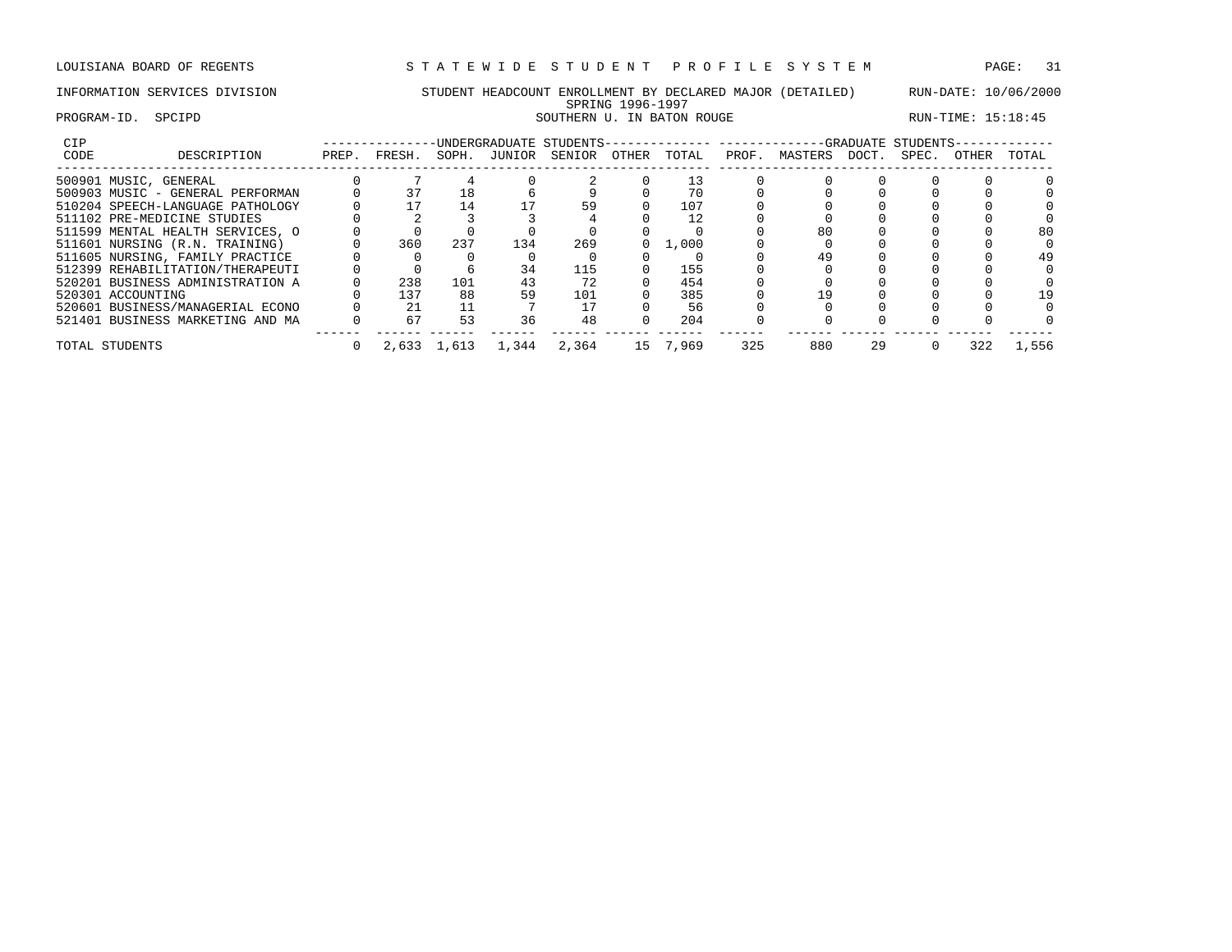LOUISIANA BOARD OF REGENTS — STATEWIDE STUDENT PROFILE SYSTEM

INFORMATION SERVICES DIVISION — STUDENT HEADCOUNT ENROLLMENT BY DECLARED MAJOR (DETAILED) — RUN-DATE: 10/06/2000

SPRING 1996-1997

PROGRAM-ID. SPCIPD — SOUTHERN U. IN BATON ROUGE — RUN-TIME: 15:18:45

| CIP CODE | DESCRIPTION | UNDERGRADUATE STUDENTS PREP. | FRESH. | SOPH. | JUNIOR | SENIOR | OTHER | TOTAL | GRADUATE STUDENTS PROF. | MASTERS | DOCT. | SPEC. | OTHER | TOTAL |
|---|---|---|---|---|---|---|---|---|---|---|---|---|---|---|
| 500901 | MUSIC, GENERAL | 0 | 7 | 4 | 0 | 2 | 0 | 13 | 0 | 0 | 0 | 0 | 0 | 0 |
| 500903 | MUSIC - GENERAL PERFORMAN | 0 | 37 | 18 | 6 | 9 | 0 | 70 | 0 | 0 | 0 | 0 | 0 | 0 |
| 510204 | SPEECH-LANGUAGE PATHOLOGY | 0 | 17 | 14 | 17 | 59 | 0 | 107 | 0 | 0 | 0 | 0 | 0 | 0 |
| 511102 | PRE-MEDICINE STUDIES | 0 | 2 | 3 | 3 | 4 | 0 | 12 | 0 | 0 | 0 | 0 | 0 | 0 |
| 511599 | MENTAL HEALTH SERVICES, O | 0 | 0 | 0 | 0 | 0 | 0 | 0 | 0 | 80 | 0 | 0 | 0 | 80 |
| 511601 | NURSING (R.N. TRAINING) | 0 | 360 | 237 | 134 | 269 | 0 | 1,000 | 0 | 0 | 0 | 0 | 0 | 0 |
| 511605 | NURSING, FAMILY PRACTICE | 0 | 0 | 0 | 0 | 0 | 0 | 0 | 0 | 49 | 0 | 0 | 0 | 49 |
| 512399 | REHABILITATION/THERAPEUTI | 0 | 0 | 6 | 34 | 115 | 0 | 155 | 0 | 0 | 0 | 0 | 0 | 0 |
| 520201 | BUSINESS ADMINISTRATION A | 0 | 238 | 101 | 43 | 72 | 0 | 454 | 0 | 0 | 0 | 0 | 0 | 0 |
| 520301 | ACCOUNTING | 0 | 137 | 88 | 59 | 101 | 0 | 385 | 0 | 19 | 0 | 0 | 0 | 19 |
| 520601 | BUSINESS/MANAGERIAL ECONO | 0 | 21 | 11 | 7 | 17 | 0 | 56 | 0 | 0 | 0 | 0 | 0 | 0 |
| 521401 | BUSINESS MARKETING AND MA | 0 | 67 | 53 | 36 | 48 | 0 | 204 | 0 | 0 | 0 | 0 | 0 | 0 |
| TOTAL STUDENTS | | 0 | 2,633 | 1,613 | 1,344 | 2,364 | 15 | 7,969 | 325 | 880 | 29 | 0 | 322 | 1,556 |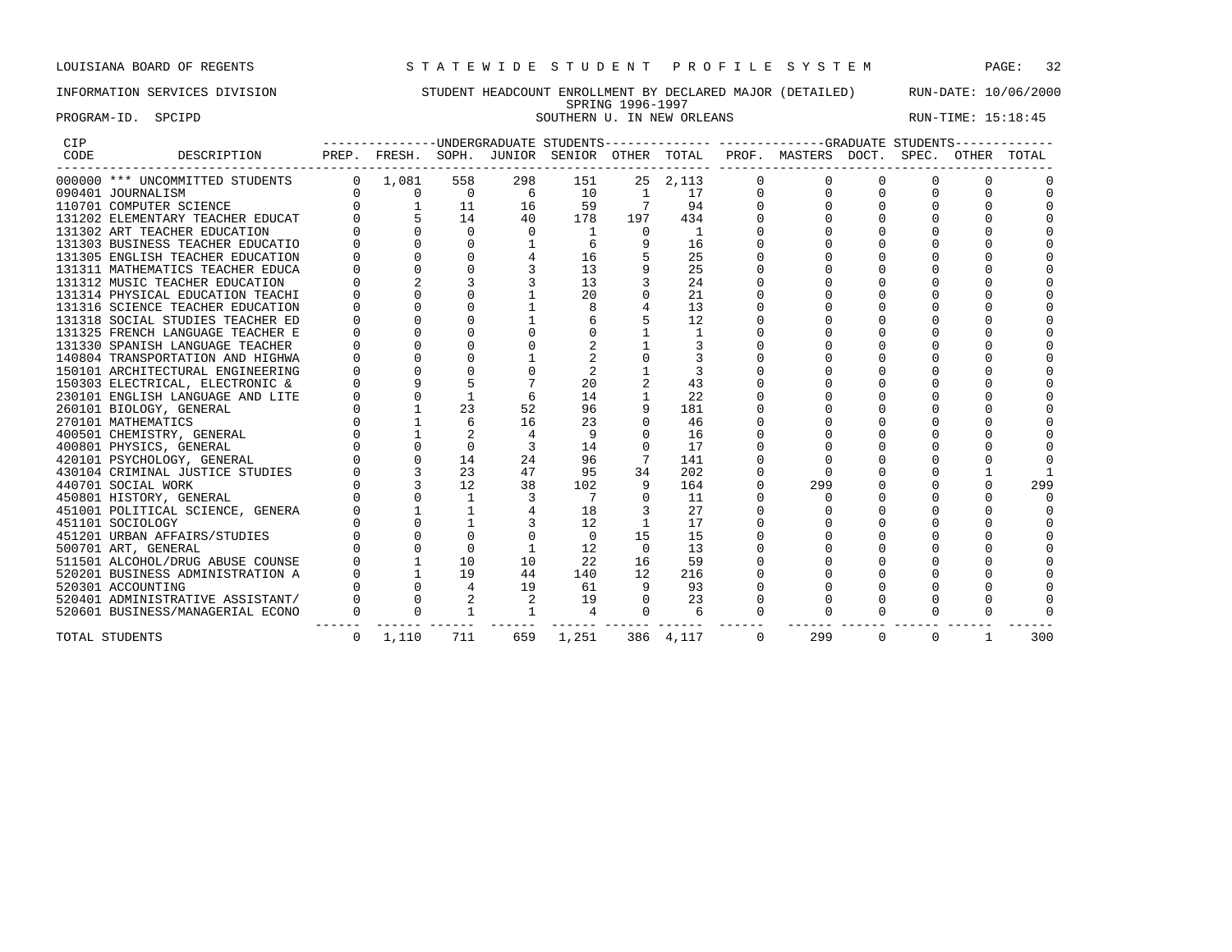LOUISIANA BOARD OF REGENTS — STATEWIDE STUDENT PROFILE SYSTEM

INFORMATION SERVICES DIVISION — STUDENT HEADCOUNT ENROLLMENT BY DECLARED MAJOR (DETAILED) — RUN-DATE: 10/06/2000

SPRING 1996-1997

PROGRAM-ID. SPCIPD — SOUTHERN U. IN NEW ORLEANS — RUN-TIME: 15:18:45

| CIP CODE | DESCRIPTION | UNDERGRADUATE STUDENTS PREP. | FRESH. | SOPH. | JUNIOR | SENIOR | OTHER | TOTAL | GRADUATE STUDENTS PROF. | MASTERS | DOCT. | SPEC. | OTHER | TOTAL |
|---|---|---|---|---|---|---|---|---|---|---|---|---|---|---|
| 000000 | *** UNCOMMITTED STUDENTS | 0 | 1,081 | 558 | 298 | 151 | 25 | 2,113 | 0 | 0 | 0 | 0 | 0 | 0 |
| 090401 | JOURNALISM | 0 | 0 | 0 | 6 | 10 | 1 | 17 | 0 | 0 | 0 | 0 | 0 | 0 |
| 110701 | COMPUTER SCIENCE | 0 | 1 | 11 | 16 | 59 | 7 | 94 | 0 | 0 | 0 | 0 | 0 | 0 |
| 131202 | ELEMENTARY TEACHER EDUCAT | 0 | 5 | 14 | 40 | 178 | 197 | 434 | 0 | 0 | 0 | 0 | 0 | 0 |
| 131302 | ART TEACHER EDUCATION | 0 | 0 | 0 | 0 | 1 | 0 | 1 | 0 | 0 | 0 | 0 | 0 | 0 |
| 131303 | BUSINESS TEACHER EDUCATIO | 0 | 0 | 0 | 1 | 6 | 9 | 16 | 0 | 0 | 0 | 0 | 0 | 0 |
| 131305 | ENGLISH TEACHER EDUCATION | 0 | 0 | 0 | 4 | 16 | 5 | 25 | 0 | 0 | 0 | 0 | 0 | 0 |
| 131311 | MATHEMATICS TEACHER EDUCA | 0 | 0 | 0 | 3 | 13 | 9 | 25 | 0 | 0 | 0 | 0 | 0 | 0 |
| 131312 | MUSIC TEACHER EDUCATION | 0 | 2 | 3 | 3 | 13 | 3 | 24 | 0 | 0 | 0 | 0 | 0 | 0 |
| 131314 | PHYSICAL EDUCATION TEACHI | 0 | 0 | 0 | 1 | 20 | 0 | 21 | 0 | 0 | 0 | 0 | 0 | 0 |
| 131316 | SCIENCE TEACHER EDUCATION | 0 | 0 | 0 | 1 | 8 | 4 | 13 | 0 | 0 | 0 | 0 | 0 | 0 |
| 131318 | SOCIAL STUDIES TEACHER ED | 0 | 0 | 0 | 1 | 6 | 5 | 12 | 0 | 0 | 0 | 0 | 0 | 0 |
| 131325 | FRENCH LANGUAGE TEACHER E | 0 | 0 | 0 | 0 | 0 | 1 | 1 | 0 | 0 | 0 | 0 | 0 | 0 |
| 131330 | SPANISH LANGUAGE TEACHER | 0 | 0 | 0 | 0 | 2 | 1 | 3 | 0 | 0 | 0 | 0 | 0 | 0 |
| 140804 | TRANSPORTATION AND HIGHWA | 0 | 0 | 0 | 1 | 2 | 0 | 3 | 0 | 0 | 0 | 0 | 0 | 0 |
| 150101 | ARCHITECTURAL ENGINEERING | 0 | 0 | 0 | 0 | 2 | 1 | 3 | 0 | 0 | 0 | 0 | 0 | 0 |
| 150303 | ELECTRICAL, ELECTRONIC & | 0 | 9 | 5 | 7 | 20 | 2 | 43 | 0 | 0 | 0 | 0 | 0 | 0 |
| 230101 | ENGLISH LANGUAGE AND LITE | 0 | 0 | 1 | 6 | 14 | 1 | 22 | 0 | 0 | 0 | 0 | 0 | 0 |
| 260101 | BIOLOGY, GENERAL | 0 | 1 | 23 | 52 | 96 | 9 | 181 | 0 | 0 | 0 | 0 | 0 | 0 |
| 270101 | MATHEMATICS | 0 | 1 | 6 | 16 | 23 | 0 | 46 | 0 | 0 | 0 | 0 | 0 | 0 |
| 400501 | CHEMISTRY, GENERAL | 0 | 1 | 2 | 4 | 9 | 0 | 16 | 0 | 0 | 0 | 0 | 0 | 0 |
| 400801 | PHYSICS, GENERAL | 0 | 0 | 0 | 3 | 14 | 0 | 17 | 0 | 0 | 0 | 0 | 0 | 0 |
| 420101 | PSYCHOLOGY, GENERAL | 0 | 0 | 14 | 24 | 96 | 7 | 141 | 0 | 0 | 0 | 0 | 0 | 0 |
| 430104 | CRIMINAL JUSTICE STUDIES | 0 | 3 | 23 | 47 | 95 | 34 | 202 | 0 | 0 | 0 | 0 | 1 | 1 |
| 440701 | SOCIAL WORK | 0 | 3 | 12 | 38 | 102 | 9 | 164 | 0 | 299 | 0 | 0 | 0 | 299 |
| 450801 | HISTORY, GENERAL | 0 | 0 | 1 | 3 | 7 | 0 | 11 | 0 | 0 | 0 | 0 | 0 | 0 |
| 451001 | POLITICAL SCIENCE, GENERA | 0 | 1 | 1 | 4 | 18 | 3 | 27 | 0 | 0 | 0 | 0 | 0 | 0 |
| 451101 | SOCIOLOGY | 0 | 0 | 1 | 3 | 12 | 1 | 17 | 0 | 0 | 0 | 0 | 0 | 0 |
| 451201 | URBAN AFFAIRS/STUDIES | 0 | 0 | 0 | 0 | 0 | 15 | 15 | 0 | 0 | 0 | 0 | 0 | 0 |
| 500701 | ART, GENERAL | 0 | 0 | 0 | 1 | 12 | 0 | 13 | 0 | 0 | 0 | 0 | 0 | 0 |
| 511501 | ALCOHOL/DRUG ABUSE COUNSE | 0 | 1 | 10 | 10 | 22 | 16 | 59 | 0 | 0 | 0 | 0 | 0 | 0 |
| 520201 | BUSINESS ADMINISTRATION A | 0 | 1 | 19 | 44 | 140 | 12 | 216 | 0 | 0 | 0 | 0 | 0 | 0 |
| 520301 | ACCOUNTING | 0 | 0 | 4 | 19 | 61 | 9 | 93 | 0 | 0 | 0 | 0 | 0 | 0 |
| 520401 | ADMINISTRATIVE ASSISTANT/ | 0 | 0 | 2 | 2 | 19 | 0 | 23 | 0 | 0 | 0 | 0 | 0 | 0 |
| 520601 | BUSINESS/MANAGERIAL ECONO | 0 | 0 | 1 | 1 | 4 | 0 | 6 | 0 | 0 | 0 | 0 | 0 | 0 |
| | TOTAL STUDENTS | 0 | 1,110 | 711 | 659 | 1,251 | 386 | 4,117 | 0 | 299 | 0 | 0 | 1 | 300 |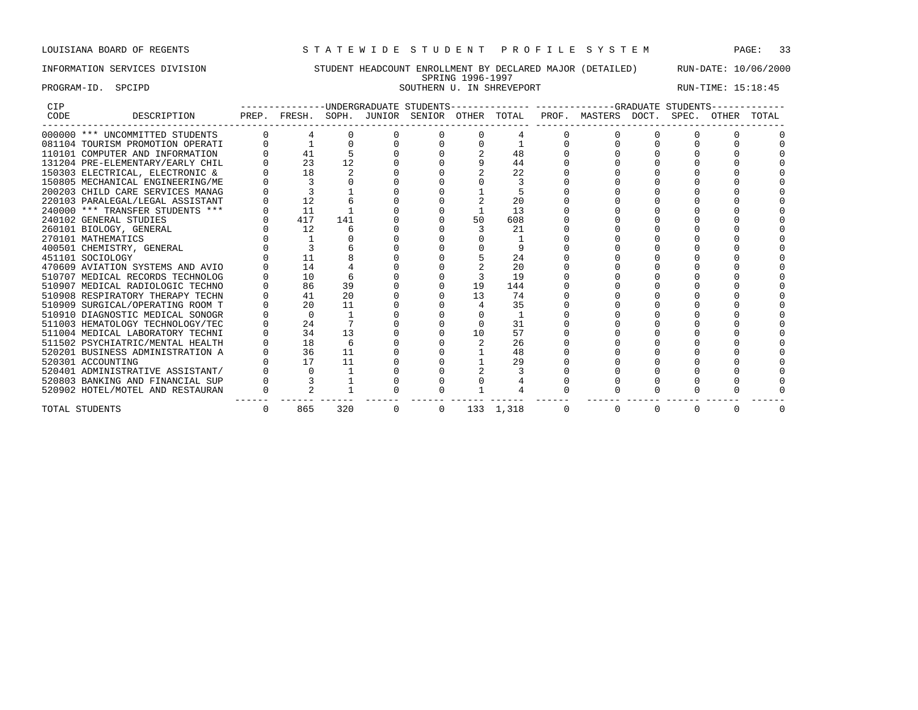LOUISIANA BOARD OF REGENTS — S T A T E W I D E S T U D E N T P R O F I L E S Y S T E M

INFORMATION SERVICES DIVISION — STUDENT HEADCOUNT ENROLLMENT BY DECLARED MAJOR (DETAILED) — RUN-DATE: 10/06/2000

SPRING 1996-1997

PROGRAM-ID. SPCIPD — SOUTHERN U. IN SHREVEPORT — RUN-TIME: 15:18:45

| CIP CODE | DESCRIPTION | UNDERGRADUATE STUDENTS PREP. | FRESH. | SOPH. | JUNIOR | SENIOR | OTHER | TOTAL | GRADUATE STUDENTS PROF. | MASTERS | DOCT. | SPEC. | OTHER | TOTAL |
|---|---|---|---|---|---|---|---|---|---|---|---|---|---|---|
| 000000 | *** UNCOMMITTED STUDENTS | 0 | 4 | 0 | 0 | 0 | 0 | 4 | 0 | 0 | 0 | 0 | 0 | 0 |
| 081104 | TOURISM PROMOTION OPERATI | 0 | 1 | 0 | 0 | 0 | 0 | 1 | 0 | 0 | 0 | 0 | 0 | 0 |
| 110101 | COMPUTER AND INFORMATION | 0 | 41 | 5 | 0 | 0 | 2 | 48 | 0 | 0 | 0 | 0 | 0 | 0 |
| 131204 | PRE-ELEMENTARY/EARLY CHIL | 0 | 23 | 12 | 0 | 0 | 9 | 44 | 0 | 0 | 0 | 0 | 0 | 0 |
| 150303 | ELECTRICAL, ELECTRONIC & | 0 | 18 | 2 | 0 | 0 | 2 | 22 | 0 | 0 | 0 | 0 | 0 | 0 |
| 150805 | MECHANICAL ENGINEERING/ME | 0 | 3 | 0 | 0 | 0 | 0 | 3 | 0 | 0 | 0 | 0 | 0 | 0 |
| 200203 | CHILD CARE SERVICES MANAG | 0 | 3 | 1 | 0 | 0 | 1 | 5 | 0 | 0 | 0 | 0 | 0 | 0 |
| 220103 | PARALEGAL/LEGAL ASSISTANT | 0 | 12 | 6 | 0 | 0 | 2 | 20 | 0 | 0 | 0 | 0 | 0 | 0 |
| 240000 | *** TRANSFER STUDENTS *** | 0 | 11 | 1 | 0 | 0 | 1 | 13 | 0 | 0 | 0 | 0 | 0 | 0 |
| 240102 | GENERAL STUDIES | 0 | 417 | 141 | 0 | 0 | 50 | 608 | 0 | 0 | 0 | 0 | 0 | 0 |
| 260101 | BIOLOGY, GENERAL | 0 | 12 | 6 | 0 | 0 | 3 | 21 | 0 | 0 | 0 | 0 | 0 | 0 |
| 270101 | MATHEMATICS | 0 | 1 | 0 | 0 | 0 | 0 | 1 | 0 | 0 | 0 | 0 | 0 | 0 |
| 400501 | CHEMISTRY, GENERAL | 0 | 3 | 6 | 0 | 0 | 0 | 9 | 0 | 0 | 0 | 0 | 0 | 0 |
| 451101 | SOCIOLOGY | 0 | 11 | 8 | 0 | 0 | 5 | 24 | 0 | 0 | 0 | 0 | 0 | 0 |
| 470609 | AVIATION SYSTEMS AND AVIO | 0 | 14 | 4 | 0 | 0 | 2 | 20 | 0 | 0 | 0 | 0 | 0 | 0 |
| 510707 | MEDICAL RECORDS TECHNOLOG | 0 | 10 | 6 | 0 | 0 | 3 | 19 | 0 | 0 | 0 | 0 | 0 | 0 |
| 510907 | MEDICAL RADIOLOGIC TECHNO | 0 | 86 | 39 | 0 | 0 | 19 | 144 | 0 | 0 | 0 | 0 | 0 | 0 |
| 510908 | RESPIRATORY THERAPY TECHN | 0 | 41 | 20 | 0 | 0 | 13 | 74 | 0 | 0 | 0 | 0 | 0 | 0 |
| 510909 | SURGICAL/OPERATING ROOM T | 0 | 20 | 11 | 0 | 0 | 4 | 35 | 0 | 0 | 0 | 0 | 0 | 0 |
| 510910 | DIAGNOSTIC MEDICAL SONOGR | 0 | 0 | 1 | 0 | 0 | 0 | 1 | 0 | 0 | 0 | 0 | 0 | 0 |
| 511003 | HEMATOLOGY TECHNOLOGY/TEC | 0 | 24 | 7 | 0 | 0 | 0 | 31 | 0 | 0 | 0 | 0 | 0 | 0 |
| 511004 | MEDICAL LABORATORY TECHNI | 0 | 34 | 13 | 0 | 0 | 10 | 57 | 0 | 0 | 0 | 0 | 0 | 0 |
| 511502 | PSYCHIATRIC/MENTAL HEALTH | 0 | 18 | 6 | 0 | 0 | 2 | 26 | 0 | 0 | 0 | 0 | 0 | 0 |
| 520201 | BUSINESS ADMINISTRATION A | 0 | 36 | 11 | 0 | 0 | 1 | 48 | 0 | 0 | 0 | 0 | 0 | 0 |
| 520301 | ACCOUNTING | 0 | 17 | 11 | 0 | 0 | 1 | 29 | 0 | 0 | 0 | 0 | 0 | 0 |
| 520401 | ADMINISTRATIVE ASSISTANT/ | 0 | 0 | 1 | 0 | 0 | 2 | 3 | 0 | 0 | 0 | 0 | 0 | 0 |
| 520803 | BANKING AND FINANCIAL SUP | 0 | 3 | 1 | 0 | 0 | 0 | 4 | 0 | 0 | 0 | 0 | 0 | 0 |
| 520902 | HOTEL/MOTEL AND RESTAURAN | 0 | 2 | 1 | 0 | 0 | 1 | 4 | 0 | 0 | 0 | 0 | 0 | 0 |
| TOTAL STUDENTS | | 0 | 865 | 320 | 0 | 0 | 133 | 1,318 | 0 | 0 | 0 | 0 | 0 | 0 |